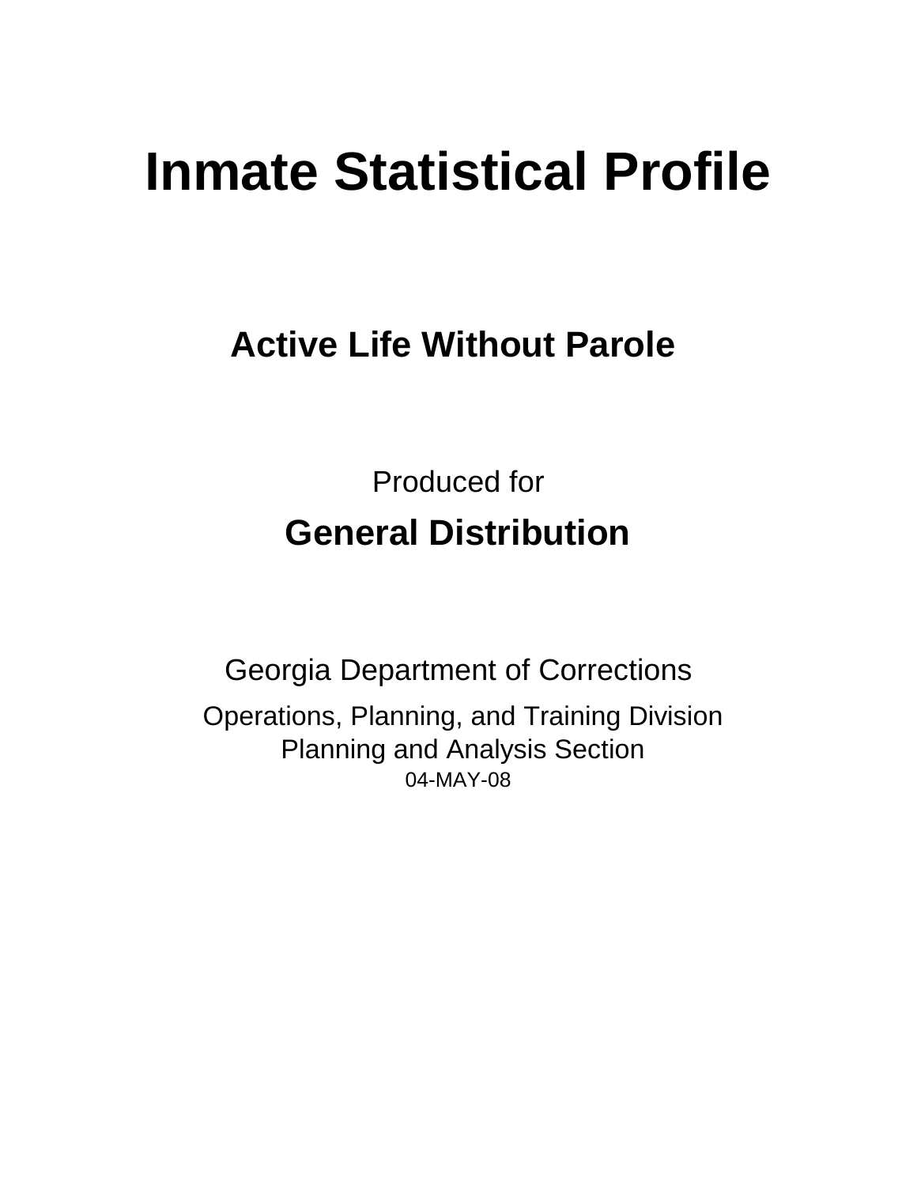# Inmate Statistical Profile

## Active Life Without Parole

Produced for

## General Distribution

Georgia Department of Corrections

Operations, Planning, and Training Division
Planning and Analysis Section
04-MAY-08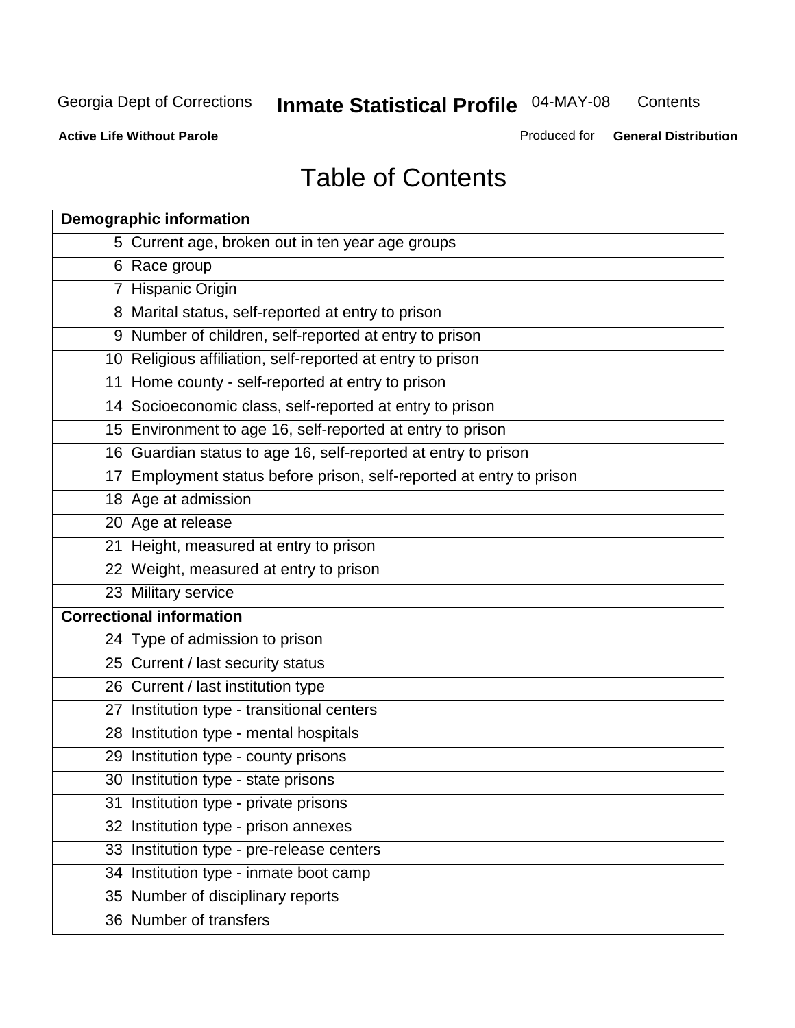# Table of Contents

| Demographic information | |
|---|---|
| 5 | Current age, broken out in ten year age groups |
| 6 | Race group |
| 7 | Hispanic Origin |
| 8 | Marital status, self-reported at entry to prison |
| 9 | Number of children, self-reported at entry to prison |
| 10 | Religious affiliation, self-reported at entry to prison |
| 11 | Home county - self-reported at entry to prison |
| 14 | Socioeconomic class, self-reported at entry to prison |
| 15 | Environment to age 16, self-reported at entry to prison |
| 16 | Guardian status to age 16, self-reported at entry to prison |
| 17 | Employment status before prison, self-reported at entry to prison |
| 18 | Age at admission |
| 20 | Age at release |
| 21 | Height, measured at entry to prison |
| 22 | Weight, measured at entry to prison |
| 23 | Military service |
| **Correctional information** | |
| 24 | Type of admission to prison |
| 25 | Current / last security status |
| 26 | Current / last institution type |
| 27 | Institution type - transitional centers |
| 28 | Institution type - mental hospitals |
| 29 | Institution type - county prisons |
| 30 | Institution type - state prisons |
| 31 | Institution type - private prisons |
| 32 | Institution type - prison annexes |
| 33 | Institution type - pre-release centers |
| 34 | Institution type - inmate boot camp |
| 35 | Number of disciplinary reports |
| 36 | Number of transfers |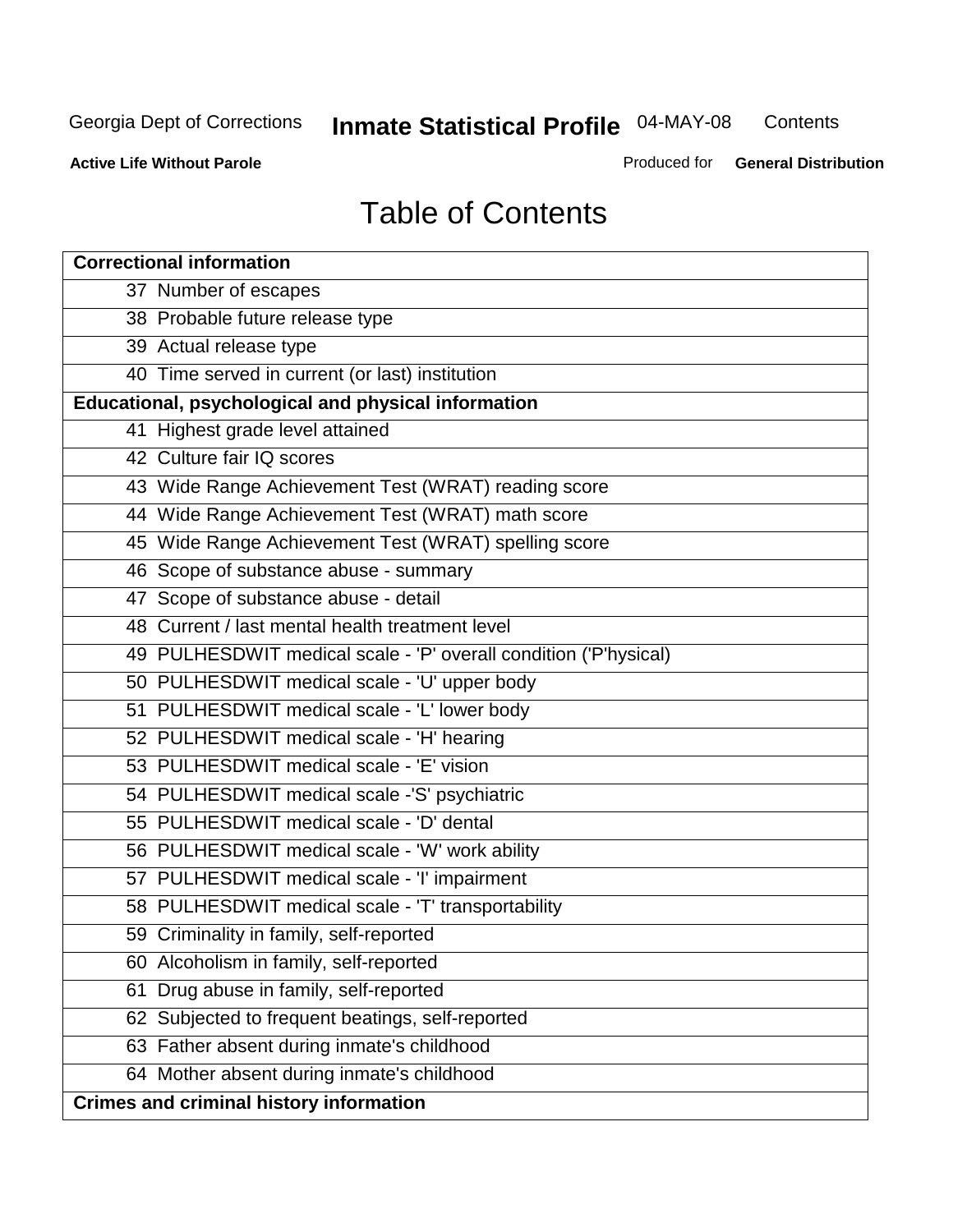# Table of Contents

| Correctional information |
|---|
| 37 Number of escapes |
| 38 Probable future release type |
| 39 Actual release type |
| 40 Time served in current (or last) institution |
| **Educational, psychological and physical information** |
| 41 Highest grade level attained |
| 42 Culture fair IQ scores |
| 43 Wide Range Achievement Test (WRAT) reading score |
| 44 Wide Range Achievement Test (WRAT) math score |
| 45 Wide Range Achievement Test (WRAT) spelling score |
| 46 Scope of substance abuse - summary |
| 47 Scope of substance abuse - detail |
| 48 Current / last mental health treatment level |
| 49 PULHESDWIT medical scale - 'P' overall condition ('P'hysical) |
| 50 PULHESDWIT medical scale - 'U' upper body |
| 51 PULHESDWIT medical scale - 'L' lower body |
| 52 PULHESDWIT medical scale - 'H' hearing |
| 53 PULHESDWIT medical scale - 'E' vision |
| 54 PULHESDWIT medical scale -'S' psychiatric |
| 55 PULHESDWIT medical scale - 'D' dental |
| 56 PULHESDWIT medical scale - 'W' work ability |
| 57 PULHESDWIT medical scale - 'I' impairment |
| 58 PULHESDWIT medical scale - 'T' transportability |
| 59 Criminality in family, self-reported |
| 60 Alcoholism in family, self-reported |
| 61 Drug abuse in family, self-reported |
| 62 Subjected to frequent beatings, self-reported |
| 63 Father absent during inmate's childhood |
| 64 Mother absent during inmate's childhood |
| **Crimes and criminal history information** |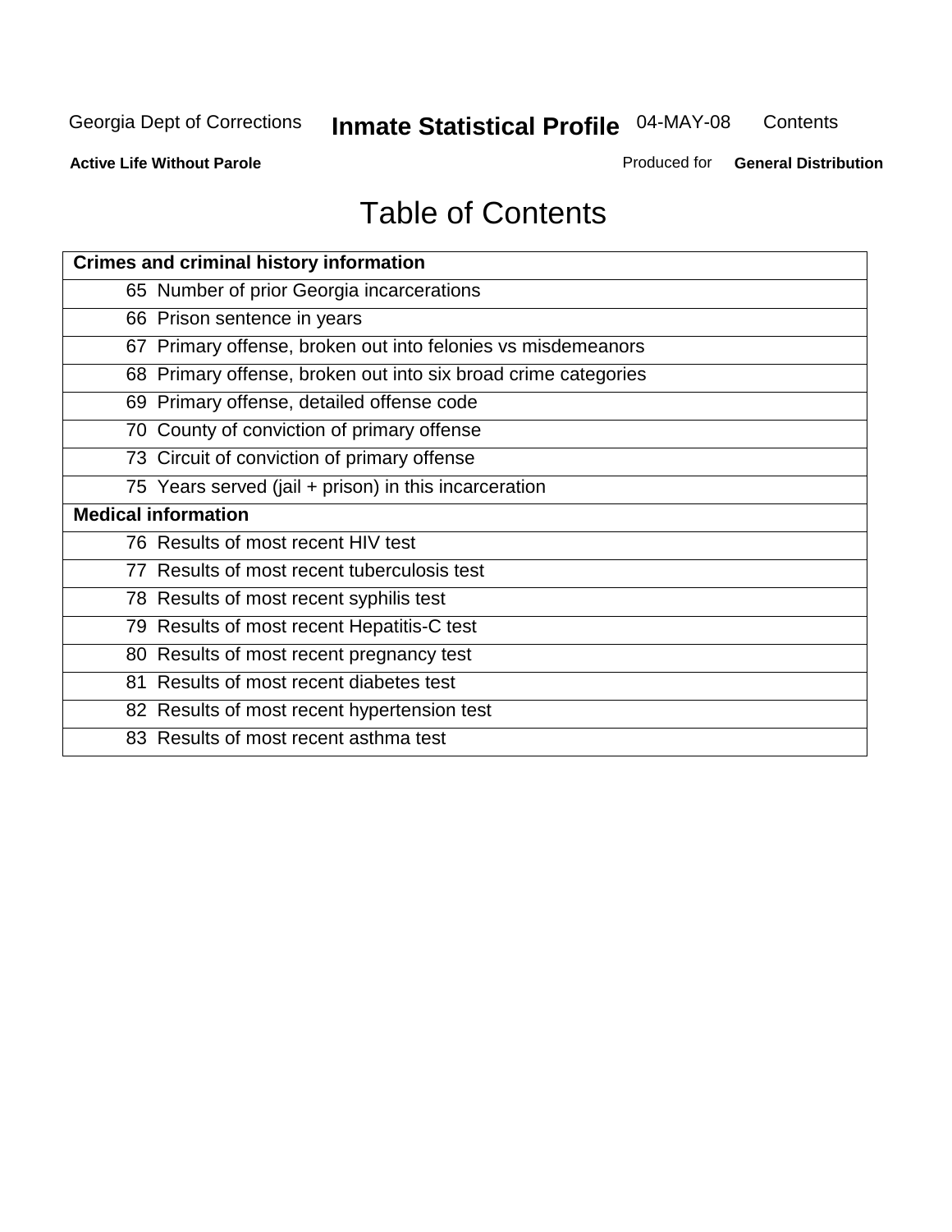# Table of Contents

| Crimes and criminal history information |
|---|
| 65 Number of prior Georgia incarcerations |
| 66 Prison sentence in years |
| 67 Primary offense, broken out into felonies vs misdemeanors |
| 68 Primary offense, broken out into six broad crime categories |
| 69 Primary offense, detailed offense code |
| 70 County of conviction of primary offense |
| 73 Circuit of conviction of primary offense |
| 75 Years served (jail + prison) in this incarceration |
| **Medical information** |
| 76 Results of most recent HIV test |
| 77 Results of most recent tuberculosis test |
| 78 Results of most recent syphilis test |
| 79 Results of most recent Hepatitis-C test |
| 80 Results of most recent pregnancy test |
| 81 Results of most recent diabetes test |
| 82 Results of most recent hypertension test |
| 83 Results of most recent asthma test |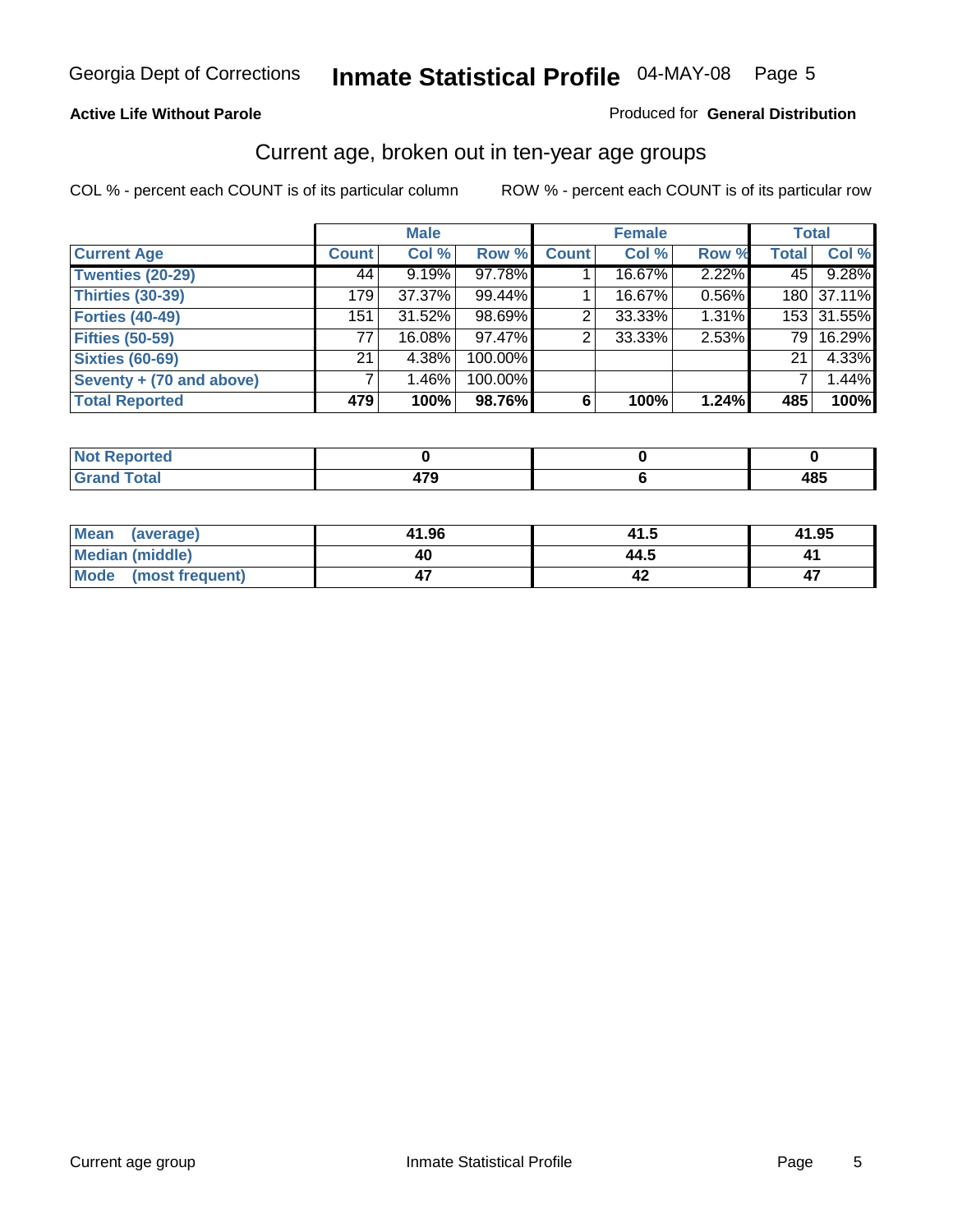Georgia Dept of Corrections **Inmate Statistical Profile** 04-MAY-08

**Active Life Without Parole**

Produced for **General Distribution**

## Current age, broken out in ten-year age groups

COL % - percent each COUNT is of its particular column

ROW % - percent each COUNT is of its particular row

| | Male | | | Female | | | Total | |
|---|---|---|---|---|---|---|---|---|
| **Current Age** | **Count** | **Col %** | **Row %** | **Count** | **Col %** | **Row %** | **Total** | **Col %** |
| **Twenties (20-29)** | 44 | 9.19% | 97.78% | 1 | 16.67% | 2.22% | 45 | 9.28% |
| **Thirties (30-39)** | 179 | 37.37% | 99.44% | 1 | 16.67% | 0.56% | 180 | 37.11% |
| **Forties (40-49)** | 151 | 31.52% | 98.69% | 2 | 33.33% | 1.31% | 153 | 31.55% |
| **Fifties (50-59)** | 77 | 16.08% | 97.47% | 2 | 33.33% | 2.53% | 79 | 16.29% |
| **Sixties (60-69)** | 21 | 4.38% | 100.00% | | | | 21 | 4.33% |
| **Seventy + (70 and above)** | 7 | 1.46% | 100.00% | | | | 7 | 1.44% |
| **Total Reported** | **479** | **100%** | **98.76%** | **6** | **100%** | **1.24%** | **485** | **100%** |

| | Male | Female | Total |
|---|---|---|---|
| **Not Reported** | **0** | **0** | **0** |
| **Grand Total** | **479** | **6** | **485** |

| | Male | Female | Total |
|---|---|---|---|
| **Mean (average)** | **41.96** | **41.5** | **41.95** |
| **Median (middle)** | **40** | **44.5** | **41** |
| **Mode (most frequent)** | **47** | **42** | **47** |

Current age group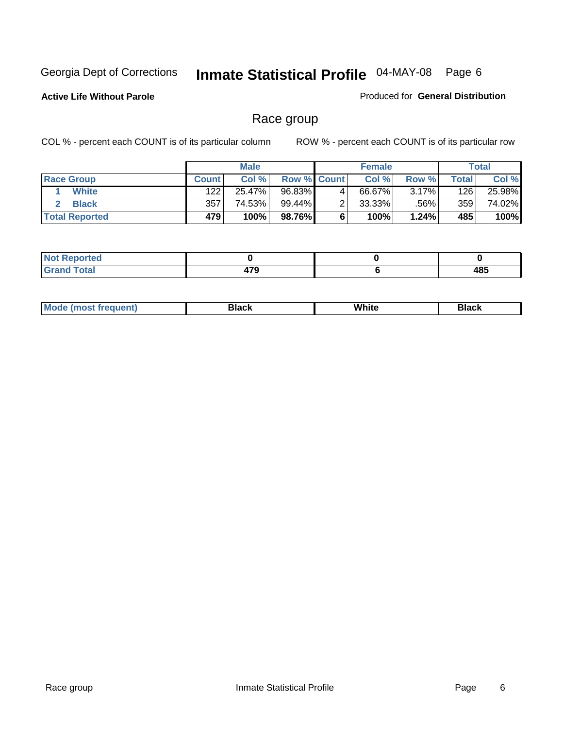Georgia Dept of Corrections **Inmate Statistical Profile** 04-MAY-08 Page 6

**Active Life Without Parole**

Produced for **General Distribution**

## Race group

COL % - percent each COUNT is of its particular column

ROW % - percent each COUNT is of its particular row

| | Male | | | Female | | | Total | |
|---|---|---|---|---|---|---|---|---|
| **Race Group** | **Count** | **Col %** | **Row %** | **Count** | **Col %** | **Row %** | **Total** | **Col %** |
| 1 **White** | 122 | 25.47% | 96.83% | 4 | 66.67% | 3.17% | 126 | 25.98% |
| 2 **Black** | 357 | 74.53% | 99.44% | 2 | 33.33% | .56% | 359 | 74.02% |
| **Total Reported** | **479** | **100%** | **98.76%** | **6** | **100%** | **1.24%** | **485** | **100%** |

| | Male | Female | Total |
|---|---|---|---|
| **Not Reported** | **0** | **0** | **0** |
| **Grand Total** | **479** | **6** | **485** |

| | Male | Female | Total |
|---|---|---|---|
| **Mode (most frequent)** | **Black** | **White** | **Black** |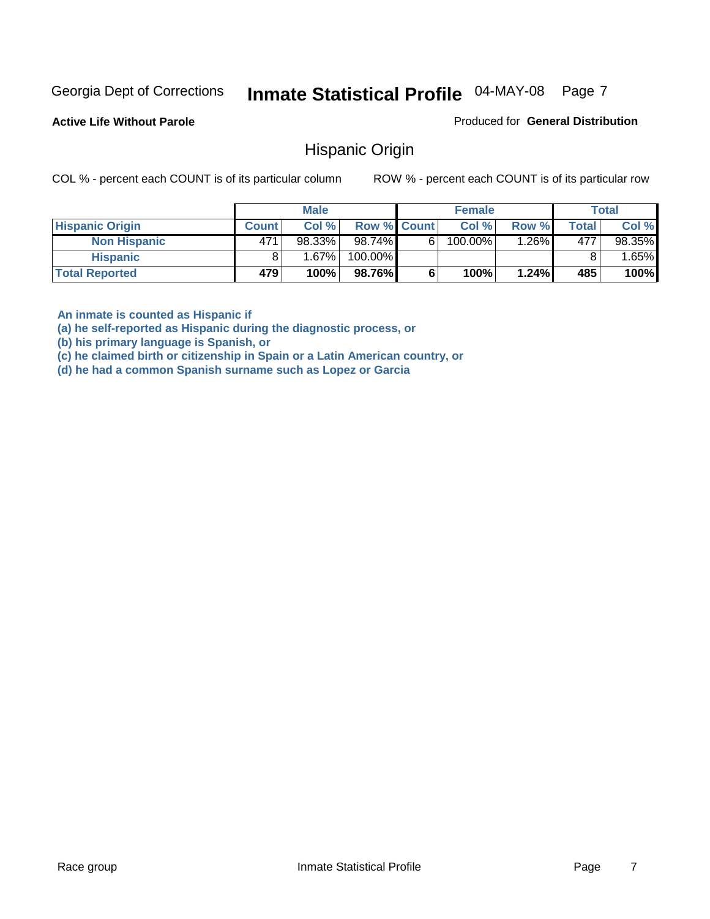Georgia Dept of Corrections

# Inmate Statistical Profile 04-MAY-08

**Active Life Without Parole**

Produced for **General Distribution**

## Hispanic Origin

COL % - percent each COUNT is of its particular column ROW % - percent each COUNT is of its particular row

| | Male | | | Female | | | Total | |
|---|---|---|---|---|---|---|---|---|
| **Hispanic Origin** | **Count** | **Col %** | **Row %** | **Count** | **Col %** | **Row %** | **Total** | **Col %** |
| **Non Hispanic** | 471 | 98.33% | 98.74% | 6 | 100.00% | 1.26% | 477 | 98.35% |
| **Hispanic** | 8 | 1.67% | 100.00% | | | | 8 | 1.65% |
| **Total Reported** | **479** | **100%** | **98.76%** | **6** | **100%** | **1.24%** | **485** | **100%** |

**An inmate is counted as Hispanic if**
**(a) he self-reported as Hispanic during the diagnostic process, or**
**(b) his primary language is Spanish, or**
**(c) he claimed birth or citizenship in Spain or a Latin American country, or**
**(d) he had a common Spanish surname such as Lopez or Garcia**

Race group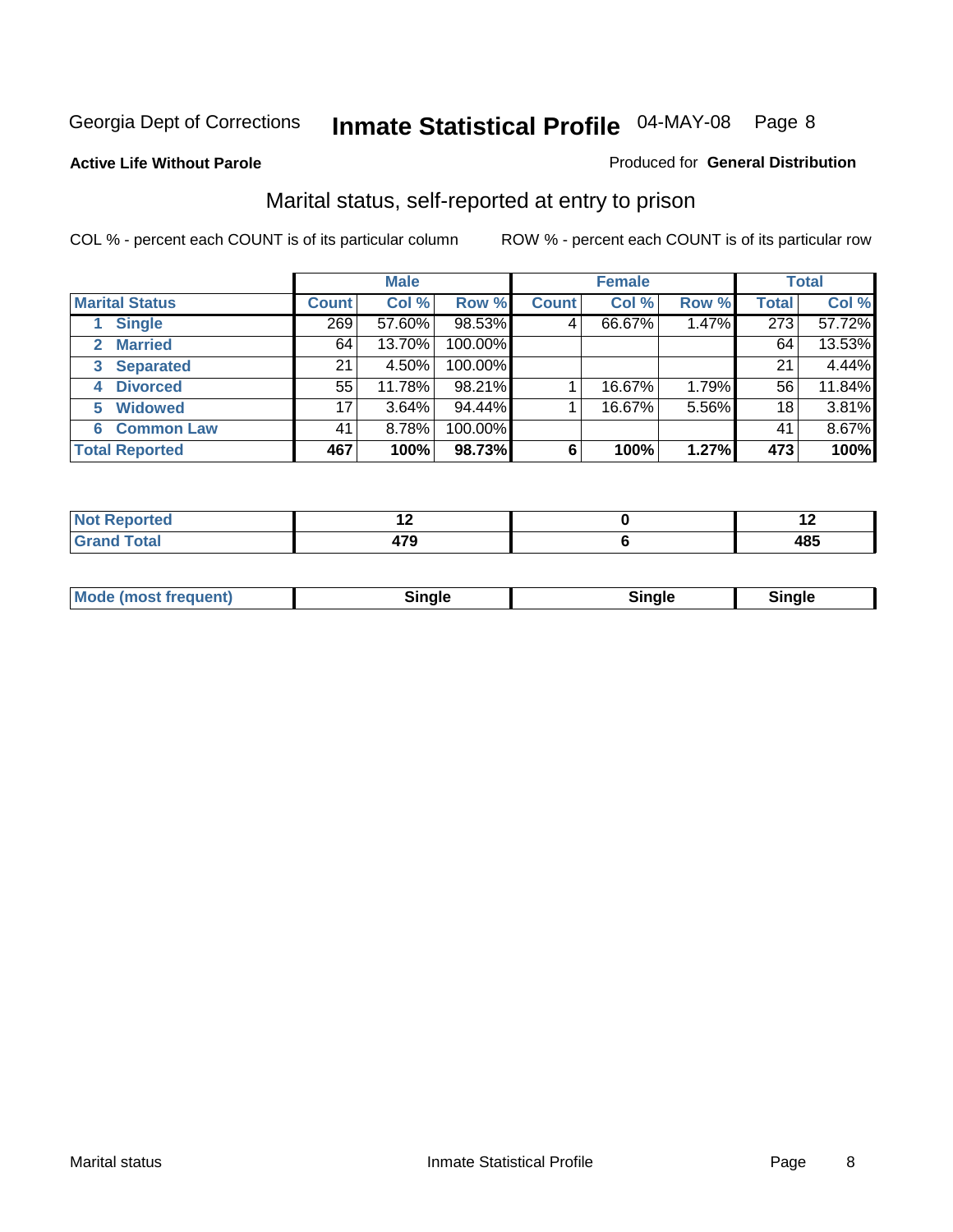Georgia Dept of Corrections **Inmate Statistical Profile** 04-MAY-08

**Active Life Without Parole**

Produced for **General Distribution**

## Marital status, self-reported at entry to prison

COL % - percent each COUNT is of its particular column

ROW % - percent each COUNT is of its particular row

| Marital Status | Male | | | Female | | | Total | |
|---|---|---|---|---|---|---|---|---|
| | Count | Col % | Row % | Count | Col % | Row % | Total | Col % |
| 1 Single | 269 | 57.60% | 98.53% | 4 | 66.67% | 1.47% | 273 | 57.72% |
| 2 Married | 64 | 13.70% | 100.00% | | | | 64 | 13.53% |
| 3 Separated | 21 | 4.50% | 100.00% | | | | 21 | 4.44% |
| 4 Divorced | 55 | 11.78% | 98.21% | 1 | 16.67% | 1.79% | 56 | 11.84% |
| 5 Widowed | 17 | 3.64% | 94.44% | 1 | 16.67% | 5.56% | 18 | 3.81% |
| 6 Common Law | 41 | 8.78% | 100.00% | | | | 41 | 8.67% |
| **Total Reported** | **467** | **100%** | **98.73%** | **6** | **100%** | **1.27%** | **473** | **100%** |

| | Male | Female | Total |
|---|---|---|---|
| Not Reported | 12 | 0 | 12 |
| Grand Total | 479 | 6 | 485 |

| | Male | Female | Total |
|---|---|---|---|
| Mode (most frequent) | Single | Single | Single |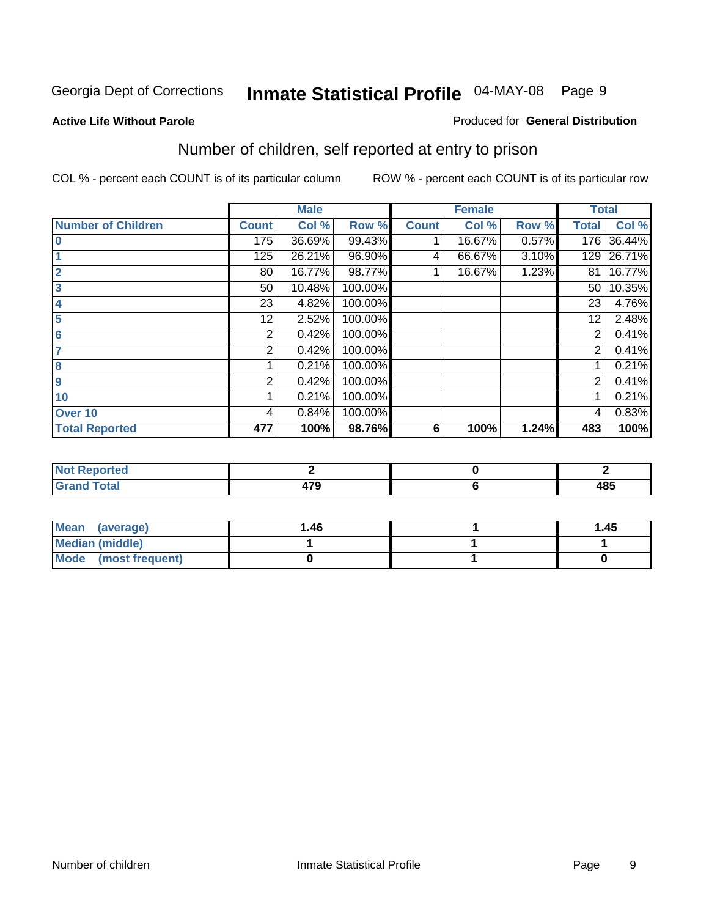Georgia Dept of Corrections **Inmate Statistical Profile** 04-MAY-08

**Active Life Without Parole**

Produced for **General Distribution**

## Number of children, self reported at entry to prison

COL % - percent each COUNT is of its particular column

ROW % - percent each COUNT is of its particular row

| | Male | | | Female | | | Total | |
|---|---|---|---|---|---|---|---|---|
| **Number of Children** | **Count** | **Col %** | **Row %** | **Count** | **Col %** | **Row %** | **Total** | **Col %** |
| **0** | 175 | 36.69% | 99.43% | 1 | 16.67% | 0.57% | 176 | 36.44% |
| **1** | 125 | 26.21% | 96.90% | 4 | 66.67% | 3.10% | 129 | 26.71% |
| **2** | 80 | 16.77% | 98.77% | 1 | 16.67% | 1.23% | 81 | 16.77% |
| **3** | 50 | 10.48% | 100.00% | | | | 50 | 10.35% |
| **4** | 23 | 4.82% | 100.00% | | | | 23 | 4.76% |
| **5** | 12 | 2.52% | 100.00% | | | | 12 | 2.48% |
| **6** | 2 | 0.42% | 100.00% | | | | 2 | 0.41% |
| **7** | 2 | 0.42% | 100.00% | | | | 2 | 0.41% |
| **8** | 1 | 0.21% | 100.00% | | | | 1 | 0.21% |
| **9** | 2 | 0.42% | 100.00% | | | | 2 | 0.41% |
| **10** | 1 | 0.21% | 100.00% | | | | 1 | 0.21% |
| **Over 10** | 4 | 0.84% | 100.00% | | | | 4 | 0.83% |
| **Total Reported** | **477** | **100%** | **98.76%** | **6** | **100%** | **1.24%** | **483** | **100%** |

| | Male | Female | Total |
|---|---|---|---|
| **Not Reported** | **2** | **0** | **2** |
| **Grand Total** | **479** | **6** | **485** |

| | Male | Female | Total |
|---|---|---|---|
| **Mean (average)** | **1.46** | **1** | **1.45** |
| **Median (middle)** | **1** | **1** | **1** |
| **Mode (most frequent)** | **0** | **1** | **0** |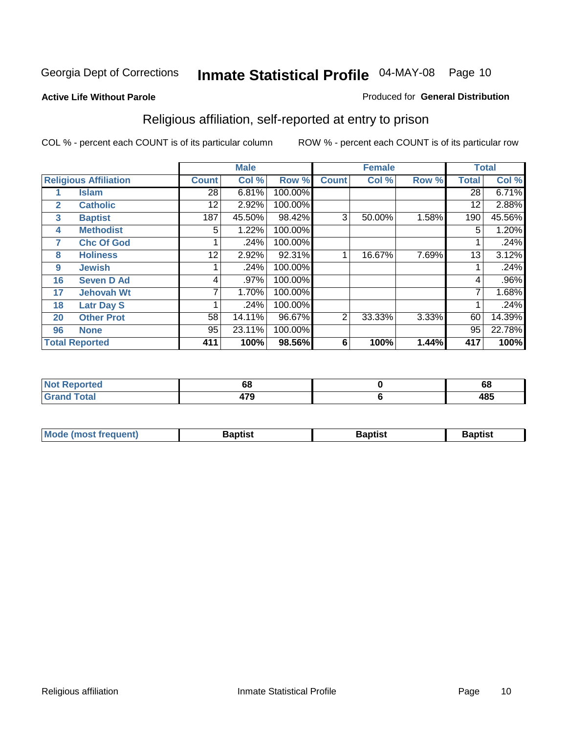Georgia Dept of Corrections **Inmate Statistical Profile** 04-MAY-08

**Active Life Without Parole**

Produced for **General Distribution**

## Religious affiliation, self-reported at entry to prison

COL % - percent each COUNT is of its particular column

ROW % - percent each COUNT is of its particular row

| Religious Affiliation | | Male | | | Female | | | Total | |
|---|---|---|---|---|---|---|---|---|---|
| | | Count | Col % | Row % | Count | Col % | Row % | Total | Col % |
| 1 | Islam | 28 | 6.81% | 100.00% | | | | 28 | 6.71% |
| 2 | Catholic | 12 | 2.92% | 100.00% | | | | 12 | 2.88% |
| 3 | Baptist | 187 | 45.50% | 98.42% | 3 | 50.00% | 1.58% | 190 | 45.56% |
| 4 | Methodist | 5 | 1.22% | 100.00% | | | | 5 | 1.20% |
| 7 | Chc Of God | 1 | .24% | 100.00% | | | | 1 | .24% |
| 8 | Holiness | 12 | 2.92% | 92.31% | 1 | 16.67% | 7.69% | 13 | 3.12% |
| 9 | Jewish | 1 | .24% | 100.00% | | | | 1 | .24% |
| 16 | Seven D Ad | 4 | .97% | 100.00% | | | | 4 | .96% |
| 17 | Jehovah Wt | 7 | 1.70% | 100.00% | | | | 7 | 1.68% |
| 18 | Latr Day S | 1 | .24% | 100.00% | | | | 1 | .24% |
| 20 | Other Prot | 58 | 14.11% | 96.67% | 2 | 33.33% | 3.33% | 60 | 14.39% |
| 96 | None | 95 | 23.11% | 100.00% | | | | 95 | 22.78% |
| **Total Reported** | | **411** | **100%** | **98.56%** | **6** | **100%** | **1.44%** | **417** | **100%** |

| | Male | Female | Total |
|---|---|---|---|
| Not Reported | 68 | 0 | 68 |
| Grand Total | 479 | 6 | 485 |

| | Male | Female | Total |
|---|---|---|---|
| Mode (most frequent) | Baptist | Baptist | Baptist |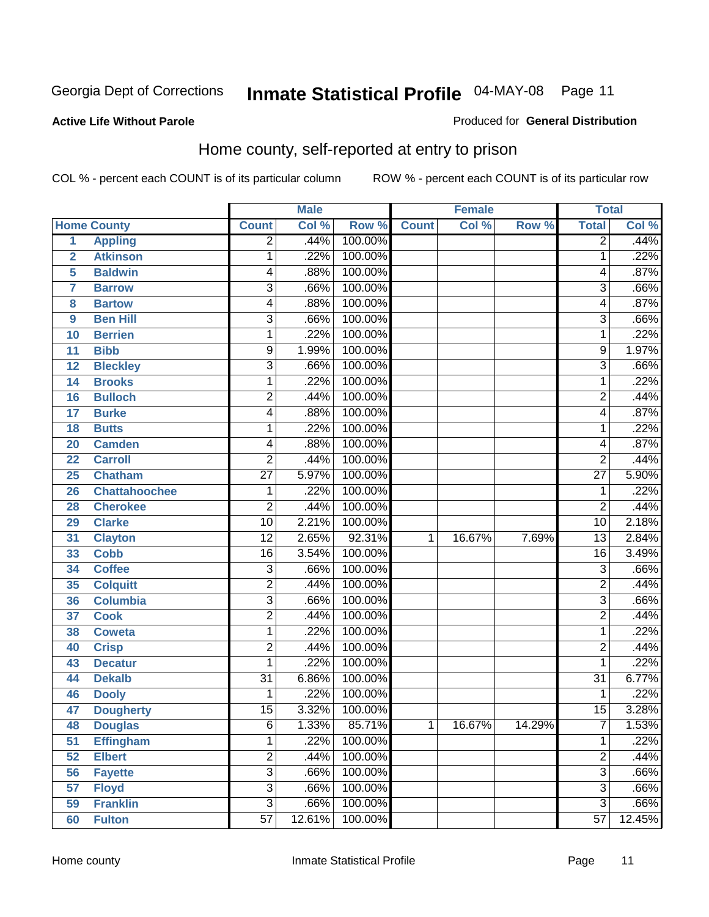Georgia Dept of Corrections **Inmate Statistical Profile** 04-MAY-08

**Active Life Without Parole**

Produced for **General Distribution**

## Home county, self-reported at entry to prison

COL % - percent each COUNT is of its particular column ROW % - percent each COUNT is of its particular row

| | Home County | Male | | | Female | | | Total | |
|---|---|---|---|---|---|---|---|---|---|
| | | Count | Col % | Row % | Count | Col % | Row % | Total | Col % |
| 1 | Appling | 2 | .44% | 100.00% | | | | 2 | .44% |
| 2 | Atkinson | 1 | .22% | 100.00% | | | | 1 | .22% |
| 5 | Baldwin | 4 | .88% | 100.00% | | | | 4 | .87% |
| 7 | Barrow | 3 | .66% | 100.00% | | | | 3 | .66% |
| 8 | Bartow | 4 | .88% | 100.00% | | | | 4 | .87% |
| 9 | Ben Hill | 3 | .66% | 100.00% | | | | 3 | .66% |
| 10 | Berrien | 1 | .22% | 100.00% | | | | 1 | .22% |
| 11 | Bibb | 9 | 1.99% | 100.00% | | | | 9 | 1.97% |
| 12 | Bleckley | 3 | .66% | 100.00% | | | | 3 | .66% |
| 14 | Brooks | 1 | .22% | 100.00% | | | | 1 | .22% |
| 16 | Bulloch | 2 | .44% | 100.00% | | | | 2 | .44% |
| 17 | Burke | 4 | .88% | 100.00% | | | | 4 | .87% |
| 18 | Butts | 1 | .22% | 100.00% | | | | 1 | .22% |
| 20 | Camden | 4 | .88% | 100.00% | | | | 4 | .87% |
| 22 | Carroll | 2 | .44% | 100.00% | | | | 2 | .44% |
| 25 | Chatham | 27 | 5.97% | 100.00% | | | | 27 | 5.90% |
| 26 | Chattahoochee | 1 | .22% | 100.00% | | | | 1 | .22% |
| 28 | Cherokee | 2 | .44% | 100.00% | | | | 2 | .44% |
| 29 | Clarke | 10 | 2.21% | 100.00% | | | | 10 | 2.18% |
| 31 | Clayton | 12 | 2.65% | 92.31% | 1 | 16.67% | 7.69% | 13 | 2.84% |
| 33 | Cobb | 16 | 3.54% | 100.00% | | | | 16 | 3.49% |
| 34 | Coffee | 3 | .66% | 100.00% | | | | 3 | .66% |
| 35 | Colquitt | 2 | .44% | 100.00% | | | | 2 | .44% |
| 36 | Columbia | 3 | .66% | 100.00% | | | | 3 | .66% |
| 37 | Cook | 2 | .44% | 100.00% | | | | 2 | .44% |
| 38 | Coweta | 1 | .22% | 100.00% | | | | 1 | .22% |
| 40 | Crisp | 2 | .44% | 100.00% | | | | 2 | .44% |
| 43 | Decatur | 1 | .22% | 100.00% | | | | 1 | .22% |
| 44 | Dekalb | 31 | 6.86% | 100.00% | | | | 31 | 6.77% |
| 46 | Dooly | 1 | .22% | 100.00% | | | | 1 | .22% |
| 47 | Dougherty | 15 | 3.32% | 100.00% | | | | 15 | 3.28% |
| 48 | Douglas | 6 | 1.33% | 85.71% | 1 | 16.67% | 14.29% | 7 | 1.53% |
| 51 | Effingham | 1 | .22% | 100.00% | | | | 1 | .22% |
| 52 | Elbert | 2 | .44% | 100.00% | | | | 2 | .44% |
| 56 | Fayette | 3 | .66% | 100.00% | | | | 3 | .66% |
| 57 | Floyd | 3 | .66% | 100.00% | | | | 3 | .66% |
| 59 | Franklin | 3 | .66% | 100.00% | | | | 3 | .66% |
| 60 | Fulton | 57 | 12.61% | 100.00% | | | | 57 | 12.45% |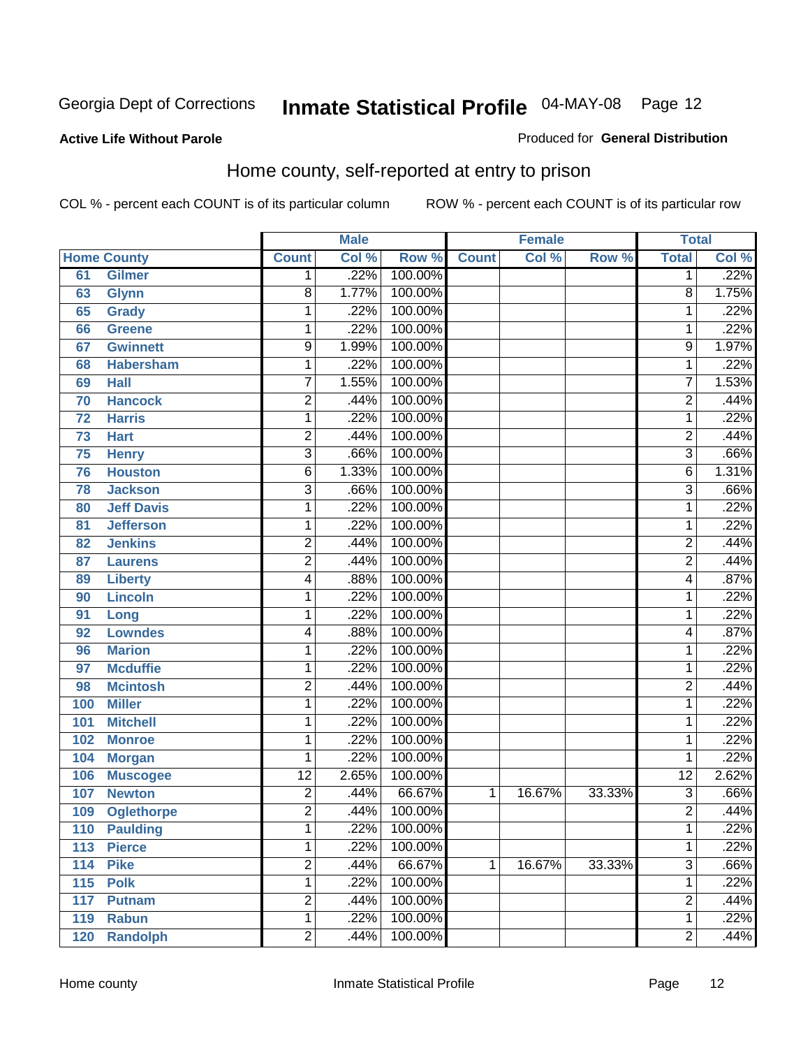**Active Life Without Parole**

Produced for **General Distribution**

## Home county, self-reported at entry to prison

COL % - percent each COUNT is of its particular column

ROW % - percent each COUNT is of its particular row

| Home County | | Male | | | Female | | | Total | |
|---|---|---|---|---|---|---|---|---|---|
| | | Count | Col % | Row % | Count | Col % | Row % | Total | Col % |
| 61 | Gilmer | 1 | .22% | 100.00% | | | | 1 | .22% |
| 63 | Glynn | 8 | 1.77% | 100.00% | | | | 8 | 1.75% |
| 65 | Grady | 1 | .22% | 100.00% | | | | 1 | .22% |
| 66 | Greene | 1 | .22% | 100.00% | | | | 1 | .22% |
| 67 | Gwinnett | 9 | 1.99% | 100.00% | | | | 9 | 1.97% |
| 68 | Habersham | 1 | .22% | 100.00% | | | | 1 | .22% |
| 69 | Hall | 7 | 1.55% | 100.00% | | | | 7 | 1.53% |
| 70 | Hancock | 2 | .44% | 100.00% | | | | 2 | .44% |
| 72 | Harris | 1 | .22% | 100.00% | | | | 1 | .22% |
| 73 | Hart | 2 | .44% | 100.00% | | | | 2 | .44% |
| 75 | Henry | 3 | .66% | 100.00% | | | | 3 | .66% |
| 76 | Houston | 6 | 1.33% | 100.00% | | | | 6 | 1.31% |
| 78 | Jackson | 3 | .66% | 100.00% | | | | 3 | .66% |
| 80 | Jeff Davis | 1 | .22% | 100.00% | | | | 1 | .22% |
| 81 | Jefferson | 1 | .22% | 100.00% | | | | 1 | .22% |
| 82 | Jenkins | 2 | .44% | 100.00% | | | | 2 | .44% |
| 87 | Laurens | 2 | .44% | 100.00% | | | | 2 | .44% |
| 89 | Liberty | 4 | .88% | 100.00% | | | | 4 | .87% |
| 90 | Lincoln | 1 | .22% | 100.00% | | | | 1 | .22% |
| 91 | Long | 1 | .22% | 100.00% | | | | 1 | .22% |
| 92 | Lowndes | 4 | .88% | 100.00% | | | | 4 | .87% |
| 96 | Marion | 1 | .22% | 100.00% | | | | 1 | .22% |
| 97 | Mcduffie | 1 | .22% | 100.00% | | | | 1 | .22% |
| 98 | Mcintosh | 2 | .44% | 100.00% | | | | 2 | .44% |
| 100 | Miller | 1 | .22% | 100.00% | | | | 1 | .22% |
| 101 | Mitchell | 1 | .22% | 100.00% | | | | 1 | .22% |
| 102 | Monroe | 1 | .22% | 100.00% | | | | 1 | .22% |
| 104 | Morgan | 1 | .22% | 100.00% | | | | 1 | .22% |
| 106 | Muscogee | 12 | 2.65% | 100.00% | | | | 12 | 2.62% |
| 107 | Newton | 2 | .44% | 66.67% | 1 | 16.67% | 33.33% | 3 | .66% |
| 109 | Oglethorpe | 2 | .44% | 100.00% | | | | 2 | .44% |
| 110 | Paulding | 1 | .22% | 100.00% | | | | 1 | .22% |
| 113 | Pierce | 1 | .22% | 100.00% | | | | 1 | .22% |
| 114 | Pike | 2 | .44% | 66.67% | 1 | 16.67% | 33.33% | 3 | .66% |
| 115 | Polk | 1 | .22% | 100.00% | | | | 1 | .22% |
| 117 | Putnam | 2 | .44% | 100.00% | | | | 2 | .44% |
| 119 | Rabun | 1 | .22% | 100.00% | | | | 1 | .22% |
| 120 | Randolph | 2 | .44% | 100.00% | | | | 2 | .44% |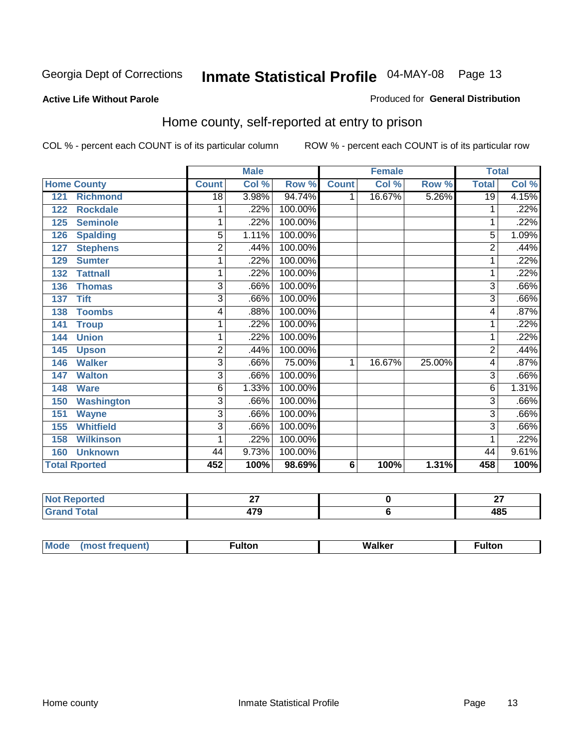Georgia Dept of Corrections **Inmate Statistical Profile** 04-MAY-08 Page 13

**Active Life Without Parole**

Produced for **General Distribution**

## Home county, self-reported at entry to prison

COL % - percent each COUNT is of its particular column ROW % - percent each COUNT is of its particular row

| Home County | | Male | | | Female | | | Total | |
|---|---|---|---|---|---|---|---|---|---|
| | | Count | Col % | Row % | Count | Col % | Row % | Total | Col % |
| 121 | Richmond | 18 | 3.98% | 94.74% | 1 | 16.67% | 5.26% | 19 | 4.15% |
| 122 | Rockdale | 1 | .22% | 100.00% | | | | 1 | .22% |
| 125 | Seminole | 1 | .22% | 100.00% | | | | 1 | .22% |
| 126 | Spalding | 5 | 1.11% | 100.00% | | | | 5 | 1.09% |
| 127 | Stephens | 2 | .44% | 100.00% | | | | 2 | .44% |
| 129 | Sumter | 1 | .22% | 100.00% | | | | 1 | .22% |
| 132 | Tattnall | 1 | .22% | 100.00% | | | | 1 | .22% |
| 136 | Thomas | 3 | .66% | 100.00% | | | | 3 | .66% |
| 137 | Tift | 3 | .66% | 100.00% | | | | 3 | .66% |
| 138 | Toombs | 4 | .88% | 100.00% | | | | 4 | .87% |
| 141 | Troup | 1 | .22% | 100.00% | | | | 1 | .22% |
| 144 | Union | 1 | .22% | 100.00% | | | | 1 | .22% |
| 145 | Upson | 2 | .44% | 100.00% | | | | 2 | .44% |
| 146 | Walker | 3 | .66% | 75.00% | 1 | 16.67% | 25.00% | 4 | .87% |
| 147 | Walton | 3 | .66% | 100.00% | | | | 3 | .66% |
| 148 | Ware | 6 | 1.33% | 100.00% | | | | 6 | 1.31% |
| 150 | Washington | 3 | .66% | 100.00% | | | | 3 | .66% |
| 151 | Wayne | 3 | .66% | 100.00% | | | | 3 | .66% |
| 155 | Whitfield | 3 | .66% | 100.00% | | | | 3 | .66% |
| 158 | Wilkinson | 1 | .22% | 100.00% | | | | 1 | .22% |
| 160 | Unknown | 44 | 9.73% | 100.00% | | | | 44 | 9.61% |
| **Total Rported** | | **452** | **100%** | **98.69%** | **6** | **100%** | **1.31%** | **458** | **100%** |

| | Male | Female | Total |
|---|---|---|---|
| Not Reported | 27 | 0 | 27 |
| Grand Total | 479 | 6 | 485 |

| | Male | Female | Total |
|---|---|---|---|
| Mode (most frequent) | Fulton | Walker | Fulton |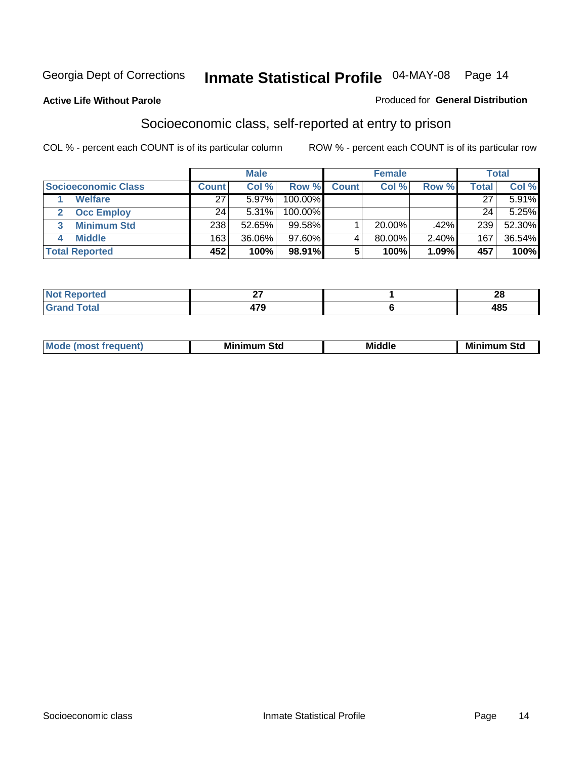Georgia Dept of Corrections **Inmate Statistical Profile** 04-MAY-08

**Active Life Without Parole**

Produced for **General Distribution**

## Socioeconomic class, self-reported at entry to prison

COL % - percent each COUNT is of its particular column ROW % - percent each COUNT is of its particular row

| | Male | | | Female | | | Total | |
|---|---|---|---|---|---|---|---|---|
| Socioeconomic Class | Count | Col % | Row % | Count | Col % | Row % | Total | Col % |
| 1 Welfare | 27 | 5.97% | 100.00% | | | | 27 | 5.91% |
| 2 Occ Employ | 24 | 5.31% | 100.00% | | | | 24 | 5.25% |
| 3 Minimum Std | 238 | 52.65% | 99.58% | 1 | 20.00% | .42% | 239 | 52.30% |
| 4 Middle | 163 | 36.06% | 97.60% | 4 | 80.00% | 2.40% | 167 | 36.54% |
| **Total Reported** | **452** | **100%** | **98.91%** | **5** | **100%** | **1.09%** | **457** | **100%** |

| | Male | Female | Total |
|---|---|---|---|
| Not Reported | 27 | 1 | 28 |
| Grand Total | 479 | 6 | 485 |

| | Male | Female | Total |
|---|---|---|---|
| Mode (most frequent) | Minimum Std | Middle | Minimum Std |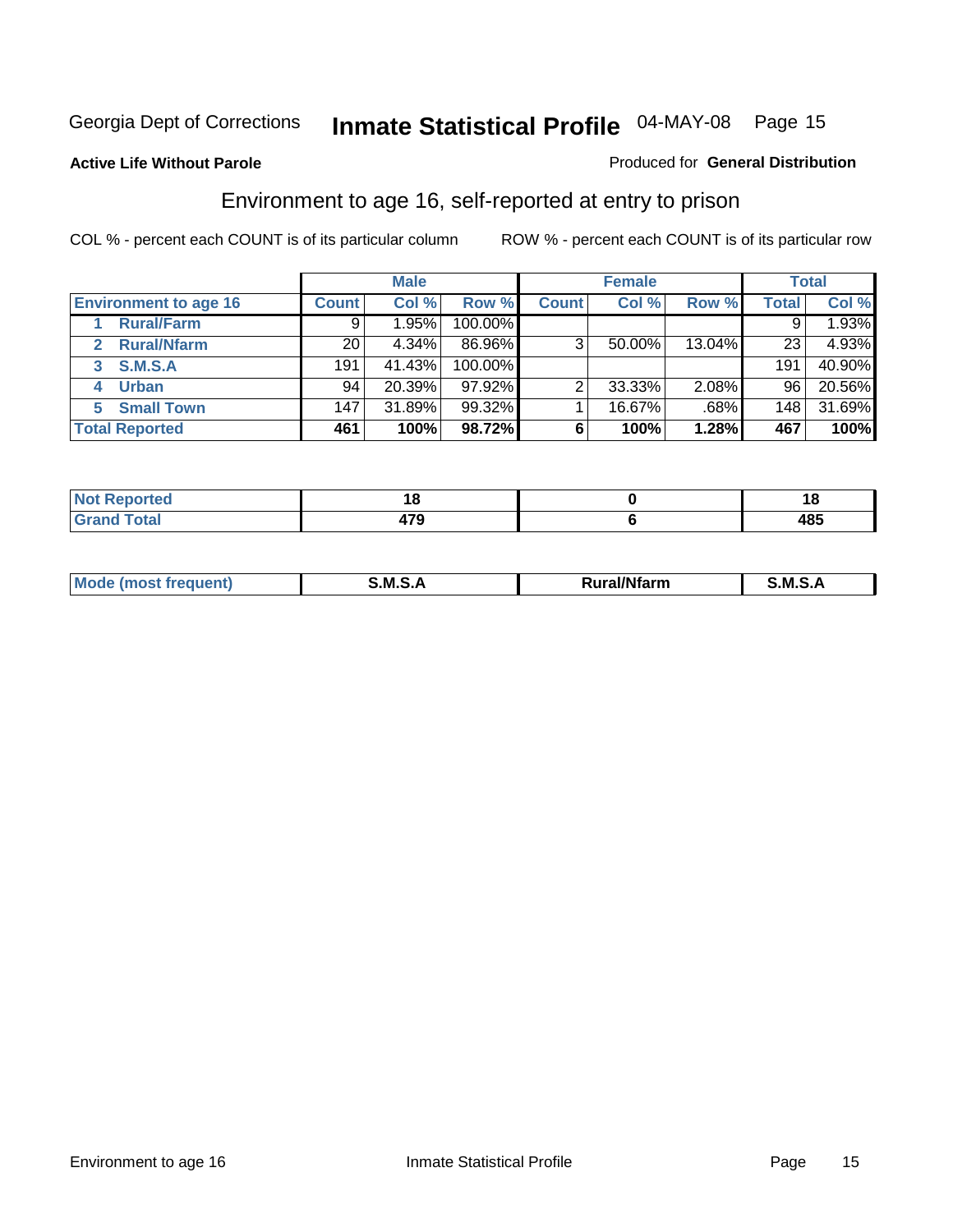Georgia Dept of Corrections **Inmate Statistical Profile** 04-MAY-08 Page 15

**Active Life Without Parole**

Produced for **General Distribution**

## Environment to age 16, self-reported at entry to prison

COL % - percent each COUNT is of its particular column

ROW % - percent each COUNT is of its particular row

| Environment to age 16 | Male | | | Female | | | Total | |
|---|---|---|---|---|---|---|---|---|
| | Count | Col % | Row % | Count | Col % | Row % | Total | Col % |
| 1 Rural/Farm | 9 | 1.95% | 100.00% | | | | 9 | 1.93% |
| 2 Rural/Nfarm | 20 | 4.34% | 86.96% | 3 | 50.00% | 13.04% | 23 | 4.93% |
| 3 S.M.S.A | 191 | 41.43% | 100.00% | | | | 191 | 40.90% |
| 4 Urban | 94 | 20.39% | 97.92% | 2 | 33.33% | 2.08% | 96 | 20.56% |
| 5 Small Town | 147 | 31.89% | 99.32% | 1 | 16.67% | .68% | 148 | 31.69% |
| **Total Reported** | **461** | **100%** | **98.72%** | **6** | **100%** | **1.28%** | **467** | **100%** |

| | Male | Female | Total |
|---|---|---|---|
| Not Reported | 18 | 0 | 18 |
| Grand Total | 479 | 6 | 485 |

| | Male | Female | Total |
|---|---|---|---|
| Mode (most frequent) | S.M.S.A | Rural/Nfarm | S.M.S.A |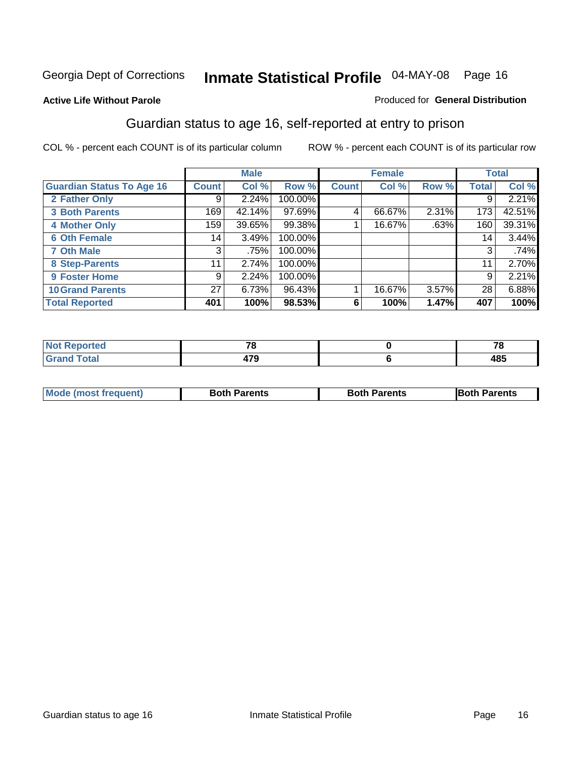Georgia Dept of Corrections **Inmate Statistical Profile** 04-MAY-08 Page 16

**Active Life Without Parole**

Produced for **General Distribution**

## Guardian status to age 16, self-reported at entry to prison

COL % - percent each COUNT is of its particular column

ROW % - percent each COUNT is of its particular row

| | Male | | | Female | | | Total | |
|---|---|---|---|---|---|---|---|---|
| **Guardian Status To Age 16** | **Count** | **Col %** | **Row %** | **Count** | **Col %** | **Row %** | **Total** | **Col %** |
| **2 Father Only** | 9 | 2.24% | 100.00% | | | | 9 | 2.21% |
| **3 Both Parents** | 169 | 42.14% | 97.69% | 4 | 66.67% | 2.31% | 173 | 42.51% |
| **4 Mother Only** | 159 | 39.65% | 99.38% | 1 | 16.67% | .63% | 160 | 39.31% |
| **6 Oth Female** | 14 | 3.49% | 100.00% | | | | 14 | 3.44% |
| **7 Oth Male** | 3 | .75% | 100.00% | | | | 3 | .74% |
| **8 Step-Parents** | 11 | 2.74% | 100.00% | | | | 11 | 2.70% |
| **9 Foster Home** | 9 | 2.24% | 100.00% | | | | 9 | 2.21% |
| **10 Grand Parents** | 27 | 6.73% | 96.43% | 1 | 16.67% | 3.57% | 28 | 6.88% |
| **Total Reported** | **401** | **100%** | **98.53%** | **6** | **100%** | **1.47%** | **407** | **100%** |

| | Male | Female | Total |
|---|---|---|---|
| **Not Reported** | **78** | **0** | **78** |
| **Grand Total** | **479** | **6** | **485** |

| | Male | Female | Total |
|---|---|---|---|
| **Mode (most frequent)** | **Both Parents** | **Both Parents** | **Both Parents** |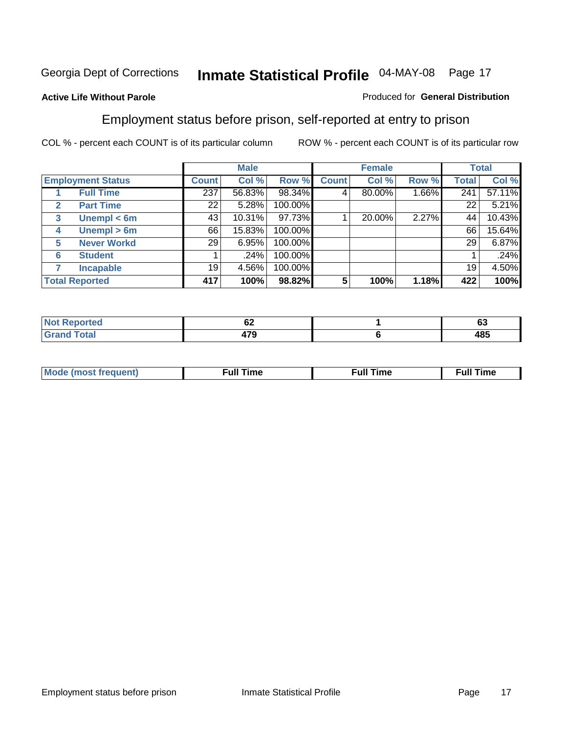Georgia Dept of Corrections **Inmate Statistical Profile** 04-MAY-08

**Active Life Without Parole**

Produced for **General Distribution**

## Employment status before prison, self-reported at entry to prison

COL % - percent each COUNT is of its particular column

ROW % - percent each COUNT is of its particular row

| | | Male | | | Female | | | Total | |
|---|---|---|---|---|---|---|---|---|---|
| **Employment Status** | | **Count** | **Col %** | **Row %** | **Count** | **Col %** | **Row %** | **Total** | **Col %** |
| 1 | **Full Time** | 237 | 56.83% | 98.34% | 4 | 80.00% | 1.66% | 241 | 57.11% |
| 2 | **Part Time** | 22 | 5.28% | 100.00% | | | | 22 | 5.21% |
| 3 | **Unempl < 6m** | 43 | 10.31% | 97.73% | 1 | 20.00% | 2.27% | 44 | 10.43% |
| 4 | **Unempl > 6m** | 66 | 15.83% | 100.00% | | | | 66 | 15.64% |
| 5 | **Never Workd** | 29 | 6.95% | 100.00% | | | | 29 | 6.87% |
| 6 | **Student** | 1 | .24% | 100.00% | | | | 1 | .24% |
| 7 | **Incapable** | 19 | 4.56% | 100.00% | | | | 19 | 4.50% |
| **Total Reported** | | **417** | **100%** | **98.82%** | **5** | **100%** | **1.18%** | **422** | **100%** |

| | Male | Female | Total |
|---|---|---|---|
| **Not Reported** | **62** | **1** | **63** |
| **Grand Total** | **479** | **6** | **485** |

| | Male | Female | Total |
|---|---|---|---|
| **Mode (most frequent)** | **Full Time** | **Full Time** | **Full Time** |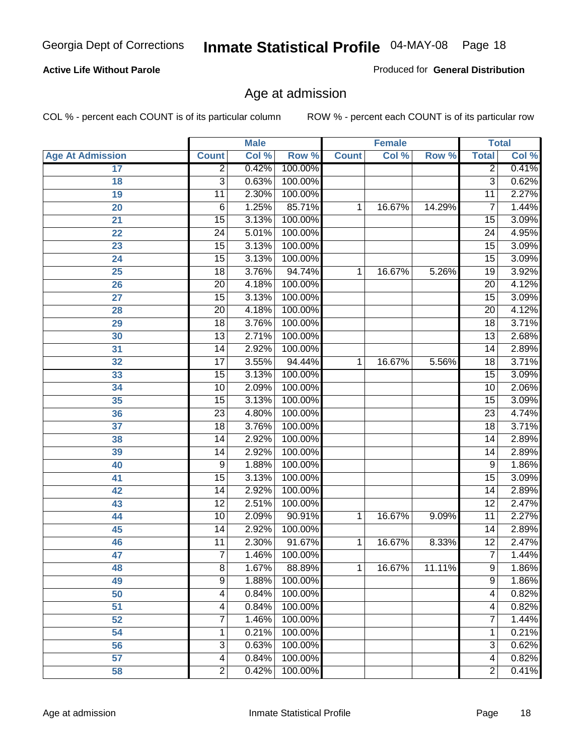**Active Life Without Parole**

Produced for **General Distribution**

## Age at admission

COL % - percent each COUNT is of its particular column

ROW % - percent each COUNT is of its particular row

| | Male | | | Female | | | Total | |
|---|---|---|---|---|---|---|---|---|
| **Age At Admission** | **Count** | **Col %** | **Row %** | **Count** | **Col %** | **Row %** | **Total** | **Col %** |
| 17 | 2 | 0.42% | 100.00% | | | | 2 | 0.41% |
| 18 | 3 | 0.63% | 100.00% | | | | 3 | 0.62% |
| 19 | 11 | 2.30% | 100.00% | | | | 11 | 2.27% |
| 20 | 6 | 1.25% | 85.71% | 1 | 16.67% | 14.29% | 7 | 1.44% |
| 21 | 15 | 3.13% | 100.00% | | | | 15 | 3.09% |
| 22 | 24 | 5.01% | 100.00% | | | | 24 | 4.95% |
| 23 | 15 | 3.13% | 100.00% | | | | 15 | 3.09% |
| 24 | 15 | 3.13% | 100.00% | | | | 15 | 3.09% |
| 25 | 18 | 3.76% | 94.74% | 1 | 16.67% | 5.26% | 19 | 3.92% |
| 26 | 20 | 4.18% | 100.00% | | | | 20 | 4.12% |
| 27 | 15 | 3.13% | 100.00% | | | | 15 | 3.09% |
| 28 | 20 | 4.18% | 100.00% | | | | 20 | 4.12% |
| 29 | 18 | 3.76% | 100.00% | | | | 18 | 3.71% |
| 30 | 13 | 2.71% | 100.00% | | | | 13 | 2.68% |
| 31 | 14 | 2.92% | 100.00% | | | | 14 | 2.89% |
| 32 | 17 | 3.55% | 94.44% | 1 | 16.67% | 5.56% | 18 | 3.71% |
| 33 | 15 | 3.13% | 100.00% | | | | 15 | 3.09% |
| 34 | 10 | 2.09% | 100.00% | | | | 10 | 2.06% |
| 35 | 15 | 3.13% | 100.00% | | | | 15 | 3.09% |
| 36 | 23 | 4.80% | 100.00% | | | | 23 | 4.74% |
| 37 | 18 | 3.76% | 100.00% | | | | 18 | 3.71% |
| 38 | 14 | 2.92% | 100.00% | | | | 14 | 2.89% |
| 39 | 14 | 2.92% | 100.00% | | | | 14 | 2.89% |
| 40 | 9 | 1.88% | 100.00% | | | | 9 | 1.86% |
| 41 | 15 | 3.13% | 100.00% | | | | 15 | 3.09% |
| 42 | 14 | 2.92% | 100.00% | | | | 14 | 2.89% |
| 43 | 12 | 2.51% | 100.00% | | | | 12 | 2.47% |
| 44 | 10 | 2.09% | 90.91% | 1 | 16.67% | 9.09% | 11 | 2.27% |
| 45 | 14 | 2.92% | 100.00% | | | | 14 | 2.89% |
| 46 | 11 | 2.30% | 91.67% | 1 | 16.67% | 8.33% | 12 | 2.47% |
| 47 | 7 | 1.46% | 100.00% | | | | 7 | 1.44% |
| 48 | 8 | 1.67% | 88.89% | 1 | 16.67% | 11.11% | 9 | 1.86% |
| 49 | 9 | 1.88% | 100.00% | | | | 9 | 1.86% |
| 50 | 4 | 0.84% | 100.00% | | | | 4 | 0.82% |
| 51 | 4 | 0.84% | 100.00% | | | | 4 | 0.82% |
| 52 | 7 | 1.46% | 100.00% | | | | 7 | 1.44% |
| 54 | 1 | 0.21% | 100.00% | | | | 1 | 0.21% |
| 56 | 3 | 0.63% | 100.00% | | | | 3 | 0.62% |
| 57 | 4 | 0.84% | 100.00% | | | | 4 | 0.82% |
| 58 | 2 | 0.42% | 100.00% | | | | 2 | 0.41% |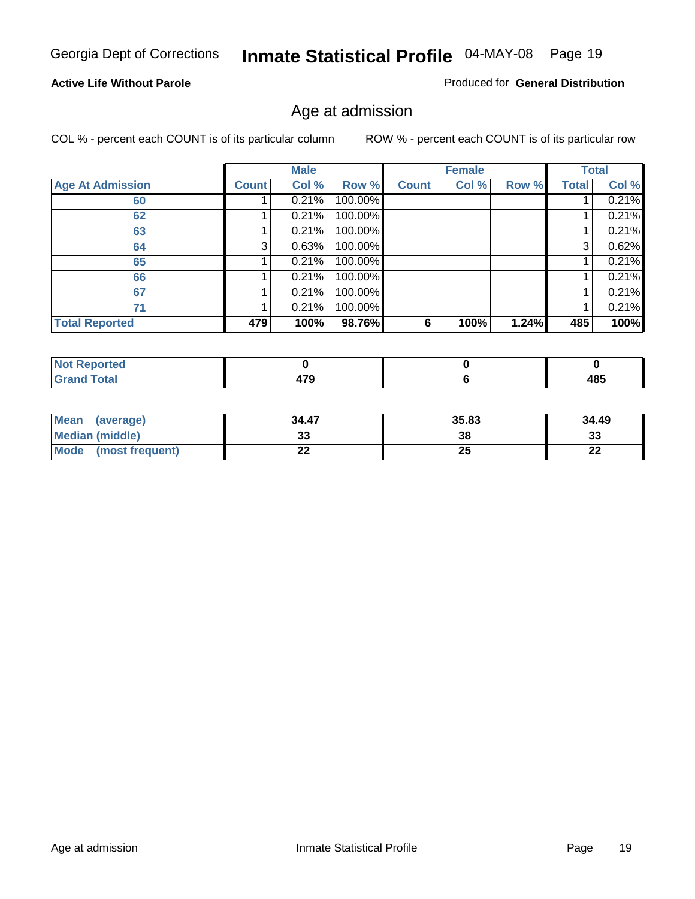Georgia Dept of Corrections **Inmate Statistical Profile** 04-MAY-08

**Active Life Without Parole**

Produced for **General Distribution**

## Age at admission

COL % - percent each COUNT is of its particular column

ROW % - percent each COUNT is of its particular row

| | Male | | | Female | | | Total | |
|---|---|---|---|---|---|---|---|---|
| **Age At Admission** | **Count** | **Col %** | **Row %** | **Count** | **Col %** | **Row %** | **Total** | **Col %** |
| 60 | 1 | 0.21% | 100.00% | | | | 1 | 0.21% |
| 62 | 1 | 0.21% | 100.00% | | | | 1 | 0.21% |
| 63 | 1 | 0.21% | 100.00% | | | | 1 | 0.21% |
| 64 | 3 | 0.63% | 100.00% | | | | 3 | 0.62% |
| 65 | 1 | 0.21% | 100.00% | | | | 1 | 0.21% |
| 66 | 1 | 0.21% | 100.00% | | | | 1 | 0.21% |
| 67 | 1 | 0.21% | 100.00% | | | | 1 | 0.21% |
| 71 | 1 | 0.21% | 100.00% | | | | 1 | 0.21% |
| **Total Reported** | **479** | **100%** | **98.76%** | **6** | **100%** | **1.24%** | **485** | **100%** |

| | Male | Female | Total |
|---|---|---|---|
| **Not Reported** | **0** | **0** | **0** |
| **Grand Total** | **479** | **6** | **485** |

| | Male | Female | Total |
|---|---|---|---|
| **Mean (average)** | **34.47** | **35.83** | **34.49** |
| **Median (middle)** | **33** | **38** | **33** |
| **Mode (most frequent)** | **22** | **25** | **22** |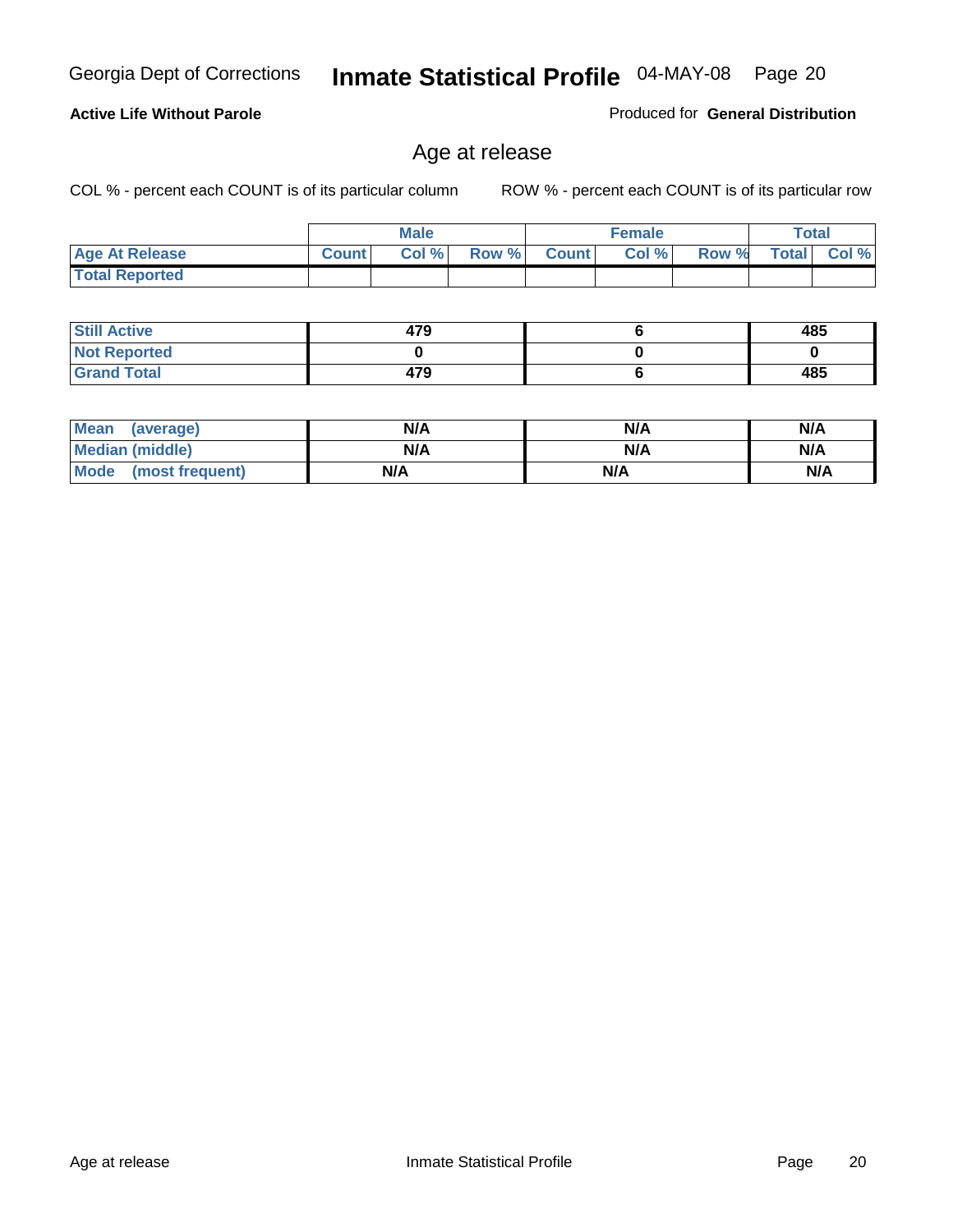**Active Life Without Parole**

Produced for **General Distribution**

## Age at release

COL % - percent each COUNT is of its particular column

ROW % - percent each COUNT is of its particular row

| | Male | | | Female | | | Total | |
|---|---|---|---|---|---|---|---|---|
| **Age At Release** | **Count** | **Col %** | **Row %** | **Count** | **Col %** | **Row %** | **Total** | **Col %** |
| **Total Reported** | | | | | | | | |

| | Male | Female | Total |
|---|---|---|---|
| **Still Active** | 479 | 6 | 485 |
| **Not Reported** | 0 | 0 | 0 |
| **Grand Total** | 479 | 6 | 485 |

| | Male | Female | Total |
|---|---|---|---|
| **Mean (average)** | N/A | N/A | N/A |
| **Median (middle)** | N/A | N/A | N/A |
| **Mode (most frequent)** | N/A | N/A | N/A |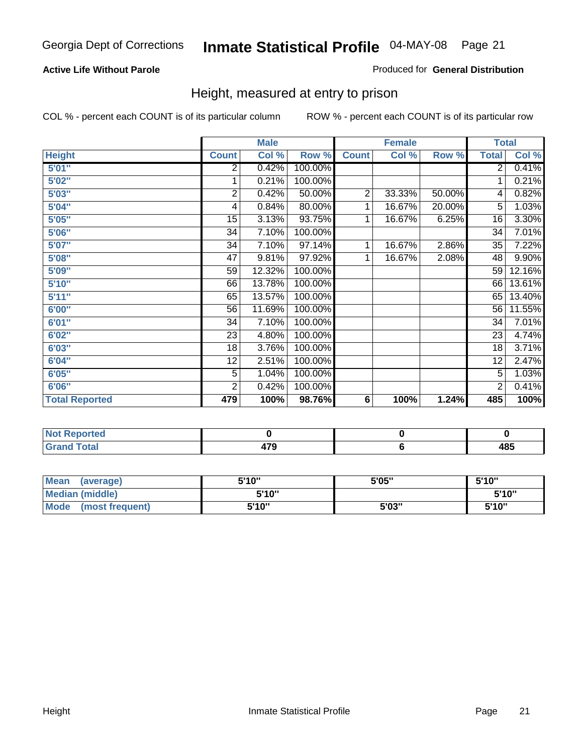Georgia Dept of Corrections **Inmate Statistical Profile** 04-MAY-08 Page 21

**Active Life Without Parole**

Produced for **General Distribution**

## Height, measured at entry to prison

COL % - percent each COUNT is of its particular column

ROW % - percent each COUNT is of its particular row

| Height | Male | | | Female | | | Total | |
|---|---|---|---|---|---|---|---|---|
| | Count | Col % | Row % | Count | Col % | Row % | Total | Col % |
| 5'01" | 2 | 0.42% | 100.00% | | | | 2 | 0.41% |
| 5'02" | 1 | 0.21% | 100.00% | | | | 1 | 0.21% |
| 5'03" | 2 | 0.42% | 50.00% | 2 | 33.33% | 50.00% | 4 | 0.82% |
| 5'04" | 4 | 0.84% | 80.00% | 1 | 16.67% | 20.00% | 5 | 1.03% |
| 5'05" | 15 | 3.13% | 93.75% | 1 | 16.67% | 6.25% | 16 | 3.30% |
| 5'06" | 34 | 7.10% | 100.00% | | | | 34 | 7.01% |
| 5'07" | 34 | 7.10% | 97.14% | 1 | 16.67% | 2.86% | 35 | 7.22% |
| 5'08" | 47 | 9.81% | 97.92% | 1 | 16.67% | 2.08% | 48 | 9.90% |
| 5'09" | 59 | 12.32% | 100.00% | | | | 59 | 12.16% |
| 5'10" | 66 | 13.78% | 100.00% | | | | 66 | 13.61% |
| 5'11" | 65 | 13.57% | 100.00% | | | | 65 | 13.40% |
| 6'00" | 56 | 11.69% | 100.00% | | | | 56 | 11.55% |
| 6'01" | 34 | 7.10% | 100.00% | | | | 34 | 7.01% |
| 6'02" | 23 | 4.80% | 100.00% | | | | 23 | 4.74% |
| 6'03" | 18 | 3.76% | 100.00% | | | | 18 | 3.71% |
| 6'04" | 12 | 2.51% | 100.00% | | | | 12 | 2.47% |
| 6'05" | 5 | 1.04% | 100.00% | | | | 5 | 1.03% |
| 6'06" | 2 | 0.42% | 100.00% | | | | 2 | 0.41% |
| **Total Reported** | **479** | **100%** | **98.76%** | **6** | **100%** | **1.24%** | **485** | **100%** |

| | Male | Female | Total |
|---|---|---|---|
| Not Reported | 0 | 0 | 0 |
| Grand Total | 479 | 6 | 485 |

| | Male | Female | Total |
|---|---|---|---|
| Mean (average) | 5'10" | 5'05" | 5'10" |
| Median (middle) | 5'10" | | 5'10" |
| Mode (most frequent) | 5'10" | 5'03" | 5'10" |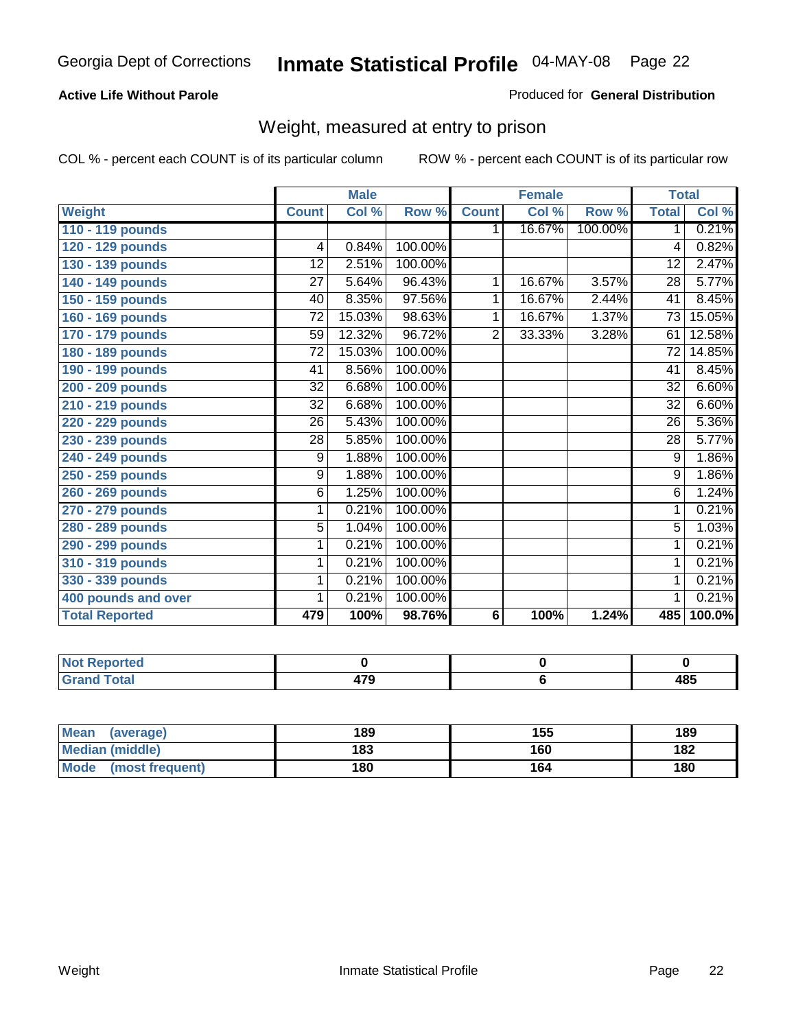Georgia Dept of Corrections **Inmate Statistical Profile** 04-MAY-08

**Active Life Without Parole**

Produced for **General Distribution**

## Weight, measured at entry to prison

COL % - percent each COUNT is of its particular column     ROW % - percent each COUNT is of its particular row

| | Male | | | Female | | | Total | |
|---|---|---|---|---|---|---|---|---|
| **Weight** | **Count** | **Col %** | **Row %** | **Count** | **Col %** | **Row %** | **Total** | **Col %** |
| **110 - 119 pounds** | | | | 1 | 16.67% | 100.00% | 1 | 0.21% |
| **120 - 129 pounds** | 4 | 0.84% | 100.00% | | | | 4 | 0.82% |
| **130 - 139 pounds** | 12 | 2.51% | 100.00% | | | | 12 | 2.47% |
| **140 - 149 pounds** | 27 | 5.64% | 96.43% | 1 | 16.67% | 3.57% | 28 | 5.77% |
| **150 - 159 pounds** | 40 | 8.35% | 97.56% | 1 | 16.67% | 2.44% | 41 | 8.45% |
| **160 - 169 pounds** | 72 | 15.03% | 98.63% | 1 | 16.67% | 1.37% | 73 | 15.05% |
| **170 - 179 pounds** | 59 | 12.32% | 96.72% | 2 | 33.33% | 3.28% | 61 | 12.58% |
| **180 - 189 pounds** | 72 | 15.03% | 100.00% | | | | 72 | 14.85% |
| **190 - 199 pounds** | 41 | 8.56% | 100.00% | | | | 41 | 8.45% |
| **200 - 209 pounds** | 32 | 6.68% | 100.00% | | | | 32 | 6.60% |
| **210 - 219 pounds** | 32 | 6.68% | 100.00% | | | | 32 | 6.60% |
| **220 - 229 pounds** | 26 | 5.43% | 100.00% | | | | 26 | 5.36% |
| **230 - 239 pounds** | 28 | 5.85% | 100.00% | | | | 28 | 5.77% |
| **240 - 249 pounds** | 9 | 1.88% | 100.00% | | | | 9 | 1.86% |
| **250 - 259 pounds** | 9 | 1.88% | 100.00% | | | | 9 | 1.86% |
| **260 - 269 pounds** | 6 | 1.25% | 100.00% | | | | 6 | 1.24% |
| **270 - 279 pounds** | 1 | 0.21% | 100.00% | | | | 1 | 0.21% |
| **280 - 289 pounds** | 5 | 1.04% | 100.00% | | | | 5 | 1.03% |
| **290 - 299 pounds** | 1 | 0.21% | 100.00% | | | | 1 | 0.21% |
| **310 - 319 pounds** | 1 | 0.21% | 100.00% | | | | 1 | 0.21% |
| **330 - 339 pounds** | 1 | 0.21% | 100.00% | | | | 1 | 0.21% |
| **400 pounds and over** | 1 | 0.21% | 100.00% | | | | 1 | 0.21% |
| **Total Reported** | **479** | **100%** | **98.76%** | **6** | **100%** | **1.24%** | **485** | **100.0%** |

| | Male | Female | Total |
|---|---|---|---|
| **Not Reported** | **0** | **0** | **0** |
| **Grand Total** | **479** | **6** | **485** |

| | Male | Female | Total |
|---|---|---|---|
| **Mean (average)** | **189** | **155** | **189** |
| **Median (middle)** | **183** | **160** | **182** |
| **Mode (most frequent)** | **180** | **164** | **180** |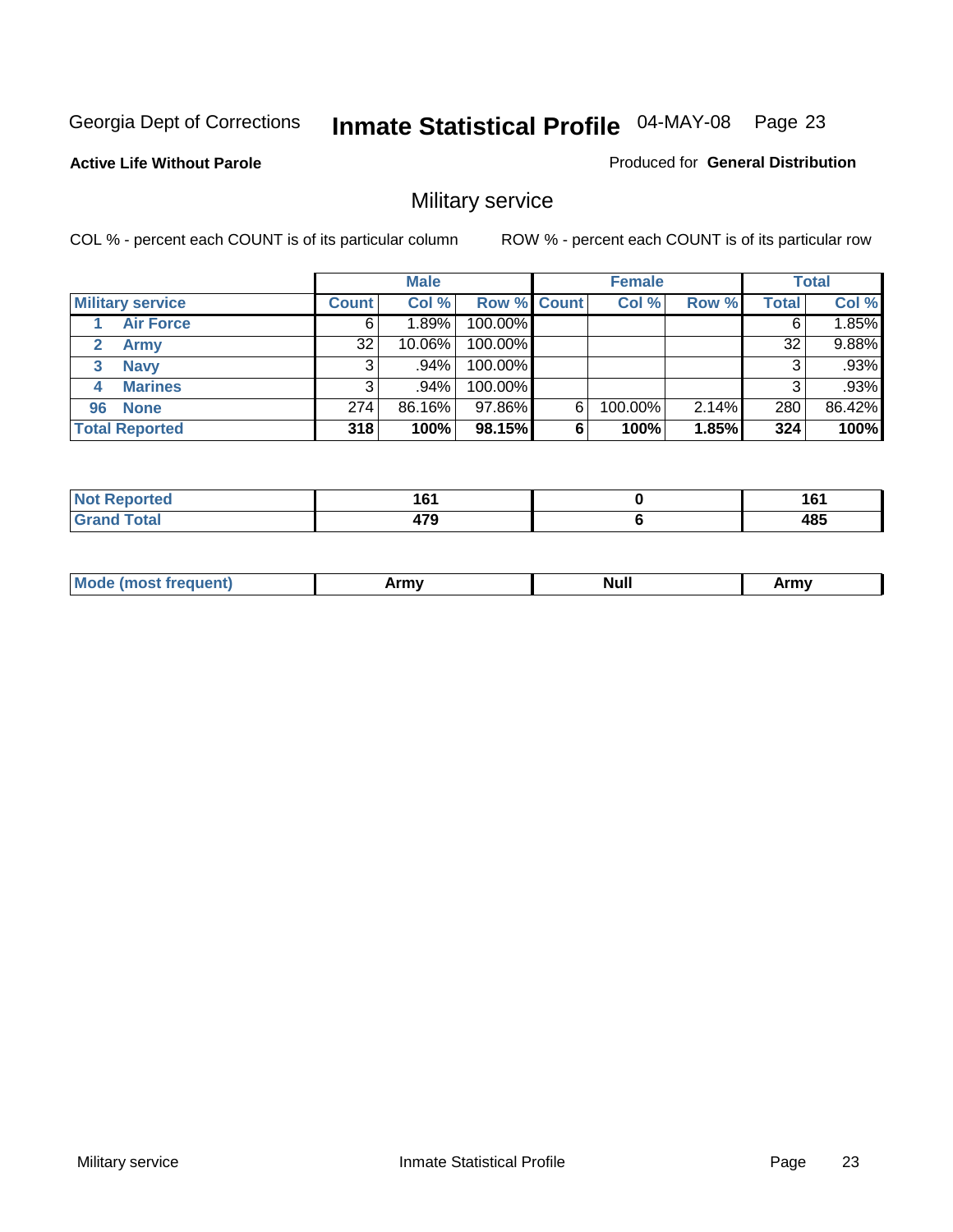Georgia Dept of Corrections **Inmate Statistical Profile** 04-MAY-08

**Active Life Without Parole**

Produced for **General Distribution**

## Military service

COL % - percent each COUNT is of its particular column

ROW % - percent each COUNT is of its particular row

| | Male | | | Female | | | Total | |
|---|---|---|---|---|---|---|---|---|
| **Military service** | **Count** | **Col %** | **Row %** | **Count** | **Col %** | **Row %** | **Total** | **Col %** |
| 1 Air Force | 6 | 1.89% | 100.00% | | | | 6 | 1.85% |
| 2 Army | 32 | 10.06% | 100.00% | | | | 32 | 9.88% |
| 3 Navy | 3 | .94% | 100.00% | | | | 3 | .93% |
| 4 Marines | 3 | .94% | 100.00% | | | | 3 | .93% |
| 96 None | 274 | 86.16% | 97.86% | 6 | 100.00% | 2.14% | 280 | 86.42% |
| **Total Reported** | **318** | **100%** | **98.15%** | **6** | **100%** | **1.85%** | **324** | **100%** |

| | Male | Female | Total |
|---|---|---|---|
| **Not Reported** | **161** | **0** | **161** |
| **Grand Total** | **479** | **6** | **485** |

| | Male | Female | Total |
|---|---|---|---|
| **Mode (most frequent)** | **Army** | **Null** | **Army** |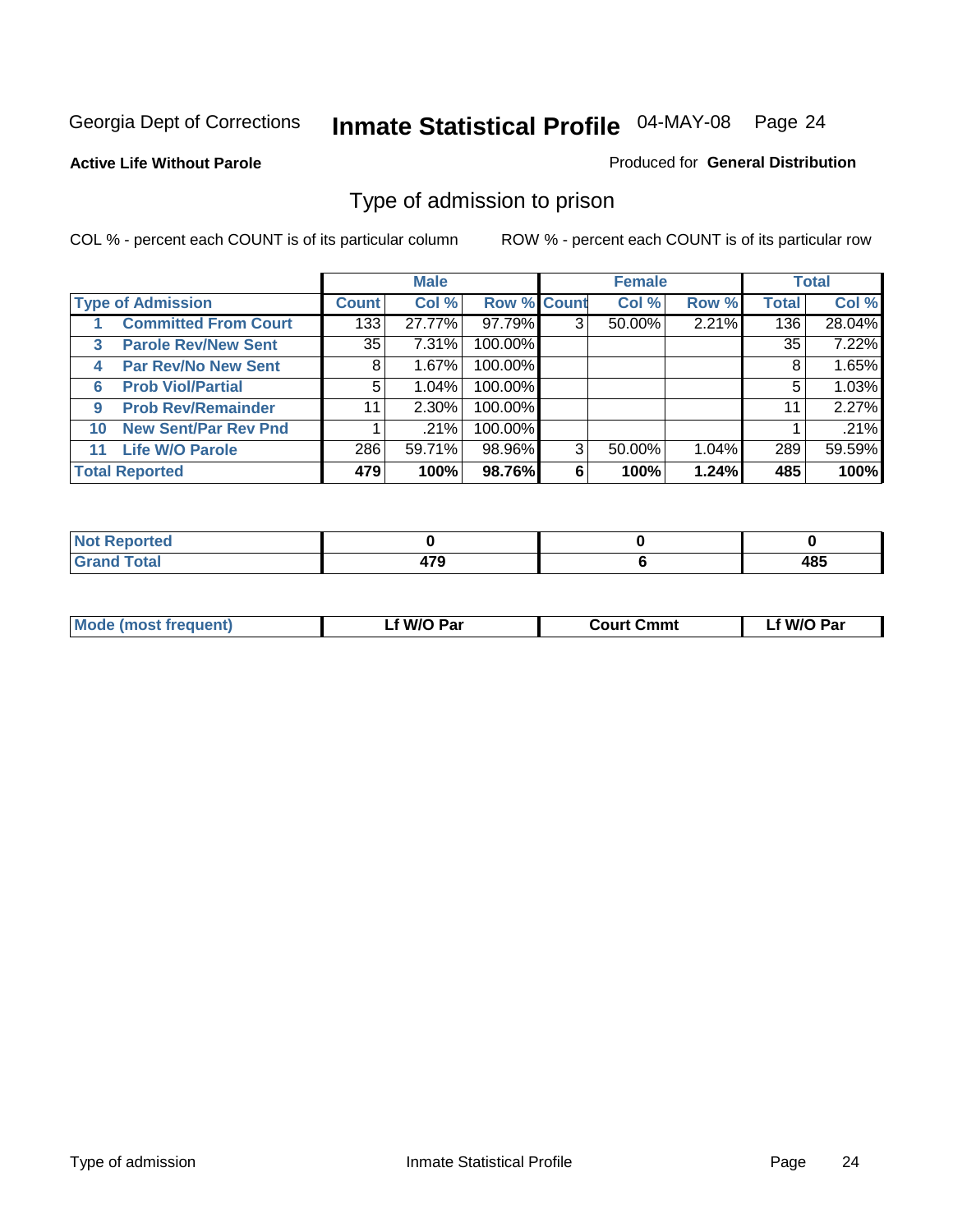Georgia Dept of Corrections **Inmate Statistical Profile** 04-MAY-08

**Active Life Without Parole**

Produced for **General Distribution**

## Type of admission to prison

COL % - percent each COUNT is of its particular column

ROW % - percent each COUNT is of its particular row

| | | Male | | | Female | | | Total | |
|---|---|---|---|---|---|---|---|---|---|
| **Type of Admission** | | **Count** | **Col %** | **Row %** | **Count** | **Col %** | **Row %** | **Total** | **Col %** |
| 1 | **Committed From Court** | 133 | 27.77% | 97.79% | 3 | 50.00% | 2.21% | 136 | 28.04% |
| 3 | **Parole Rev/New Sent** | 35 | 7.31% | 100.00% | | | | 35 | 7.22% |
| 4 | **Par Rev/No New Sent** | 8 | 1.67% | 100.00% | | | | 8 | 1.65% |
| 6 | **Prob Viol/Partial** | 5 | 1.04% | 100.00% | | | | 5 | 1.03% |
| 9 | **Prob Rev/Remainder** | 11 | 2.30% | 100.00% | | | | 11 | 2.27% |
| 10 | **New Sent/Par Rev Pnd** | 1 | .21% | 100.00% | | | | 1 | .21% |
| 11 | **Life W/O Parole** | 286 | 59.71% | 98.96% | 3 | 50.00% | 1.04% | 289 | 59.59% |
| **Total Reported** | | **479** | **100%** | **98.76%** | **6** | **100%** | **1.24%** | **485** | **100%** |

| | Male | Female | Total |
|---|---|---|---|
| **Not Reported** | **0** | **0** | **0** |
| **Grand Total** | **479** | **6** | **485** |

| | Male | Female | Total |
|---|---|---|---|
| **Mode (most frequent)** | **Lf W/O Par** | **Court Cmmt** | **Lf W/O Par** |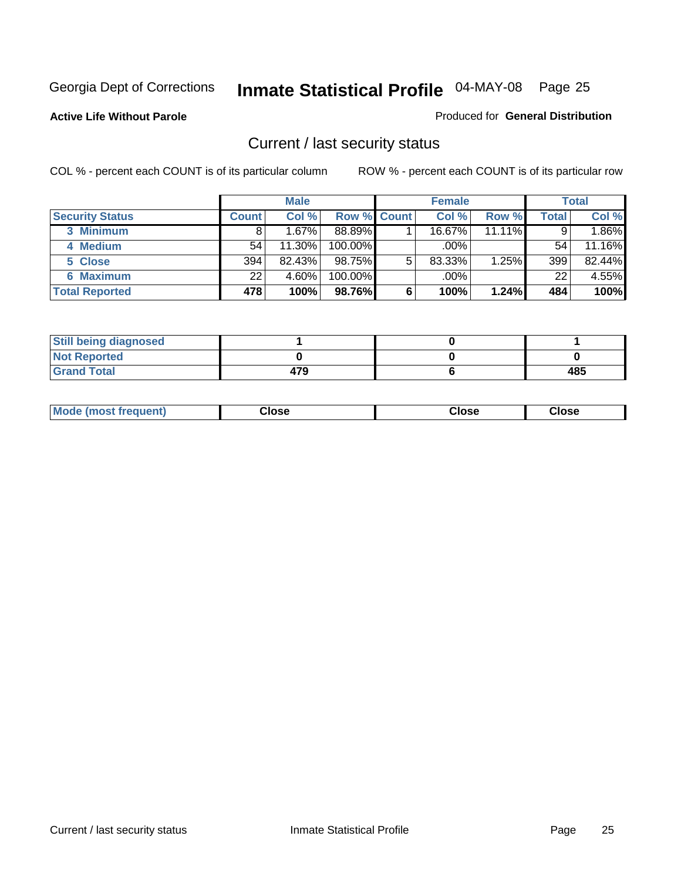Georgia Dept of Corrections **Inmate Statistical Profile** 04-MAY-08

**Active Life Without Parole** Produced for **General Distribution**

## Current / last security status

COL % - percent each COUNT is of its particular column ROW % - percent each COUNT is of its particular row

| | Male | | | Female | | | Total | |
|---|---|---|---|---|---|---|---|---|
| Security Status | Count | Col % | Row % | Count | Col % | Row % | Total | Col % |
| 3 Minimum | 8 | 1.67% | 88.89% | 1 | 16.67% | 11.11% | 9 | 1.86% |
| 4 Medium | 54 | 11.30% | 100.00% | | .00% | | 54 | 11.16% |
| 5 Close | 394 | 82.43% | 98.75% | 5 | 83.33% | 1.25% | 399 | 82.44% |
| 6 Maximum | 22 | 4.60% | 100.00% | | .00% | | 22 | 4.55% |
| **Total Reported** | **478** | **100%** | **98.76%** | **6** | **100%** | **1.24%** | **484** | **100%** |

| | Male | Female | Total |
|---|---|---|---|
| Still being diagnosed | 1 | 0 | 1 |
| Not Reported | 0 | 0 | 0 |
| Grand Total | 479 | 6 | 485 |

| | Male | Female | Total |
|---|---|---|---|
| Mode (most frequent) | Close | Close | Close |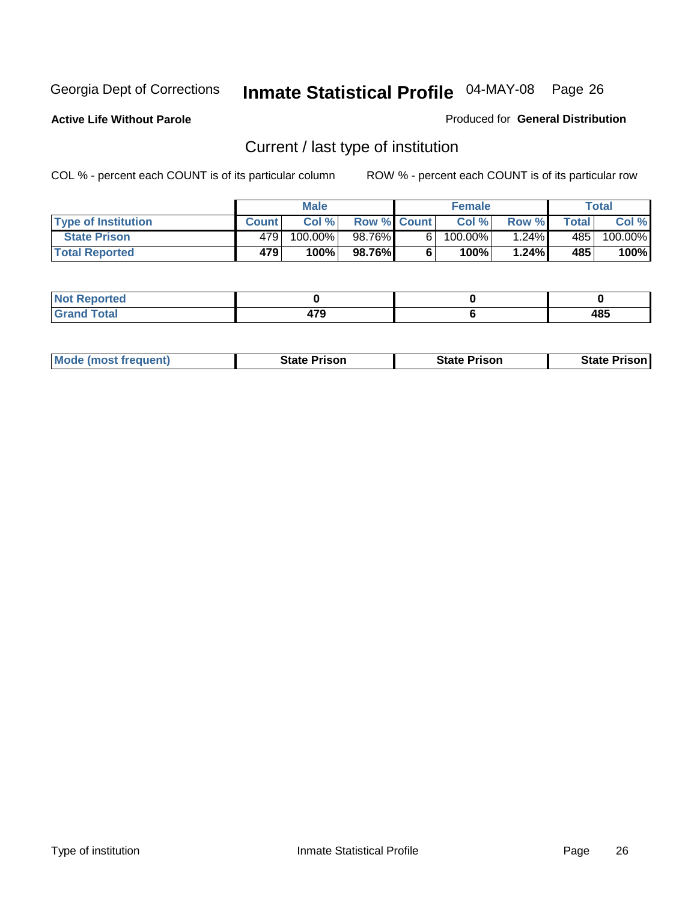Georgia Dept of Corrections **Inshould be Inmate Statistical Profile** 04-MAY-08

**Active Life Without Parole**

Produced for **General Distribution**

## Current / last type of institution

COL % - percent each COUNT is of its particular column

ROW % - percent each COUNT is of its particular row

| | Male | | | Female | | | Total | |
|---|---|---|---|---|---|---|---|---|
| **Type of Institution** | **Count** | **Col %** | **Row %** | **Count** | **Col %** | **Row %** | **Total** | **Col %** |
| **State Prison** | 479 | 100.00% | 98.76% | 6 | 100.00% | 1.24% | 485 | 100.00% |
| **Total Reported** | **479** | **100%** | **98.76%** | **6** | **100%** | **1.24%** | **485** | **100%** |

| | Male | Female | Total |
|---|---|---|---|
| **Not Reported** | **0** | **0** | **0** |
| **Grand Total** | **479** | **6** | **485** |

| | Male | Female | Total |
|---|---|---|---|
| **Mode (most frequent)** | **State Prison** | **State Prison** | **State Prison** |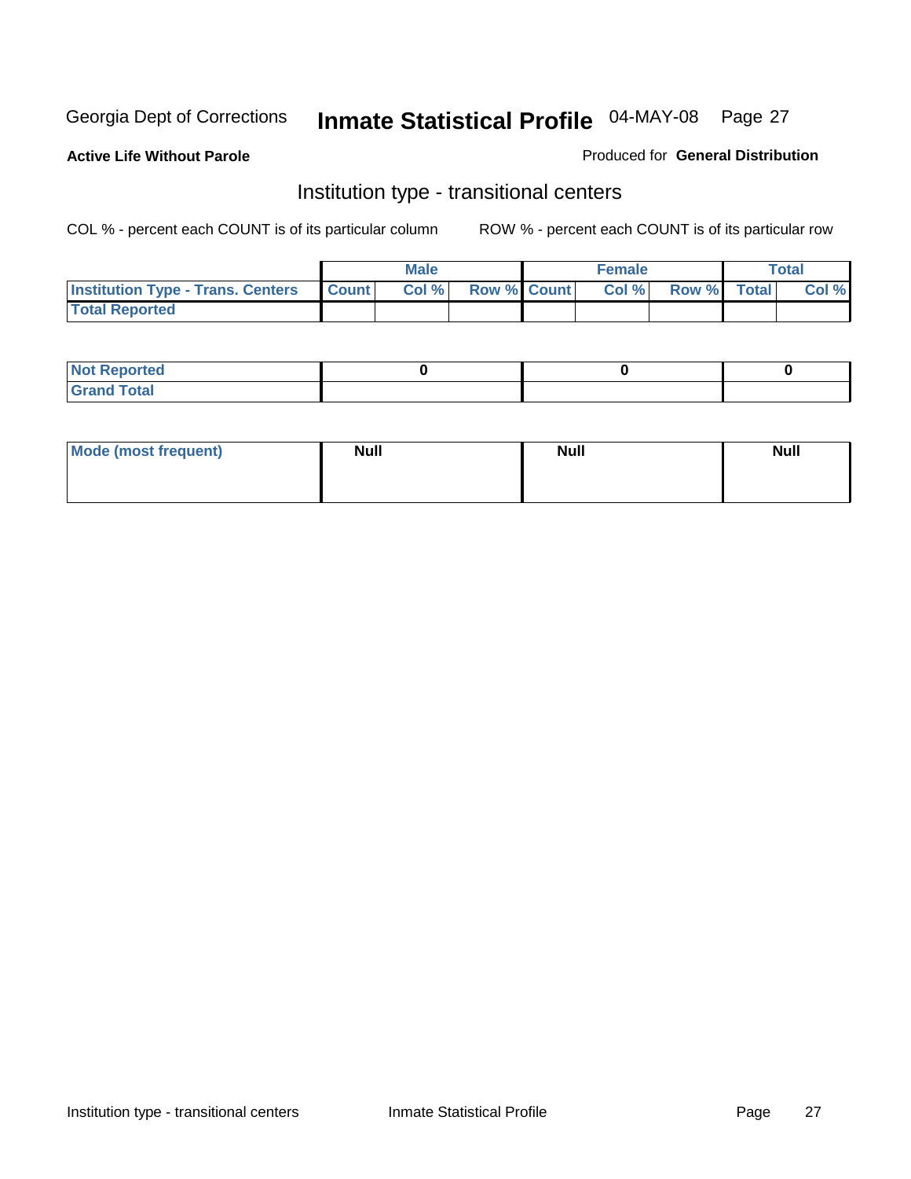Georgia Dept of Corrections **Inmate Statistical Profile** 04-MAY-08

**Active Life Without Parole**

Produced for **General Distribution**

## Institution type - transitional centers

COL % - percent each COUNT is of its particular column

ROW % - percent each COUNT is of its particular row

| | Male | | | Female | | | Total | |
|---|---|---|---|---|---|---|---|---|
| **Institution Type - Trans. Centers** | **Count** | **Col %** | **Row %** | **Count** | **Col %** | **Row %** | **Total** | **Col %** |
| **Total Reported** | | | | | | | | |

| | Male | Female | Total |
|---|---|---|---|
| **Not Reported** | 0 | 0 | 0 |
| **Grand Total** | | | |

| | Male | Female | Total |
|---|---|---|---|
| **Mode (most frequent)** | Null | Null | Null |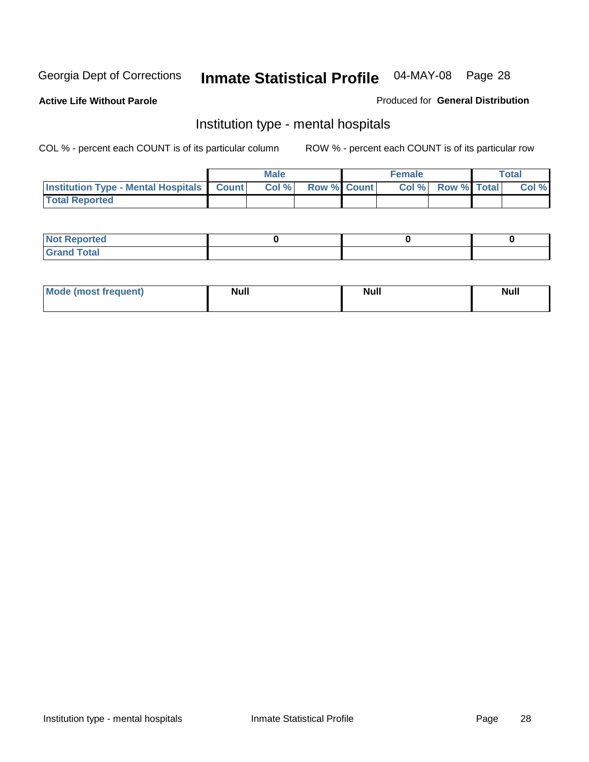Georgia Dept of Corrections **Inmate Statistical Profile** 04-MAY-08

**Active Life Without Parole**

Produced for **General Distribution**

## Institution type - mental hospitals

COL % - percent each COUNT is of its particular column

ROW % - percent each COUNT is of its particular row

| | Male | | | Female | | | Total | |
|---|---|---|---|---|---|---|---|---|
| Institution Type - Mental Hospitals | Count | Col % | Row % | Count | Col % | Row % | Total | Col % |
| Total Reported | | | | | | | | |

| | Male | Female | Total |
|---|---|---|---|
| Not Reported | 0 | 0 | 0 |
| Grand Total | | | |

| | Male | Female | Total |
|---|---|---|---|
| Mode (most frequent) | Null | Null | Null |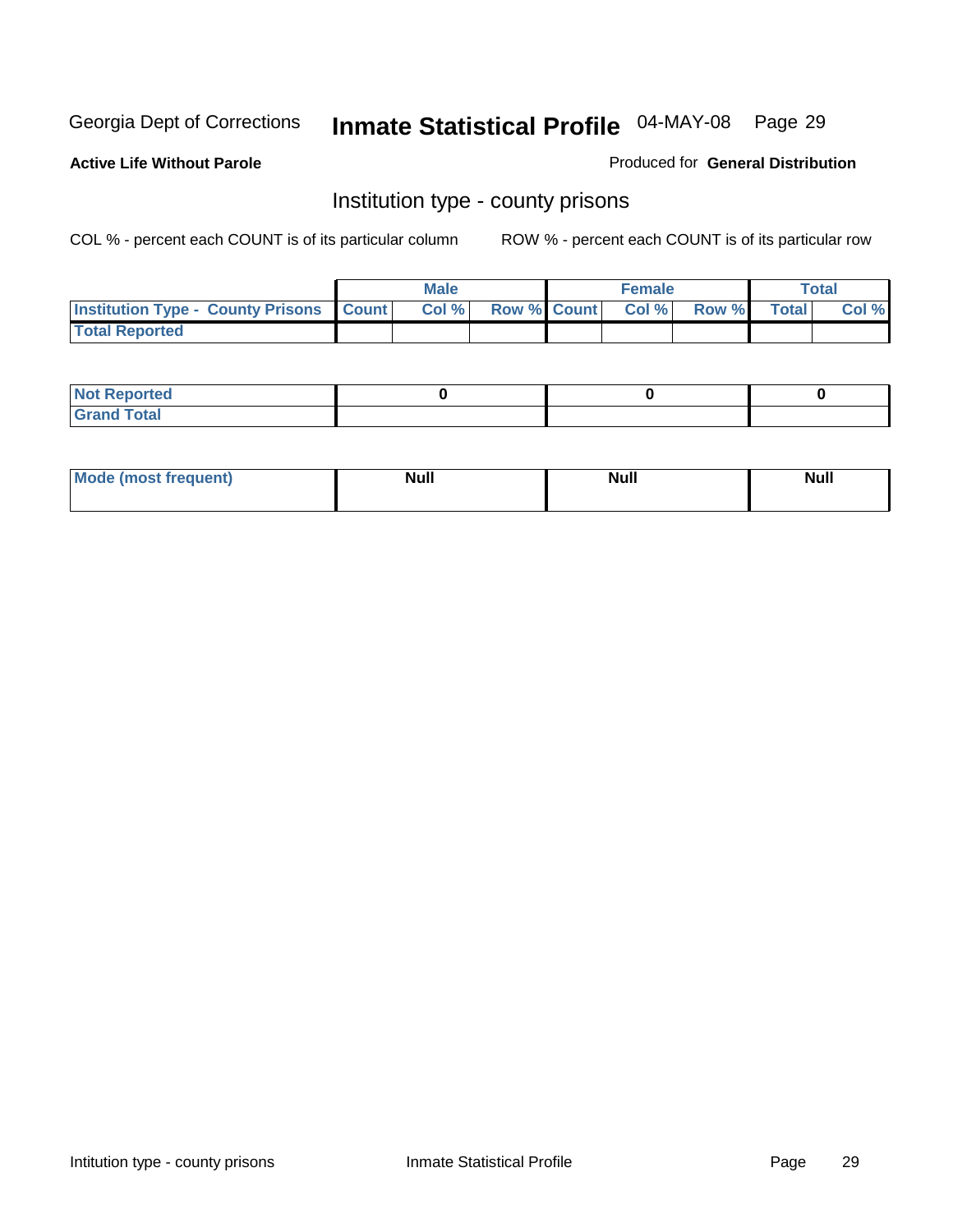Georgia Dept of Corrections **Inmate Statistical Profile** 04-MAY-08

**Active Life Without Parole**

Produced for **General Distribution**

## Institution type - county prisons

COL % - percent each COUNT is of its particular column

ROW % - percent each COUNT is of its particular row

| | Male | | | Female | | | Total | |
|---|---|---|---|---|---|---|---|---|
| **Institution Type - County Prisons** | **Count** | **Col %** | **Row %** | **Count** | **Col %** | **Row %** | **Total** | **Col %** |
| **Total Reported** | | | | | | | | |

| | Male | Female | Total |
|---|---|---|---|
| **Not Reported** | **0** | **0** | **0** |
| **Grand Total** | | | |

| | Male | Female | Total |
|---|---|---|---|
| **Mode (most frequent)** | **Null** | **Null** | **Null** |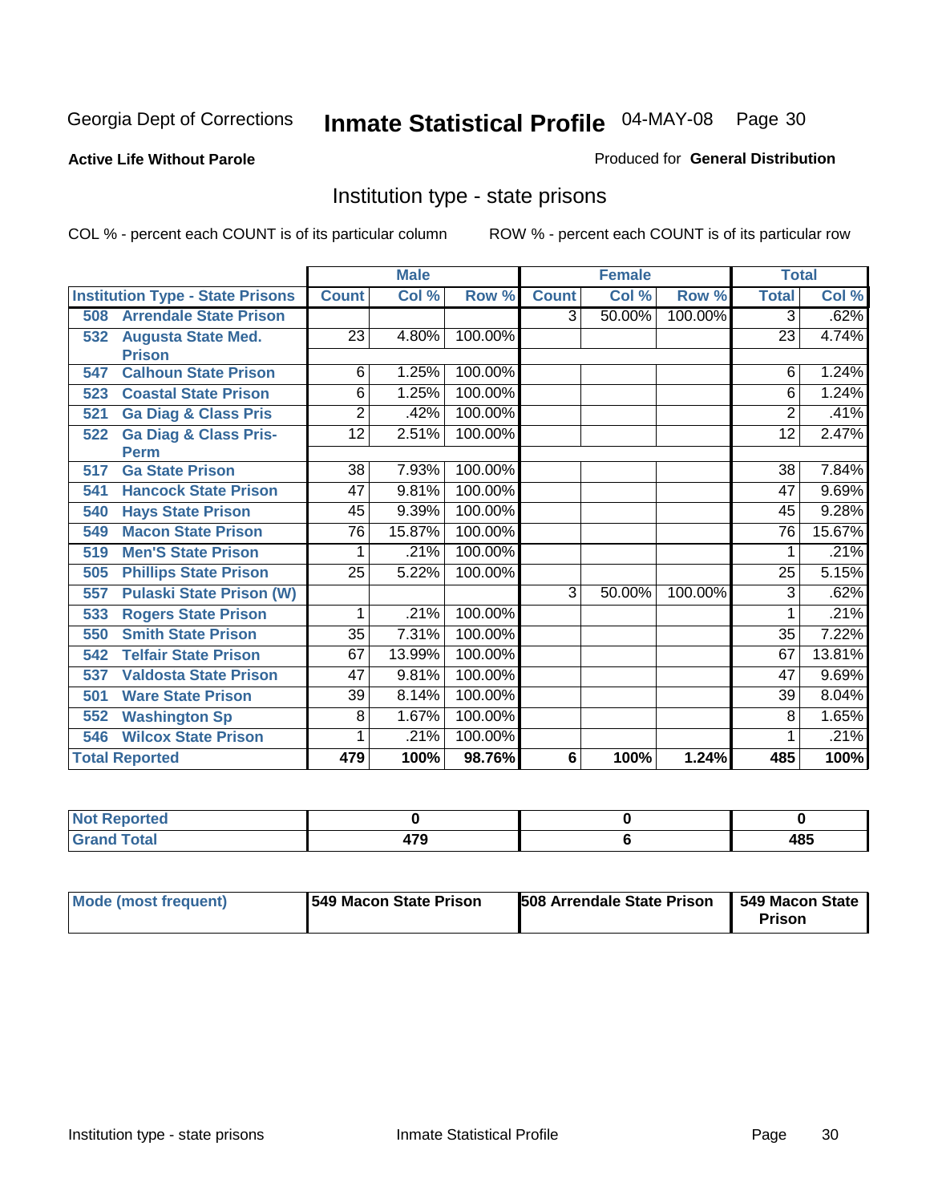Georgia Dept of Corrections

# Inmate Statistical Profile 04-MAY-08

**Active Life Without Parole**

Produced for **General Distribution**

## Institution type - state prisons

COL % - percent each COUNT is of its particular column

ROW % - percent each COUNT is of its particular row

| | Male | | | Female | | | Total | |
|---|---|---|---|---|---|---|---|---|
| **Institution Type - State Prisons** | **Count** | **Col %** | **Row %** | **Count** | **Col %** | **Row %** | **Total** | **Col %** |
| **508 Arrendale State Prison** | | | | 3 | 50.00% | 100.00% | 3 | .62% |
| **532 Augusta State Med. Prison** | 23 | 4.80% | 100.00% | | | | 23 | 4.74% |
| **547 Calhoun State Prison** | 6 | 1.25% | 100.00% | | | | 6 | 1.24% |
| **523 Coastal State Prison** | 6 | 1.25% | 100.00% | | | | 6 | 1.24% |
| **521 Ga Diag & Class Pris** | 2 | .42% | 100.00% | | | | 2 | .41% |
| **522 Ga Diag & Class Pris-Perm** | 12 | 2.51% | 100.00% | | | | 12 | 2.47% |
| **517 Ga State Prison** | 38 | 7.93% | 100.00% | | | | 38 | 7.84% |
| **541 Hancock State Prison** | 47 | 9.81% | 100.00% | | | | 47 | 9.69% |
| **540 Hays State Prison** | 45 | 9.39% | 100.00% | | | | 45 | 9.28% |
| **549 Macon State Prison** | 76 | 15.87% | 100.00% | | | | 76 | 15.67% |
| **519 Men'S State Prison** | 1 | .21% | 100.00% | | | | 1 | .21% |
| **505 Phillips State Prison** | 25 | 5.22% | 100.00% | | | | 25 | 5.15% |
| **557 Pulaski State Prison (W)** | | | | 3 | 50.00% | 100.00% | 3 | .62% |
| **533 Rogers State Prison** | 1 | .21% | 100.00% | | | | 1 | .21% |
| **550 Smith State Prison** | 35 | 7.31% | 100.00% | | | | 35 | 7.22% |
| **542 Telfair State Prison** | 67 | 13.99% | 100.00% | | | | 67 | 13.81% |
| **537 Valdosta State Prison** | 47 | 9.81% | 100.00% | | | | 47 | 9.69% |
| **501 Ware State Prison** | 39 | 8.14% | 100.00% | | | | 39 | 8.04% |
| **552 Washington Sp** | 8 | 1.67% | 100.00% | | | | 8 | 1.65% |
| **546 Wilcox State Prison** | 1 | .21% | 100.00% | | | | 1 | .21% |
| **Total Reported** | **479** | **100%** | **98.76%** | **6** | **100%** | **1.24%** | **485** | **100%** |

| | Male | Female | Total |
|---|---|---|---|
| **Not Reported** | **0** | **0** | **0** |
| **Grand Total** | **479** | **6** | **485** |

| | Male | Female | Total |
|---|---|---|---|
| **Mode (most frequent)** | **549 Macon State Prison** | **508 Arrendale State Prison** | **549 Macon State Prison** |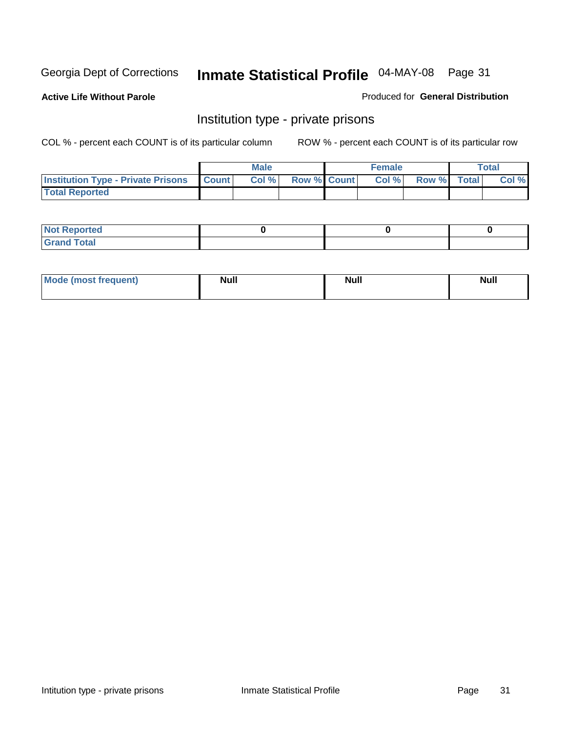Georgia Dept of Corrections **Inmate Statistical Profile** 04-MAY-08

**Active Life Without Parole**

Produced for **General Distribution**

## Institution type - private prisons

COL % - percent each COUNT is of its particular column

ROW % - percent each COUNT is of its particular row

| | Male | | | Female | | | Total | |
|---|---|---|---|---|---|---|---|---|
| **Institution Type - Private Prisons** | **Count** | **Col %** | **Row %** | **Count** | **Col %** | **Row %** | **Total** | **Col %** |
| **Total Reported** | | | | | | | | |

| | Male | Female | Total |
|---|---|---|---|
| **Not Reported** | 0 | 0 | 0 |
| **Grand Total** | | | |

| | Male | Female | Total |
|---|---|---|---|
| **Mode (most frequent)** | Null | Null | Null |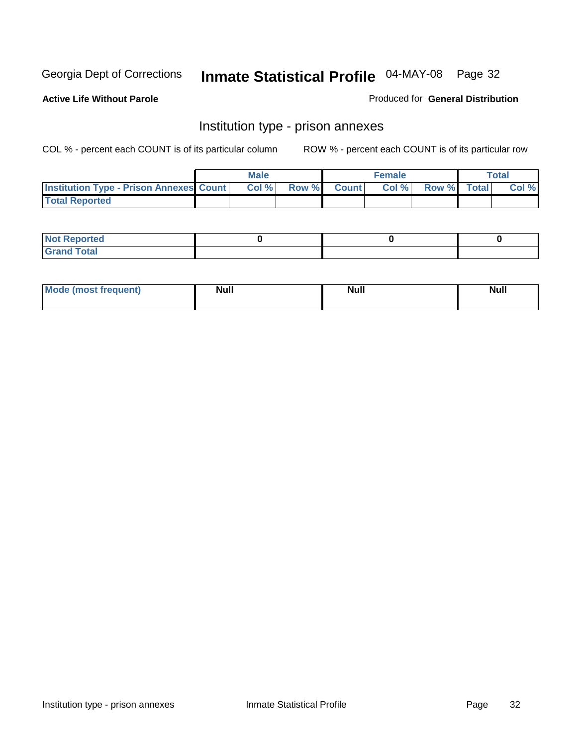Georgia Dept of Corrections **Inmate Statistical Profile** 04-MAY-08

**Active Life Without Parole**

Produced for **General Distribution**

## Institution type - prison annexes

COL % - percent each COUNT is of its particular column ROW % - percent each COUNT is of its particular row

| | Male | | | Female | | | Total | |
|---|---|---|---|---|---|---|---|---|
| **Institution Type - Prison Annexes** | **Count** | **Col %** | **Row %** | **Count** | **Col %** | **Row %** | **Total** | **Col %** |
| **Total Reported** | | | | | | | | |

| | Male | Female | Total |
|---|---|---|---|
| **Not Reported** | 0 | 0 | 0 |
| **Grand Total** | | | |

| | Male | Female | Total |
|---|---|---|---|
| **Mode (most frequent)** | Null | Null | Null |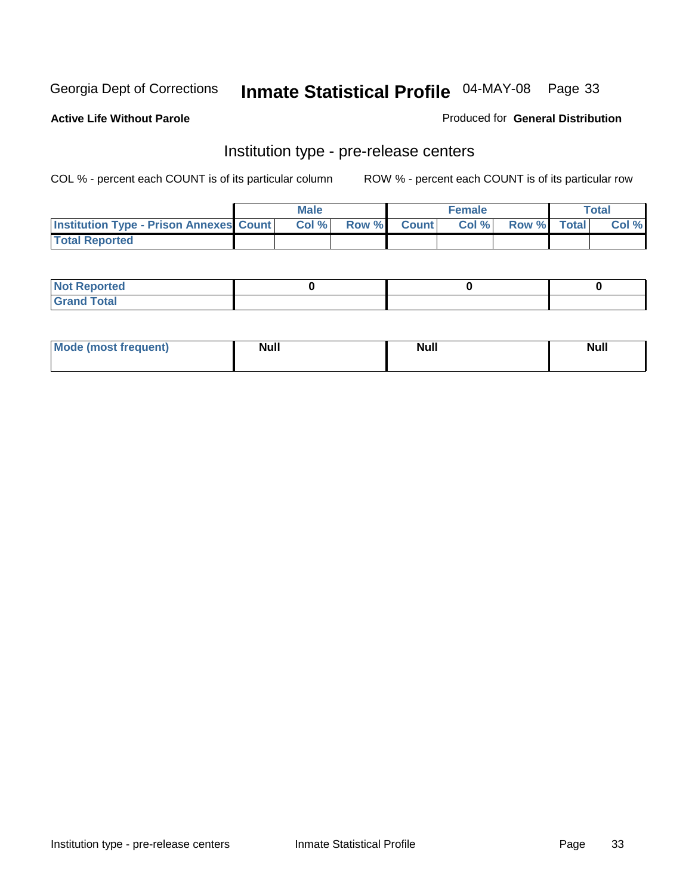**Active Life Without Parole**

Produced for **General Distribution**

## Institution type - pre-release centers

COL % - percent each COUNT is of its particular column

ROW % - percent each COUNT is of its particular row

| | Male | | | Female | | | Total | |
|---|---|---|---|---|---|---|---|---|
| **Institution Type - Prison Annexes** | **Count** | **Col %** | **Row %** | **Count** | **Col %** | **Row %** | **Total** | **Col %** |
| **Total Reported** | | | | | | | | |

| | Male | Female | Total |
|---|---|---|---|
| **Not Reported** | **0** | **0** | **0** |
| **Grand Total** | | | |

| | Male | Female | Total |
|---|---|---|---|
| **Mode (most frequent)** | **Null** | **Null** | **Null** |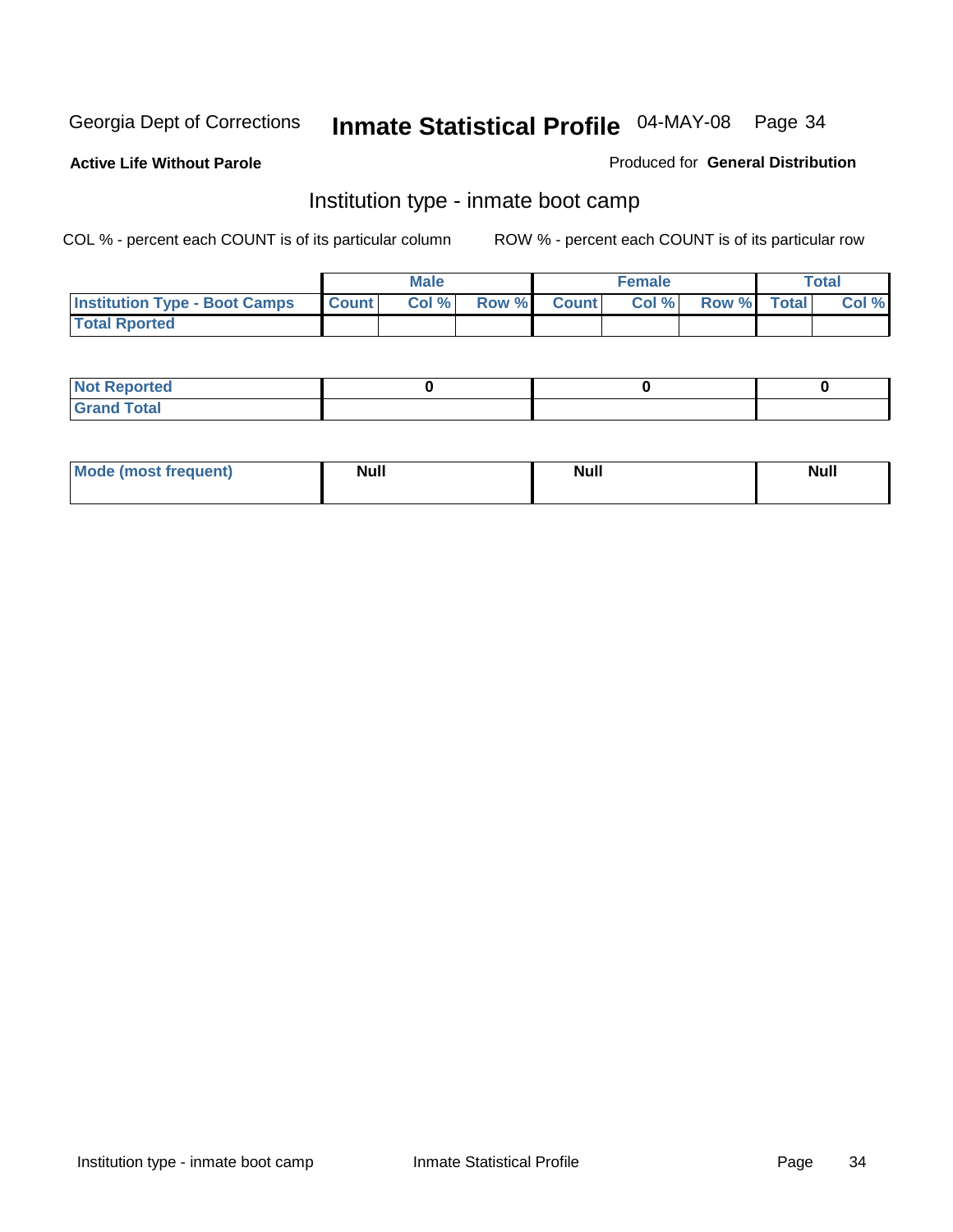Georgia Dept of Corrections **Inmate Statistical Profile** 04-MAY-08

**Active Life Without Parole**

Produced for **General Distribution**

## Institution type - inmate boot camp

COL % - percent each COUNT is of its particular column

ROW % - percent each COUNT is of its particular row

| | Male | | | Female | | | Total | |
|---|---|---|---|---|---|---|---|---|
| **Institution Type - Boot Camps** | **Count** | **Col %** | **Row %** | **Count** | **Col %** | **Row %** | **Total** | **Col %** |
| **Total Rported** | | | | | | | | |

| | Male | Female | Total |
|---|---|---|---|
| **Not Reported** | **0** | **0** | **0** |
| **Grand Total** | | | |

| | Male | Female | Total |
|---|---|---|---|
| **Mode (most frequent)** | **Null** | **Null** | **Null** |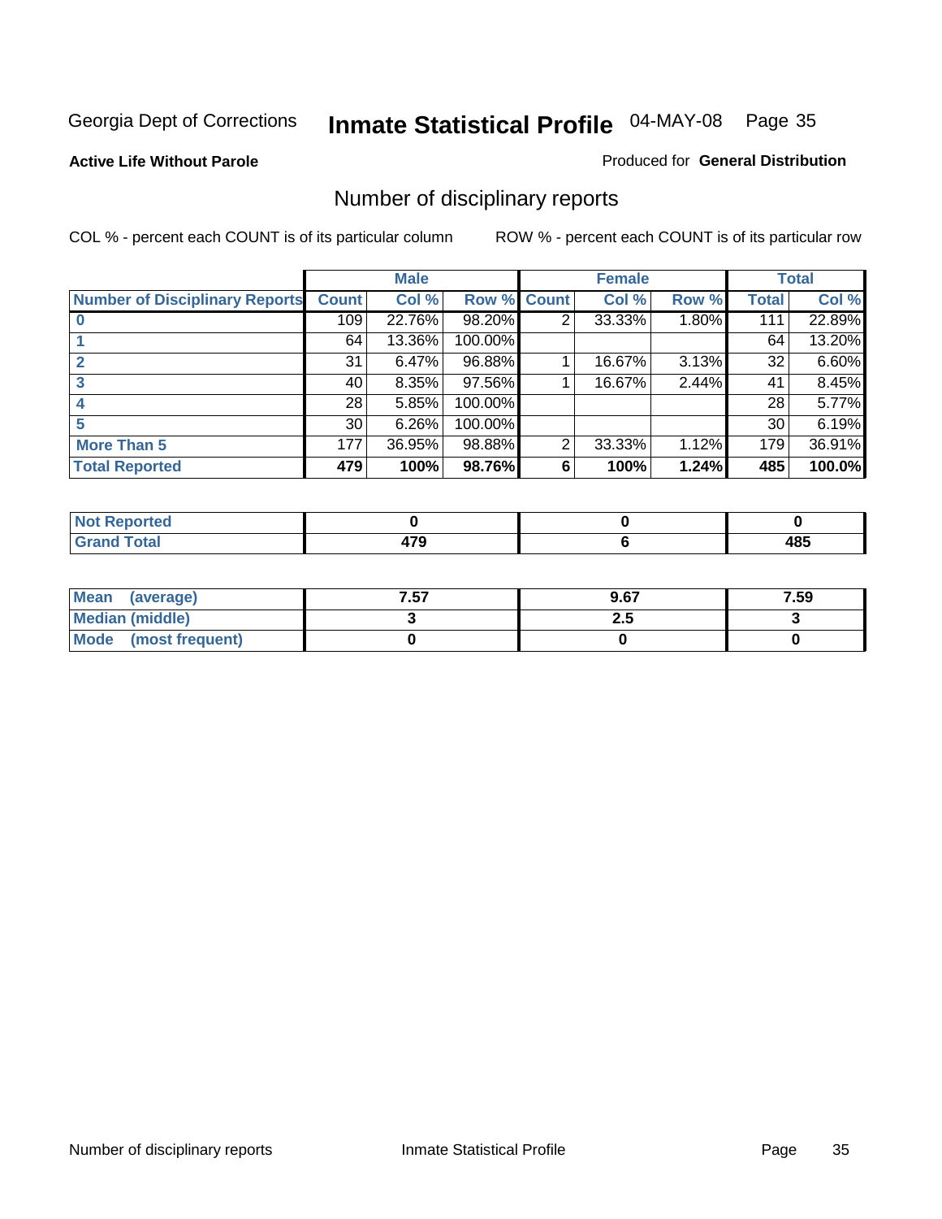Georgia Dept of Corrections **Inmate Statistical Profile** 04-MAY-08

**Active Life Without Parole**

Produced for **General Distribution**

## Number of disciplinary reports

COL % - percent each COUNT is of its particular column ROW % - percent each COUNT is of its particular row

| | Male | | | Female | | | Total | |
|---|---|---|---|---|---|---|---|---|
| **Number of Disciplinary Reports** | **Count** | **Col %** | **Row %** | **Count** | **Col %** | **Row %** | **Total** | **Col %** |
| **0** | 109 | 22.76% | 98.20% | 2 | 33.33% | 1.80% | 111 | 22.89% |
| **1** | 64 | 13.36% | 100.00% | | | | 64 | 13.20% |
| **2** | 31 | 6.47% | 96.88% | 1 | 16.67% | 3.13% | 32 | 6.60% |
| **3** | 40 | 8.35% | 97.56% | 1 | 16.67% | 2.44% | 41 | 8.45% |
| **4** | 28 | 5.85% | 100.00% | | | | 28 | 5.77% |
| **5** | 30 | 6.26% | 100.00% | | | | 30 | 6.19% |
| **More Than 5** | 177 | 36.95% | 98.88% | 2 | 33.33% | 1.12% | 179 | 36.91% |
| **Total Reported** | **479** | **100%** | **98.76%** | **6** | **100%** | **1.24%** | **485** | **100.0%** |

| | Male | Female | Total |
|---|---|---|---|
| **Not Reported** | **0** | **0** | **0** |
| **Grand Total** | **479** | **6** | **485** |

| | Male | Female | Total |
|---|---|---|---|
| **Mean (average)** | **7.57** | **9.67** | **7.59** |
| **Median (middle)** | **3** | **2.5** | **3** |
| **Mode (most frequent)** | **0** | **0** | **0** |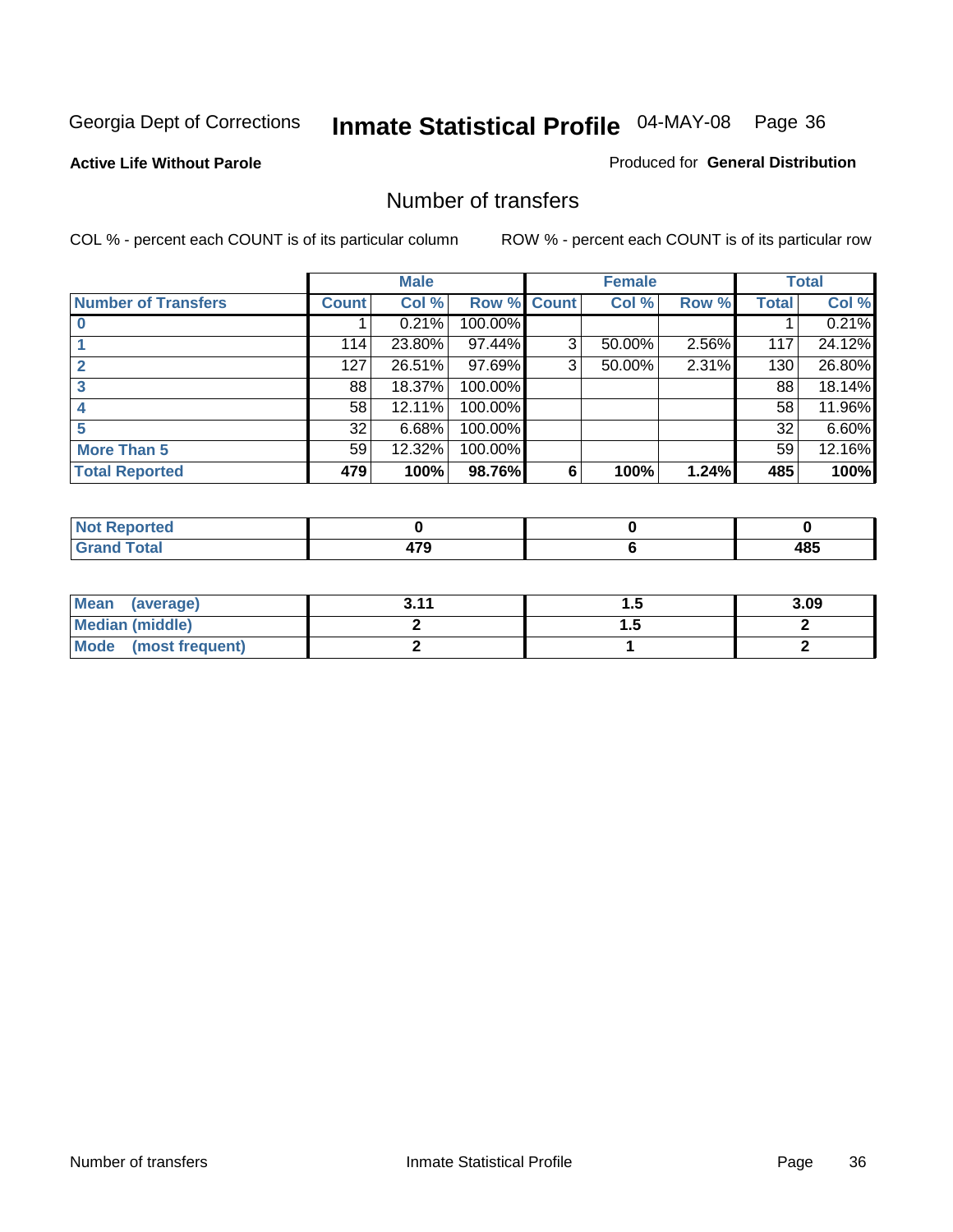Georgia Dept of Corrections **Inmate Statistical Profile** 04-MAY-08 Page 36

**Active Life Without Parole**

Produced for **General Distribution**

## Number of transfers

COL % - percent each COUNT is of its particular column

ROW % - percent each COUNT is of its particular row

| | Male | | | Female | | | Total | |
|---|---|---|---|---|---|---|---|---|
| **Number of Transfers** | **Count** | **Col %** | **Row %** | **Count** | **Col %** | **Row %** | **Total** | **Col %** |
| **0** | 1 | 0.21% | 100.00% | | | | 1 | 0.21% |
| **1** | 114 | 23.80% | 97.44% | 3 | 50.00% | 2.56% | 117 | 24.12% |
| **2** | 127 | 26.51% | 97.69% | 3 | 50.00% | 2.31% | 130 | 26.80% |
| **3** | 88 | 18.37% | 100.00% | | | | 88 | 18.14% |
| **4** | 58 | 12.11% | 100.00% | | | | 58 | 11.96% |
| **5** | 32 | 6.68% | 100.00% | | | | 32 | 6.60% |
| **More Than 5** | 59 | 12.32% | 100.00% | | | | 59 | 12.16% |
| **Total Reported** | **479** | **100%** | **98.76%** | **6** | **100%** | **1.24%** | **485** | **100%** |

| | Male | Female | Total |
|---|---|---|---|
| **Not Reported** | **0** | **0** | **0** |
| **Grand Total** | **479** | **6** | **485** |

| | Male | Female | Total |
|---|---|---|---|
| **Mean (average)** | **3.11** | **1.5** | **3.09** |
| **Median (middle)** | **2** | **1.5** | **2** |
| **Mode (most frequent)** | **2** | **1** | **2** |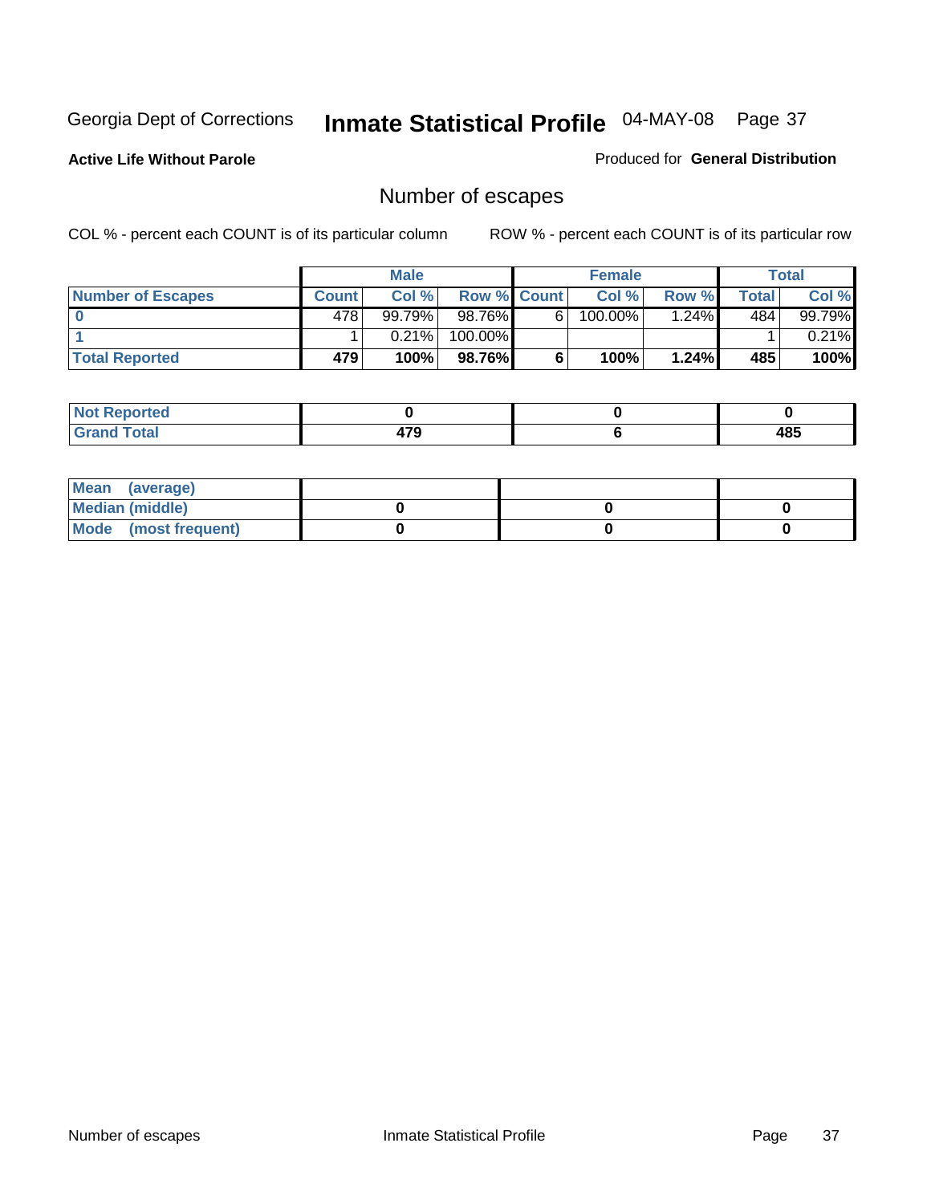Georgia Dept of Corrections **Inmate Statistical Profile** 04-MAY-08

**Active Life Without Parole**

Produced for **General Distribution**

## Number of escapes

COL % - percent each COUNT is of its particular column ROW % - percent each COUNT is of its particular row

| | Male | | | Female | | | Total | |
|---|---|---|---|---|---|---|---|---|
| **Number of Escapes** | **Count** | **Col %** | **Row %** | **Count** | **Col %** | **Row %** | **Total** | **Col %** |
| **0** | 478 | 99.79% | 98.76% | 6 | 100.00% | 1.24% | 484 | 99.79% |
| **1** | 1 | 0.21% | 100.00% | | | | 1 | 0.21% |
| **Total Reported** | **479** | **100%** | **98.76%** | **6** | **100%** | **1.24%** | **485** | **100%** |

| | Male | Female | Total |
|---|---|---|---|
| **Not Reported** | **0** | **0** | **0** |
| **Grand Total** | **479** | **6** | **485** |

| | Male | Female | Total |
|---|---|---|---|
| **Mean (average)** | | | |
| **Median (middle)** | **0** | **0** | **0** |
| **Mode (most frequent)** | **0** | **0** | **0** |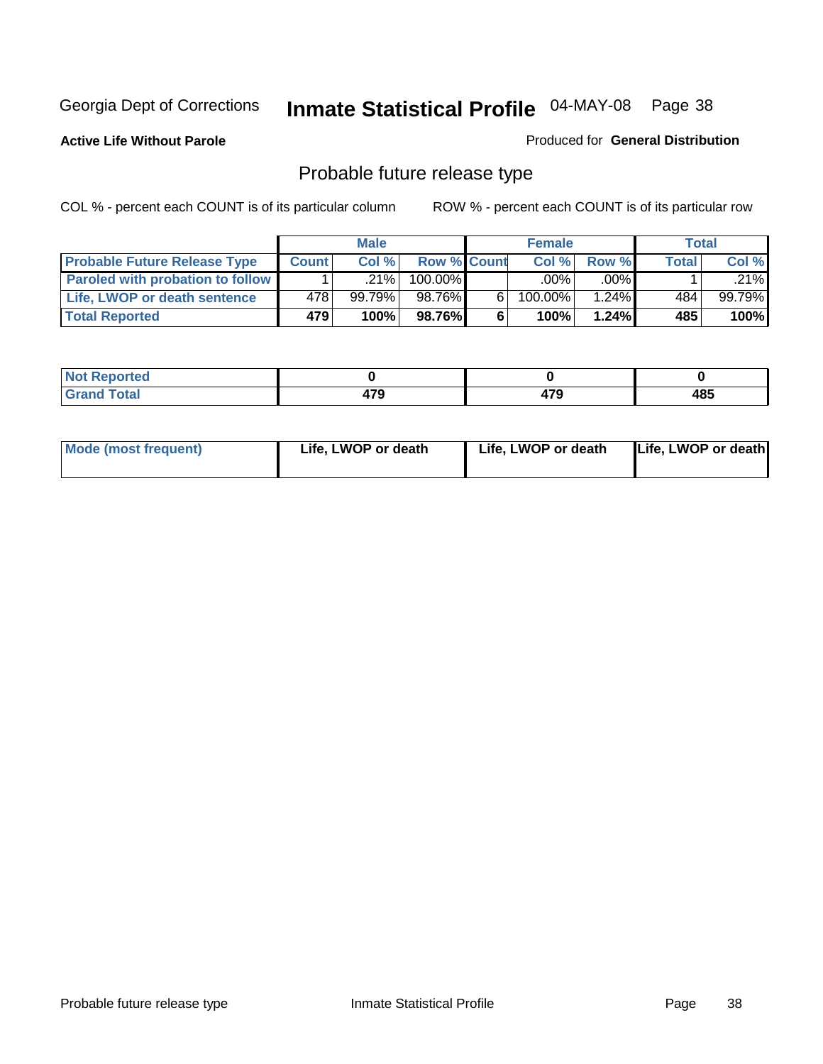Georgia Dept of Corrections **Inmate Statistical Profile** 04-MAY-08

**Active Life Without Parole**

Produced for **General Distribution**

## Probable future release type

COL % - percent each COUNT is of its particular column

ROW % - percent each COUNT is of its particular row

| | Male | | | Female | | | Total | |
|---|---|---|---|---|---|---|---|---|
| **Probable Future Release Type** | **Count** | **Col %** | **Row %** | **Count** | **Col %** | **Row %** | **Total** | **Col %** |
| **Paroled with probation to follow** | 1 | .21% | 100.00% | | .00% | .00% | 1 | .21% |
| **Life, LWOP or death sentence** | 478 | 99.79% | 98.76% | 6 | 100.00% | 1.24% | 484 | 99.79% |
| **Total Reported** | **479** | **100%** | **98.76%** | **6** | **100%** | **1.24%** | **485** | **100%** |

| | Male | Female | Total |
|---|---|---|---|
| **Not Reported** | **0** | **0** | **0** |
| **Grand Total** | **479** | **479** | **485** |

| | Male | Female | Total |
|---|---|---|---|
| **Mode (most frequent)** | **Life, LWOP or death** | **Life, LWOP or death** | **Life, LWOP or death** |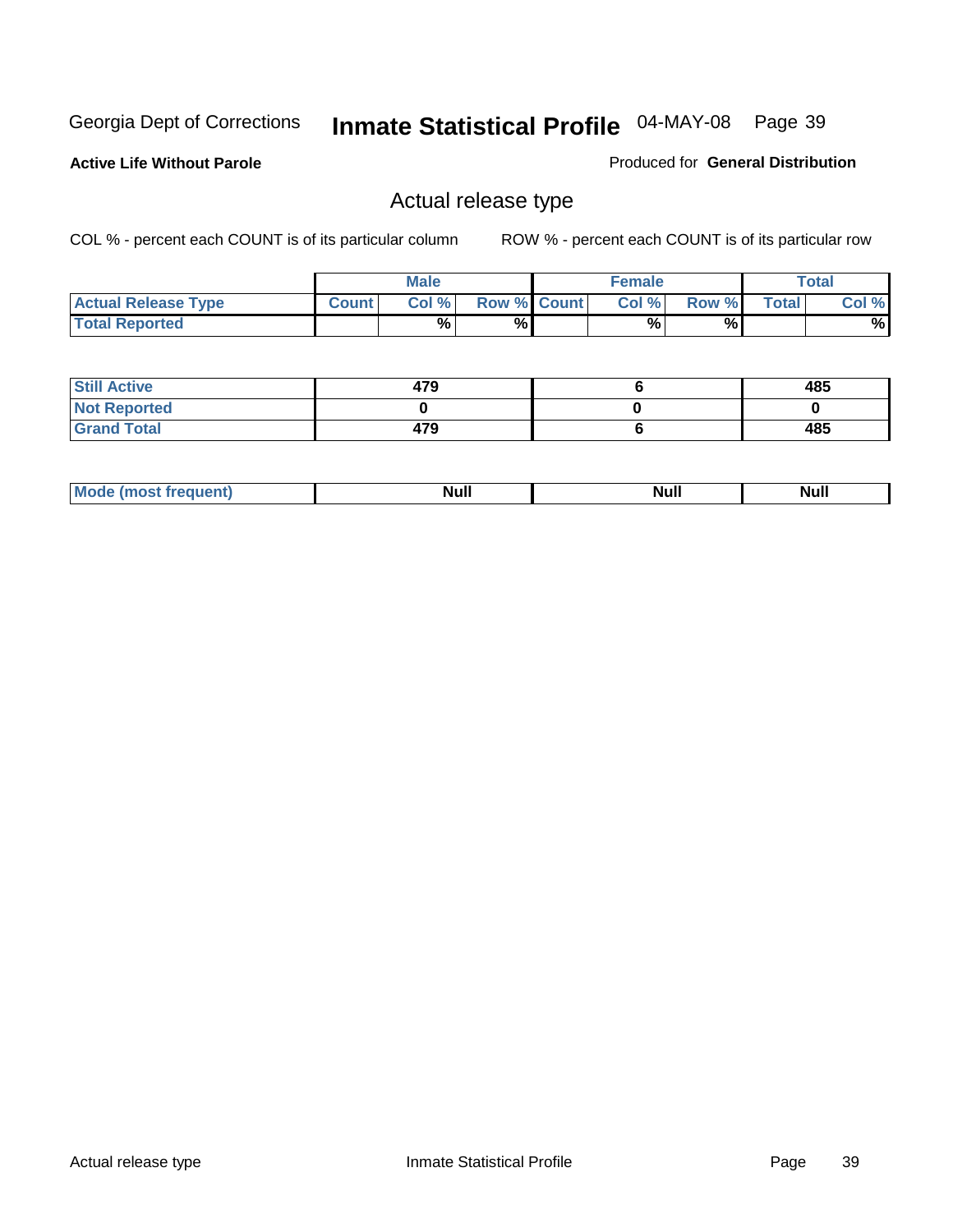Georgia Dept of Corrections **Inmate Statistical Profile** 04-MAY-08

**Active Life Without Parole**

Produced for **General Distribution**

## Actual release type

COL % - percent each COUNT is of its particular column ROW % - percent each COUNT is of its particular row

| | Male | | | Female | | | Total | |
|---|---|---|---|---|---|---|---|---|
| **Actual Release Type** | Count | Col % | Row % | Count | Col % | Row % | Total | Col % |
| **Total Reported** | | % | % | | % | % | | % |
| **Still Active** | 479 | | | 6 | | | 485 | |
| **Not Reported** | 0 | | | 0 | | | 0 | |
| **Grand Total** | 479 | | | 6 | | | 485 | |
| **Mode (most frequent)** | Null | | | Null | | | Null | |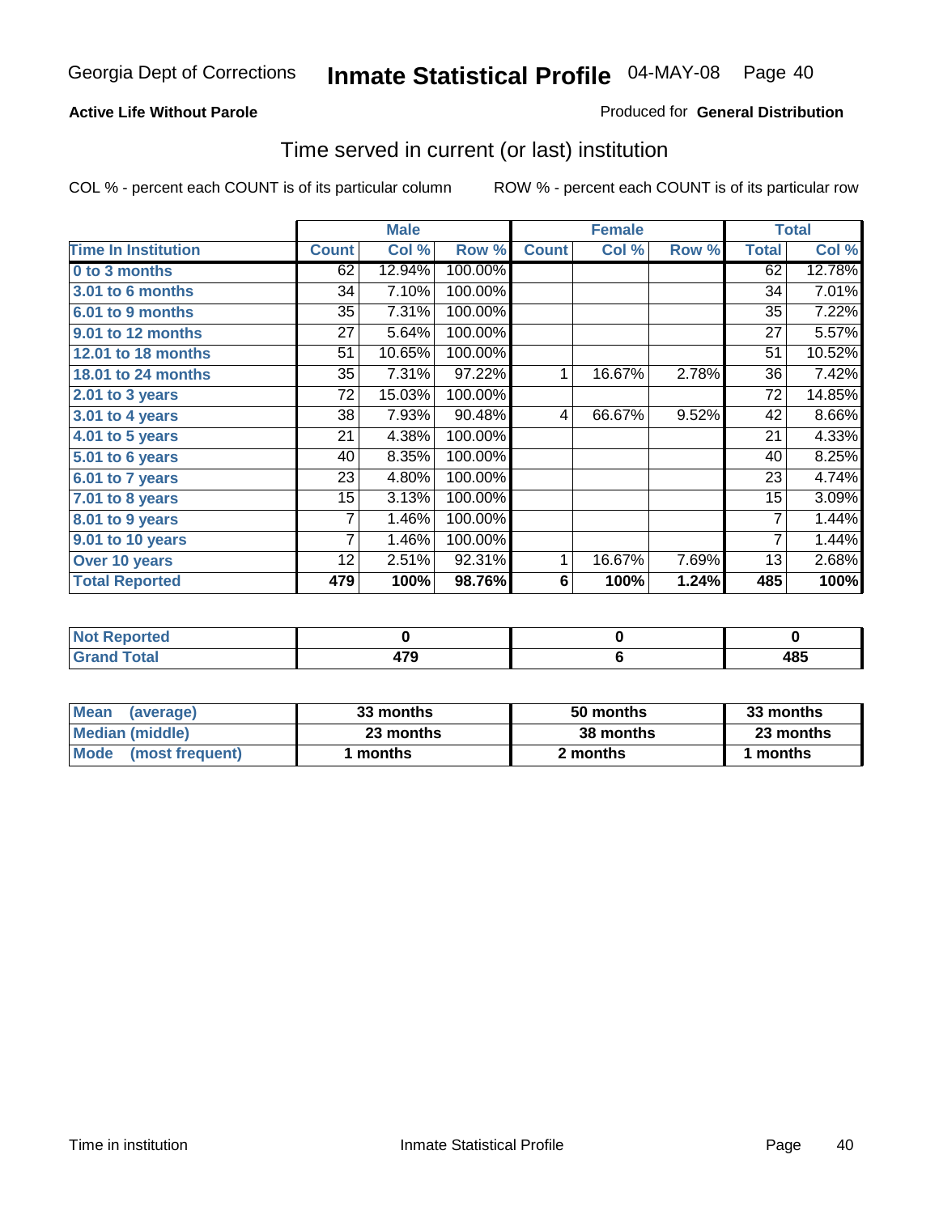Georgia Dept of Corrections **Inmate Statistical Profile** 04-MAY-08

**Active Life Without Parole**

Produced for **General Distribution**

## Time served in current (or last) institution

COL % - percent each COUNT is of its particular column    ROW % - percent each COUNT is of its particular row

| | Male | | | Female | | | Total | |
|---|---|---|---|---|---|---|---|---|
| **Time In Institution** | **Count** | **Col %** | **Row %** | **Count** | **Col %** | **Row %** | **Total** | **Col %** |
| **0 to 3 months** | 62 | 12.94% | 100.00% | | | | 62 | 12.78% |
| **3.01 to 6 months** | 34 | 7.10% | 100.00% | | | | 34 | 7.01% |
| **6.01 to 9 months** | 35 | 7.31% | 100.00% | | | | 35 | 7.22% |
| **9.01 to 12 months** | 27 | 5.64% | 100.00% | | | | 27 | 5.57% |
| **12.01 to 18 months** | 51 | 10.65% | 100.00% | | | | 51 | 10.52% |
| **18.01 to 24 months** | 35 | 7.31% | 97.22% | 1 | 16.67% | 2.78% | 36 | 7.42% |
| **2.01 to 3 years** | 72 | 15.03% | 100.00% | | | | 72 | 14.85% |
| **3.01 to 4 years** | 38 | 7.93% | 90.48% | 4 | 66.67% | 9.52% | 42 | 8.66% |
| **4.01 to 5 years** | 21 | 4.38% | 100.00% | | | | 21 | 4.33% |
| **5.01 to 6 years** | 40 | 8.35% | 100.00% | | | | 40 | 8.25% |
| **6.01 to 7 years** | 23 | 4.80% | 100.00% | | | | 23 | 4.74% |
| **7.01 to 8 years** | 15 | 3.13% | 100.00% | | | | 15 | 3.09% |
| **8.01 to 9 years** | 7 | 1.46% | 100.00% | | | | 7 | 1.44% |
| **9.01 to 10 years** | 7 | 1.46% | 100.00% | | | | 7 | 1.44% |
| **Over 10 years** | 12 | 2.51% | 92.31% | 1 | 16.67% | 7.69% | 13 | 2.68% |
| **Total Reported** | **479** | **100%** | **98.76%** | **6** | **100%** | **1.24%** | **485** | **100%** |

| | Male | Female | Total |
|---|---|---|---|
| **Not Reported** | **0** | **0** | **0** |
| **Grand Total** | **479** | **6** | **485** |

| | Male | Female | Total |
|---|---|---|---|
| **Mean (average)** | **33 months** | **50 months** | **33 months** |
| **Median (middle)** | **23 months** | **38 months** | **23 months** |
| **Mode (most frequent)** | **1 months** | **2 months** | **1 months** |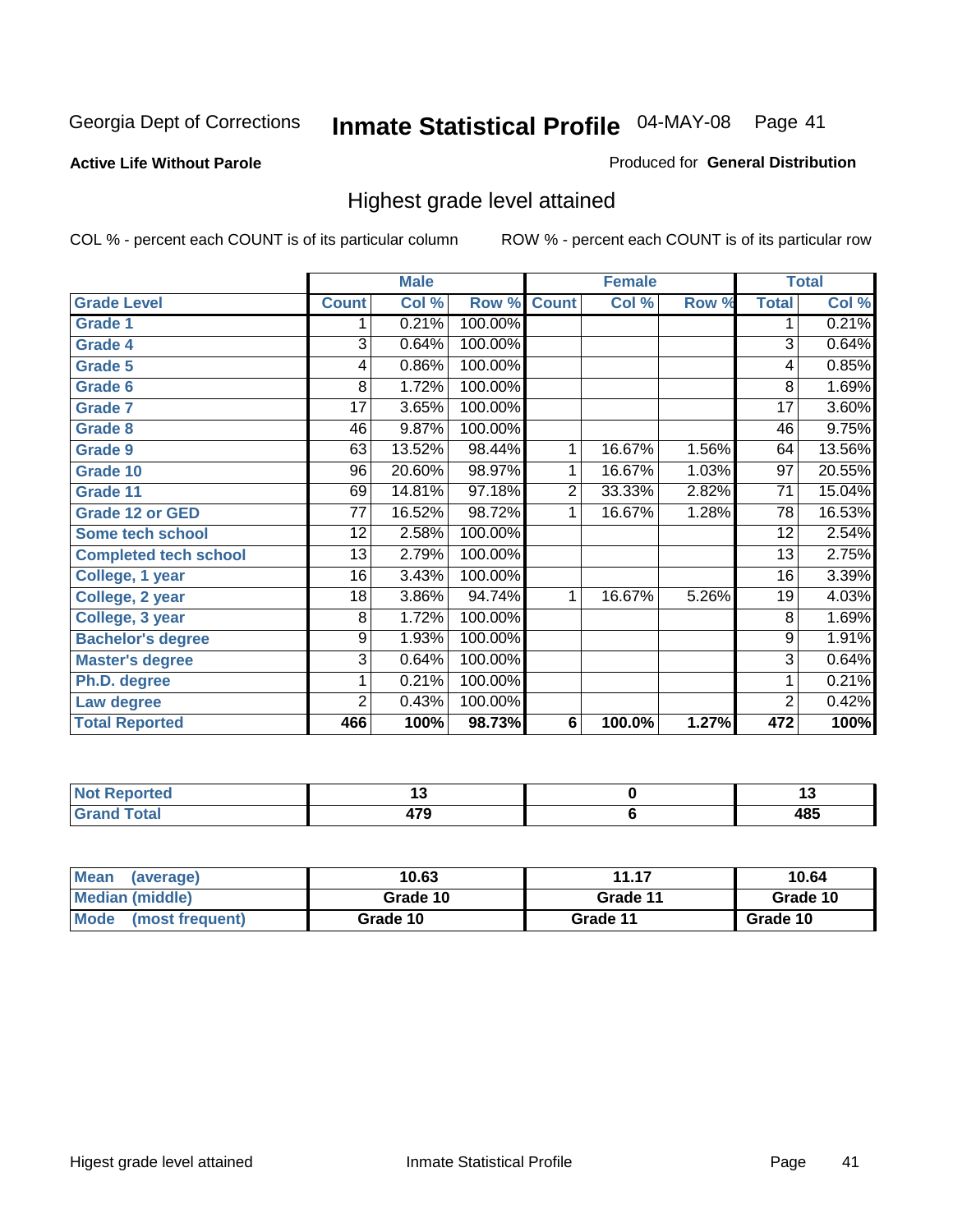Georgia Dept of Corrections

# Inmate Statistical Profile 04-MAY-08

**Active Life Without Parole**

Produced for **General Distribution**

## Highest grade level attained

COL % - percent each COUNT is of its particular column

ROW % - percent each COUNT is of its particular row

| | Male | | | Female | | | Total | |
|---|---|---|---|---|---|---|---|---|
| **Grade Level** | **Count** | **Col %** | **Row %** | **Count** | **Col %** | **Row %** | **Total** | **Col %** |
| Grade 1 | 1 | 0.21% | 100.00% | | | | 1 | 0.21% |
| Grade 4 | 3 | 0.64% | 100.00% | | | | 3 | 0.64% |
| Grade 5 | 4 | 0.86% | 100.00% | | | | 4 | 0.85% |
| Grade 6 | 8 | 1.72% | 100.00% | | | | 8 | 1.69% |
| Grade 7 | 17 | 3.65% | 100.00% | | | | 17 | 3.60% |
| Grade 8 | 46 | 9.87% | 100.00% | | | | 46 | 9.75% |
| Grade 9 | 63 | 13.52% | 98.44% | 1 | 16.67% | 1.56% | 64 | 13.56% |
| Grade 10 | 96 | 20.60% | 98.97% | 1 | 16.67% | 1.03% | 97 | 20.55% |
| Grade 11 | 69 | 14.81% | 97.18% | 2 | 33.33% | 2.82% | 71 | 15.04% |
| Grade 12 or GED | 77 | 16.52% | 98.72% | 1 | 16.67% | 1.28% | 78 | 16.53% |
| Some tech school | 12 | 2.58% | 100.00% | | | | 12 | 2.54% |
| Completed tech school | 13 | 2.79% | 100.00% | | | | 13 | 2.75% |
| College, 1 year | 16 | 3.43% | 100.00% | | | | 16 | 3.39% |
| College, 2 year | 18 | 3.86% | 94.74% | 1 | 16.67% | 5.26% | 19 | 4.03% |
| College, 3 year | 8 | 1.72% | 100.00% | | | | 8 | 1.69% |
| Bachelor's degree | 9 | 1.93% | 100.00% | | | | 9 | 1.91% |
| Master's degree | 3 | 0.64% | 100.00% | | | | 3 | 0.64% |
| Ph.D. degree | 1 | 0.21% | 100.00% | | | | 1 | 0.21% |
| Law degree | 2 | 0.43% | 100.00% | | | | 2 | 0.42% |
| **Total Reported** | **466** | **100%** | **98.73%** | **6** | **100.0%** | **1.27%** | **472** | **100%** |

| | Male | Female | Total |
|---|---|---|---|
| Not Reported | 13 | 0 | 13 |
| Grand Total | 479 | 6 | 485 |

| | Male | Female | Total |
|---|---|---|---|
| Mean (average) | 10.63 | 11.17 | 10.64 |
| Median (middle) | Grade 10 | Grade 11 | Grade 10 |
| Mode (most frequent) | Grade 10 | Grade 11 | Grade 10 |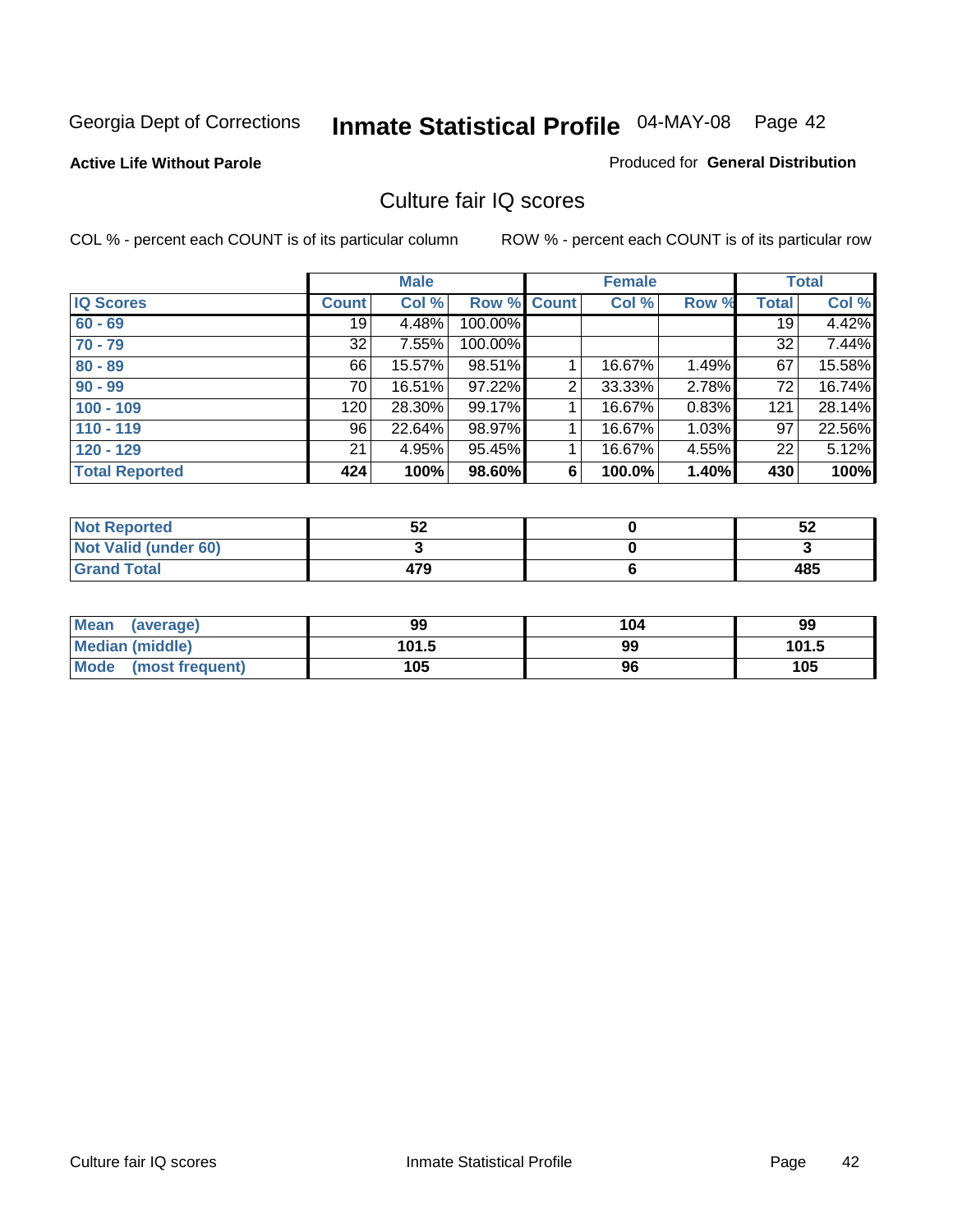Georgia Dept of Corrections **Inmate Statistical Profile** 04-MAY-08

**Active Life Without Parole**

Produced for **General Distribution**

## Culture fair IQ scores

COL % - percent each COUNT is of its particular column

ROW % - percent each COUNT is of its particular row

| | Male | | | Female | | | Total | |
|---|---|---|---|---|---|---|---|---|
| **IQ Scores** | **Count** | **Col %** | **Row %** | **Count** | **Col %** | **Row %** | **Total** | **Col %** |
| **60 - 69** | 19 | 4.48% | 100.00% | | | | 19 | 4.42% |
| **70 - 79** | 32 | 7.55% | 100.00% | | | | 32 | 7.44% |
| **80 - 89** | 66 | 15.57% | 98.51% | 1 | 16.67% | 1.49% | 67 | 15.58% |
| **90 - 99** | 70 | 16.51% | 97.22% | 2 | 33.33% | 2.78% | 72 | 16.74% |
| **100 - 109** | 120 | 28.30% | 99.17% | 1 | 16.67% | 0.83% | 121 | 28.14% |
| **110 - 119** | 96 | 22.64% | 98.97% | 1 | 16.67% | 1.03% | 97 | 22.56% |
| **120 - 129** | 21 | 4.95% | 95.45% | 1 | 16.67% | 4.55% | 22 | 5.12% |
| **Total Reported** | **424** | **100%** | **98.60%** | **6** | **100.0%** | **1.40%** | **430** | **100%** |

| | Male | Female | Total |
|---|---|---|---|
| **Not Reported** | **52** | **0** | **52** |
| **Not Valid (under 60)** | **3** | **0** | **3** |
| **Grand Total** | **479** | **6** | **485** |

| | Male | Female | Total |
|---|---|---|---|
| **Mean (average)** | **99** | **104** | **99** |
| **Median (middle)** | **101.5** | **99** | **101.5** |
| **Mode (most frequent)** | **105** | **96** | **105** |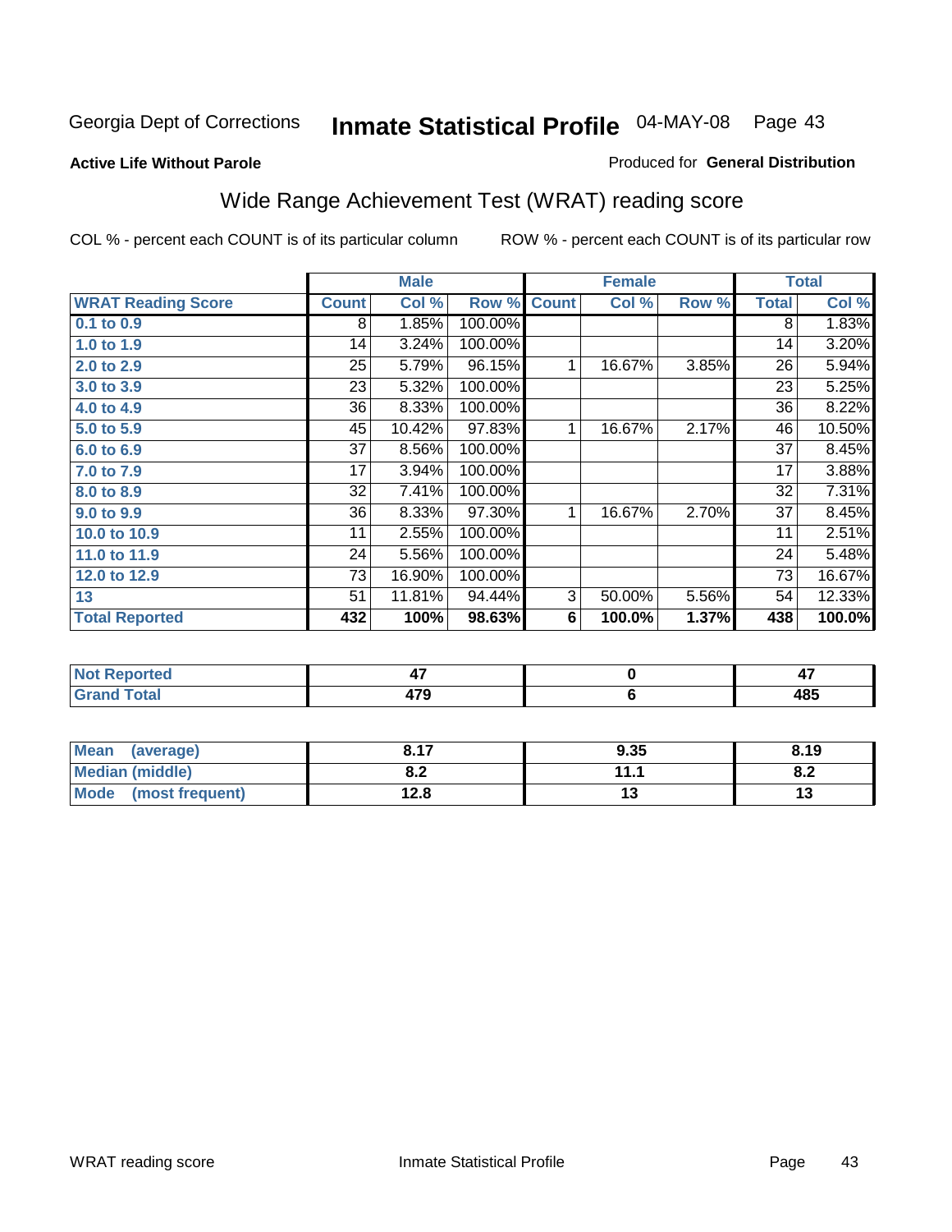Georgia Dept of Corrections **Inmate Statistical Profile** 04-MAY-08

**Active Life Without Parole**

Produced for **General Distribution**

## Wide Range Achievement Test (WRAT) reading score

COL % - percent each COUNT is of its particular column    ROW % - percent each COUNT is of its particular row

| | Male | | | Female | | | Total | |
|---|---|---|---|---|---|---|---|---|
| **WRAT Reading Score** | **Count** | **Col %** | **Row %** | **Count** | **Col %** | **Row %** | **Total** | **Col %** |
| 0.1 to 0.9 | 8 | 1.85% | 100.00% | | | | 8 | 1.83% |
| 1.0 to 1.9 | 14 | 3.24% | 100.00% | | | | 14 | 3.20% |
| 2.0 to 2.9 | 25 | 5.79% | 96.15% | 1 | 16.67% | 3.85% | 26 | 5.94% |
| 3.0 to 3.9 | 23 | 5.32% | 100.00% | | | | 23 | 5.25% |
| 4.0 to 4.9 | 36 | 8.33% | 100.00% | | | | 36 | 8.22% |
| 5.0 to 5.9 | 45 | 10.42% | 97.83% | 1 | 16.67% | 2.17% | 46 | 10.50% |
| 6.0 to 6.9 | 37 | 8.56% | 100.00% | | | | 37 | 8.45% |
| 7.0 to 7.9 | 17 | 3.94% | 100.00% | | | | 17 | 3.88% |
| 8.0 to 8.9 | 32 | 7.41% | 100.00% | | | | 32 | 7.31% |
| 9.0 to 9.9 | 36 | 8.33% | 97.30% | 1 | 16.67% | 2.70% | 37 | 8.45% |
| 10.0 to 10.9 | 11 | 2.55% | 100.00% | | | | 11 | 2.51% |
| 11.0 to 11.9 | 24 | 5.56% | 100.00% | | | | 24 | 5.48% |
| 12.0 to 12.9 | 73 | 16.90% | 100.00% | | | | 73 | 16.67% |
| 13 | 51 | 11.81% | 94.44% | 3 | 50.00% | 5.56% | 54 | 12.33% |
| **Total Reported** | **432** | **100%** | **98.63%** | **6** | **100.0%** | **1.37%** | **438** | **100.0%** |

| | Male | Female | Total |
|---|---|---|---|
| Not Reported | 47 | 0 | 47 |
| Grand Total | 479 | 6 | 485 |

| | Male | Female | Total |
|---|---|---|---|
| Mean (average) | 8.17 | 9.35 | 8.19 |
| Median (middle) | 8.2 | 11.1 | 8.2 |
| Mode (most frequent) | 12.8 | 13 | 13 |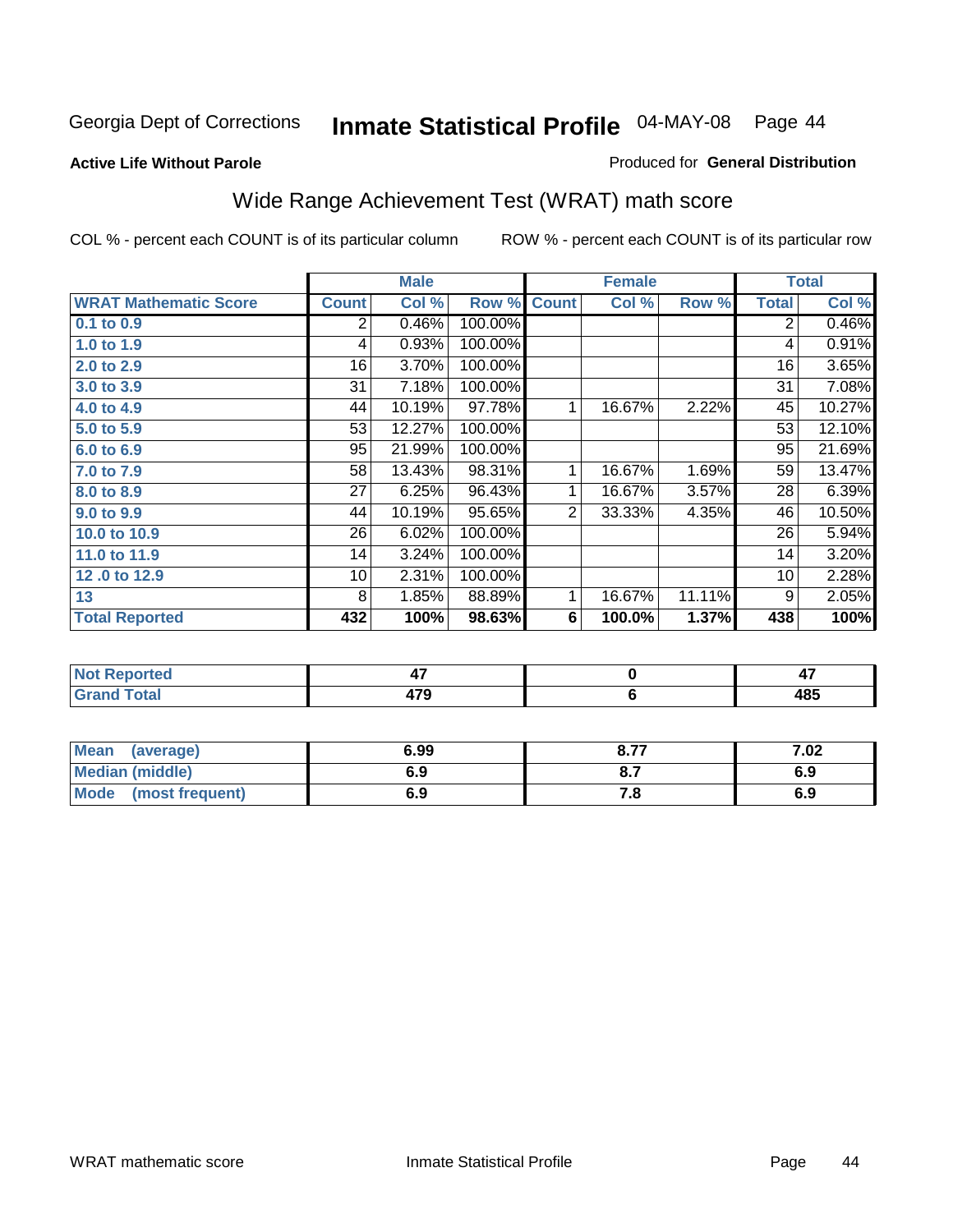Georgia Dept of Corrections **Inmate Statistical Profile** 04-MAY-08

**Active Life Without Parole**

Produced for **General Distribution**

## Wide Range Achievement Test (WRAT) math score

COL % - percent each COUNT is of its particular column ROW % - percent each COUNT is of its particular row

| | Male | | | Female | | | Total | |
|---|---|---|---|---|---|---|---|---|
| **WRAT Mathematic Score** | **Count** | **Col %** | **Row %** | **Count** | **Col %** | **Row %** | **Total** | **Col %** |
| **0.1 to 0.9** | 2 | 0.46% | 100.00% | | | | 2 | 0.46% |
| **1.0 to 1.9** | 4 | 0.93% | 100.00% | | | | 4 | 0.91% |
| **2.0 to 2.9** | 16 | 3.70% | 100.00% | | | | 16 | 3.65% |
| **3.0 to 3.9** | 31 | 7.18% | 100.00% | | | | 31 | 7.08% |
| **4.0 to 4.9** | 44 | 10.19% | 97.78% | 1 | 16.67% | 2.22% | 45 | 10.27% |
| **5.0 to 5.9** | 53 | 12.27% | 100.00% | | | | 53 | 12.10% |
| **6.0 to 6.9** | 95 | 21.99% | 100.00% | | | | 95 | 21.69% |
| **7.0 to 7.9** | 58 | 13.43% | 98.31% | 1 | 16.67% | 1.69% | 59 | 13.47% |
| **8.0 to 8.9** | 27 | 6.25% | 96.43% | 1 | 16.67% | 3.57% | 28 | 6.39% |
| **9.0 to 9.9** | 44 | 10.19% | 95.65% | 2 | 33.33% | 4.35% | 46 | 10.50% |
| **10.0 to 10.9** | 26 | 6.02% | 100.00% | | | | 26 | 5.94% |
| **11.0 to 11.9** | 14 | 3.24% | 100.00% | | | | 14 | 3.20% |
| **12 .0 to 12.9** | 10 | 2.31% | 100.00% | | | | 10 | 2.28% |
| **13** | 8 | 1.85% | 88.89% | 1 | 16.67% | 11.11% | 9 | 2.05% |
| **Total Reported** | **432** | **100%** | **98.63%** | **6** | **100.0%** | **1.37%** | **438** | **100%** |

| | Male | Female | Total |
|---|---|---|---|
| **Not Reported** | **47** | **0** | **47** |
| **Grand Total** | **479** | **6** | **485** |

| | Male | Female | Total |
|---|---|---|---|
| **Mean (average)** | **6.99** | **8.77** | **7.02** |
| **Median (middle)** | **6.9** | **8.7** | **6.9** |
| **Mode (most frequent)** | **6.9** | **7.8** | **6.9** |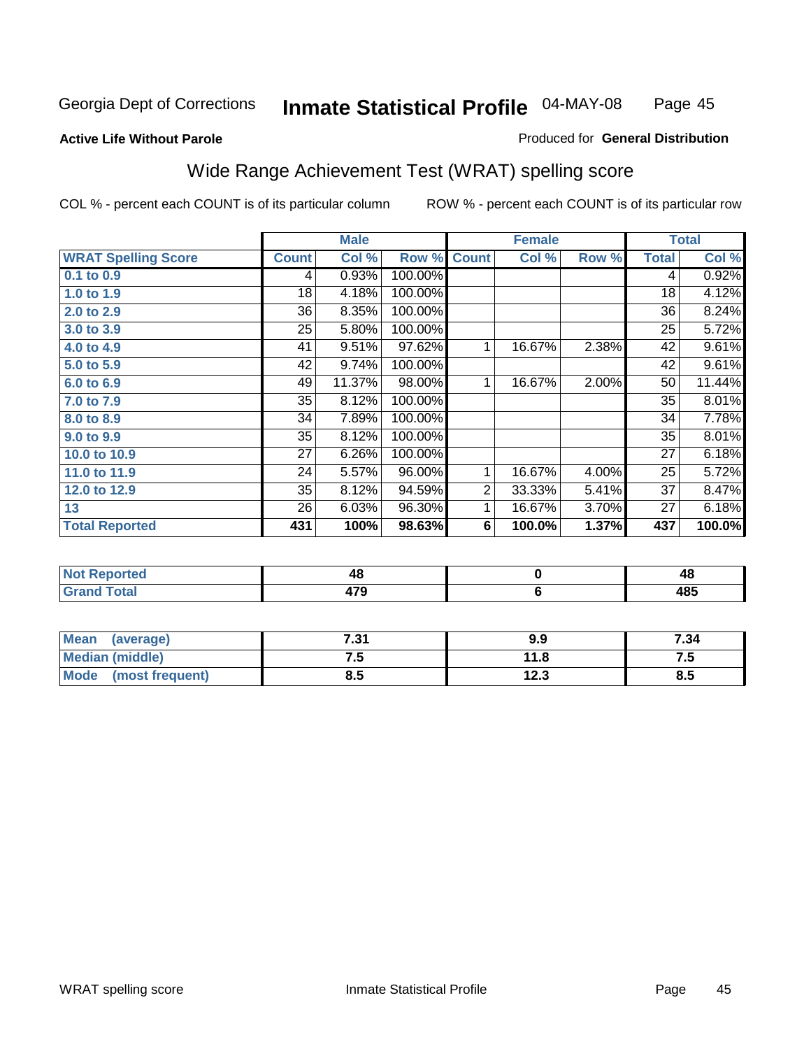Georgia Dept of Corrections **Inmate Statistical Profile** 04-MAY-08

**Active Life Without Parole**

Produced for **General Distribution**

## Wide Range Achievement Test (WRAT) spelling score

COL % - percent each COUNT is of its particular column ROW % - percent each COUNT is of its particular row

| | Male | | | Female | | | Total | |
|---|---|---|---|---|---|---|---|---|
| **WRAT Spelling Score** | **Count** | **Col %** | **Row %** | **Count** | **Col %** | **Row %** | **Total** | **Col %** |
| **0.1 to 0.9** | 4 | 0.93% | 100.00% | | | | 4 | 0.92% |
| **1.0 to 1.9** | 18 | 4.18% | 100.00% | | | | 18 | 4.12% |
| **2.0 to 2.9** | 36 | 8.35% | 100.00% | | | | 36 | 8.24% |
| **3.0 to 3.9** | 25 | 5.80% | 100.00% | | | | 25 | 5.72% |
| **4.0 to 4.9** | 41 | 9.51% | 97.62% | 1 | 16.67% | 2.38% | 42 | 9.61% |
| **5.0 to 5.9** | 42 | 9.74% | 100.00% | | | | 42 | 9.61% |
| **6.0 to 6.9** | 49 | 11.37% | 98.00% | 1 | 16.67% | 2.00% | 50 | 11.44% |
| **7.0 to 7.9** | 35 | 8.12% | 100.00% | | | | 35 | 8.01% |
| **8.0 to 8.9** | 34 | 7.89% | 100.00% | | | | 34 | 7.78% |
| **9.0 to 9.9** | 35 | 8.12% | 100.00% | | | | 35 | 8.01% |
| **10.0 to 10.9** | 27 | 6.26% | 100.00% | | | | 27 | 6.18% |
| **11.0 to 11.9** | 24 | 5.57% | 96.00% | 1 | 16.67% | 4.00% | 25 | 5.72% |
| **12.0 to 12.9** | 35 | 8.12% | 94.59% | 2 | 33.33% | 5.41% | 37 | 8.47% |
| **13** | 26 | 6.03% | 96.30% | 1 | 16.67% | 3.70% | 27 | 6.18% |
| **Total Reported** | **431** | **100%** | **98.63%** | **6** | **100.0%** | **1.37%** | **437** | **100.0%** |

| | Male | Female | Total |
|---|---|---|---|
| **Not Reported** | **48** | **0** | **48** |
| **Grand Total** | **479** | **6** | **485** |

| | Male | Female | Total |
|---|---|---|---|
| **Mean (average)** | **7.31** | **9.9** | **7.34** |
| **Median (middle)** | **7.5** | **11.8** | **7.5** |
| **Mode (most frequent)** | **8.5** | **12.3** | **8.5** |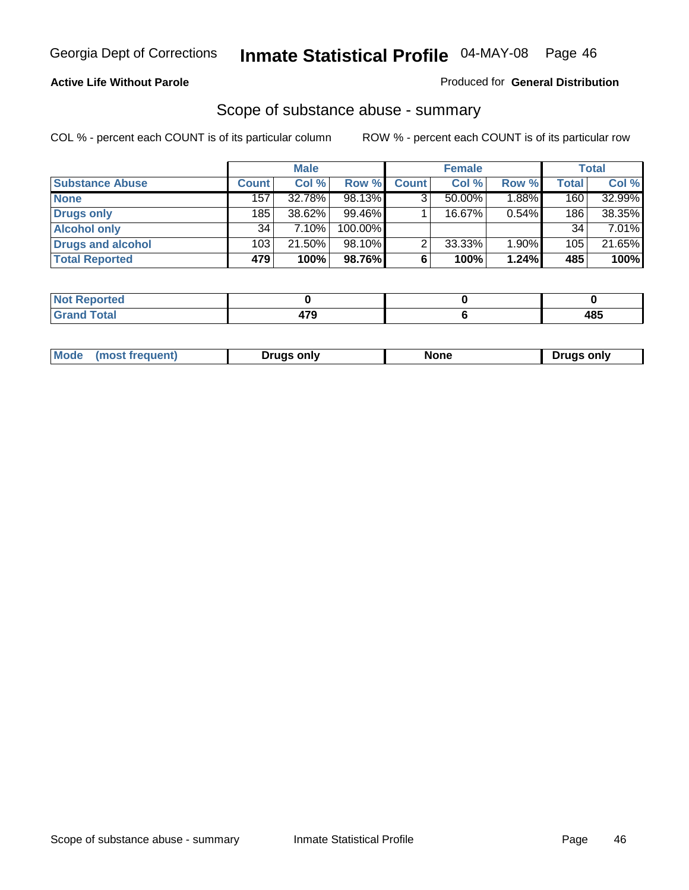**Active Life Without Parole**

Produced for **General Distribution**

## Scope of substance abuse - summary

COL % - percent each COUNT is of its particular column

ROW % - percent each COUNT is of its particular row

| | Male | | | Female | | | Total | |
|---|---|---|---|---|---|---|---|---|
| **Substance Abuse** | **Count** | **Col %** | **Row %** | **Count** | **Col %** | **Row %** | **Total** | **Col %** |
| **None** | 157 | 32.78% | 98.13% | 3 | 50.00% | 1.88% | 160 | 32.99% |
| **Drugs only** | 185 | 38.62% | 99.46% | 1 | 16.67% | 0.54% | 186 | 38.35% |
| **Alcohol only** | 34 | 7.10% | 100.00% | | | | 34 | 7.01% |
| **Drugs and alcohol** | 103 | 21.50% | 98.10% | 2 | 33.33% | 1.90% | 105 | 21.65% |
| **Total Reported** | **479** | **100%** | **98.76%** | **6** | **100%** | **1.24%** | **485** | **100%** |

| | Male | Female | Total |
|---|---|---|---|
| **Not Reported** | **0** | **0** | **0** |
| **Grand Total** | **479** | **6** | **485** |

| | Male | Female | Total |
|---|---|---|---|
| **Mode (most frequent)** | **Drugs only** | **None** | **Drugs only** |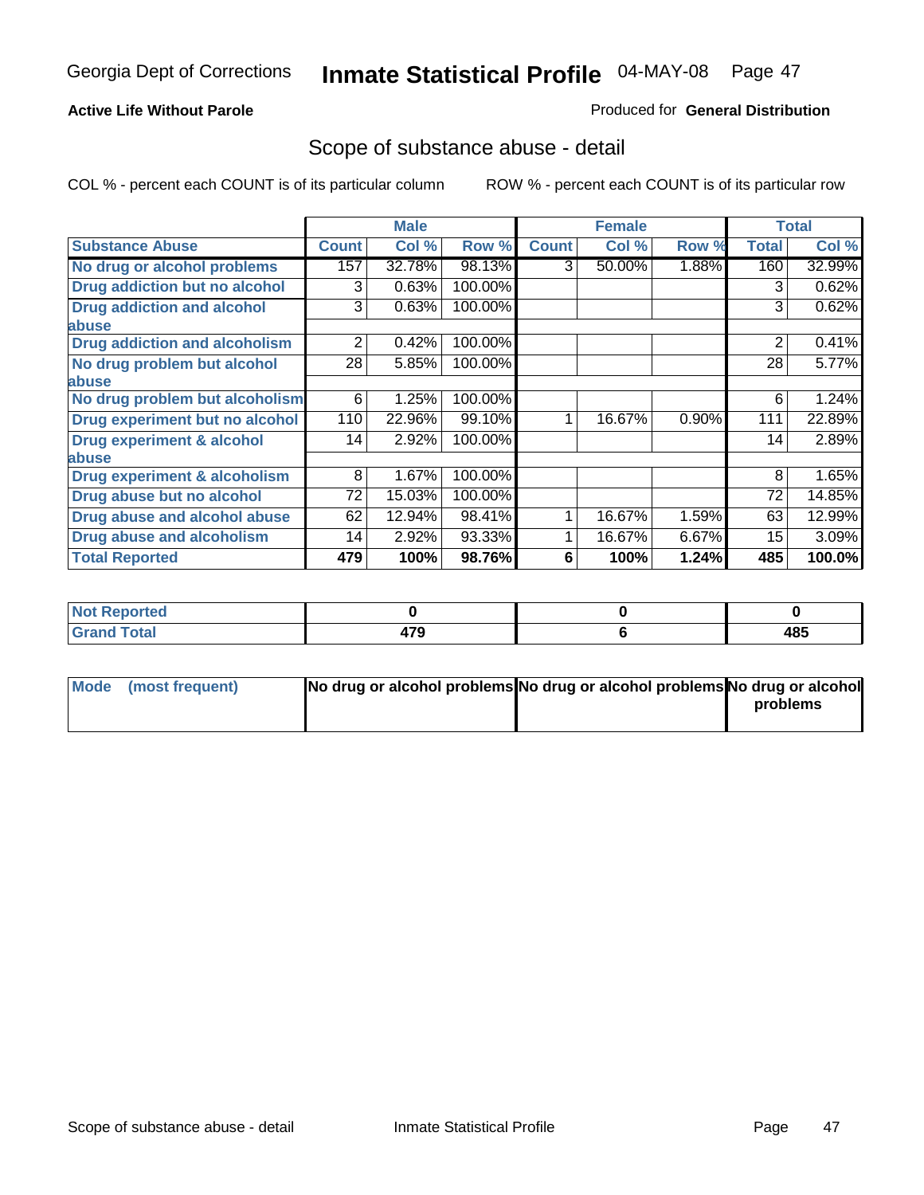Georgia Dept of Corrections **Inmate Statistical Profile** 04-MAY-08

**Active Life Without Parole**

Produced for **General Distribution**

## Scope of substance abuse - detail

COL % - percent each COUNT is of its particular column ROW % - percent each COUNT is of its particular row

| | Male | | | Female | | | Total | |
|---|---|---|---|---|---|---|---|---|
| **Substance Abuse** | **Count** | **Col %** | **Row %** | **Count** | **Col %** | **Row %** | **Total** | **Col %** |
| **No drug or alcohol problems** | 157 | 32.78% | 98.13% | 3 | 50.00% | 1.88% | 160 | 32.99% |
| **Drug addiction but no alcohol** | 3 | 0.63% | 100.00% | | | | 3 | 0.62% |
| **Drug addiction and alcohol abuse** | 3 | 0.63% | 100.00% | | | | 3 | 0.62% |
| **Drug addiction and alcoholism** | 2 | 0.42% | 100.00% | | | | 2 | 0.41% |
| **No drug problem but alcohol abuse** | 28 | 5.85% | 100.00% | | | | 28 | 5.77% |
| **No drug problem but alcoholism** | 6 | 1.25% | 100.00% | | | | 6 | 1.24% |
| **Drug experiment but no alcohol** | 110 | 22.96% | 99.10% | 1 | 16.67% | 0.90% | 111 | 22.89% |
| **Drug experiment & alcohol abuse** | 14 | 2.92% | 100.00% | | | | 14 | 2.89% |
| **Drug experiment & alcoholism** | 8 | 1.67% | 100.00% | | | | 8 | 1.65% |
| **Drug abuse but no alcohol** | 72 | 15.03% | 100.00% | | | | 72 | 14.85% |
| **Drug abuse and alcohol abuse** | 62 | 12.94% | 98.41% | 1 | 16.67% | 1.59% | 63 | 12.99% |
| **Drug abuse and alcoholism** | 14 | 2.92% | 93.33% | 1 | 16.67% | 6.67% | 15 | 3.09% |
| **Total Reported** | **479** | **100%** | **98.76%** | **6** | **100%** | **1.24%** | **485** | **100.0%** |

| | Male | Female | Total |
|---|---|---|---|
| **Not Reported** | **0** | **0** | **0** |
| **Grand Total** | **479** | **6** | **485** |

| | Male | Female | Total |
|---|---|---|---|
| **Mode (most frequent)** | **No drug or alcohol problems** | **No drug or alcohol problems** | **No drug or alcohol problems** |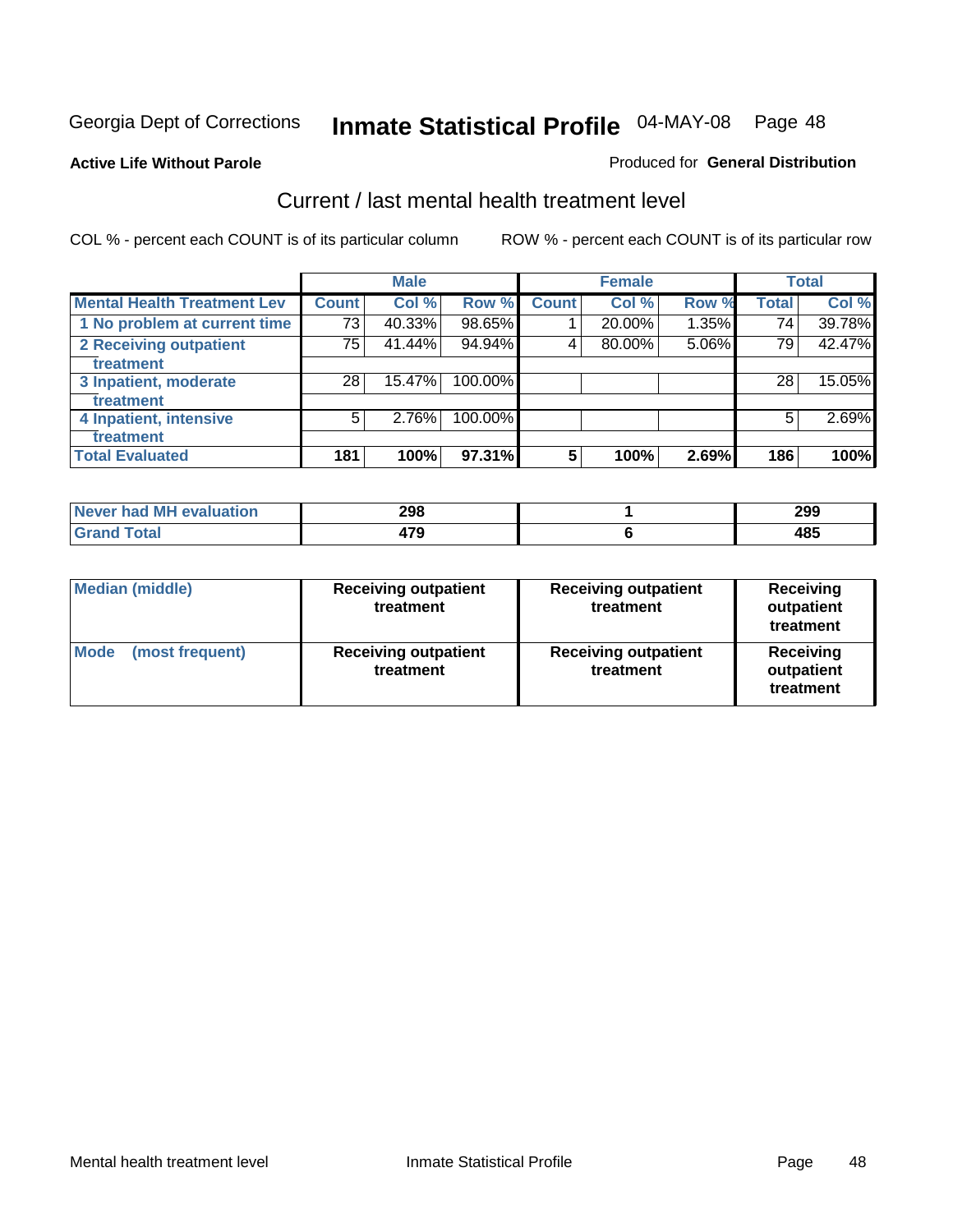Georgia Dept of Corrections **Inmate Statistical Profile** 04-MAY-08 Page 48

**Active Life Without Parole**

Produced for **General Distribution**

## Current / last mental health treatment level

COL % - percent each COUNT is of its particular column

ROW % - percent each COUNT is of its particular row

| | Male | | | Female | | | Total | |
|---|---|---|---|---|---|---|---|---|
| **Mental Health Treatment Lev** | **Count** | **Col %** | **Row %** | **Count** | **Col %** | **Row %** | **Total** | **Col %** |
| **1 No problem at current time** | 73 | 40.33% | 98.65% | 1 | 20.00% | 1.35% | 74 | 39.78% |
| **2 Receiving outpatient treatment** | 75 | 41.44% | 94.94% | 4 | 80.00% | 5.06% | 79 | 42.47% |
| **3 Inpatient, moderate treatment** | 28 | 15.47% | 100.00% | | | | 28 | 15.05% |
| **4 Inpatient, intensive treatment** | 5 | 2.76% | 100.00% | | | | 5 | 2.69% |
| **Total Evaluated** | **181** | **100%** | **97.31%** | **5** | **100%** | **2.69%** | **186** | **100%** |

| | Male | Female | Total |
|---|---|---|---|
| **Never had MH evaluation** | **298** | **1** | **299** |
| **Grand Total** | **479** | **6** | **485** |

| | Male | Female | Total |
|---|---|---|---|
| **Median (middle)** | **Receiving outpatient treatment** | **Receiving outpatient treatment** | **Receiving outpatient treatment** |
| **Mode (most frequent)** | **Receiving outpatient treatment** | **Receiving outpatient treatment** | **Receiving outpatient treatment** |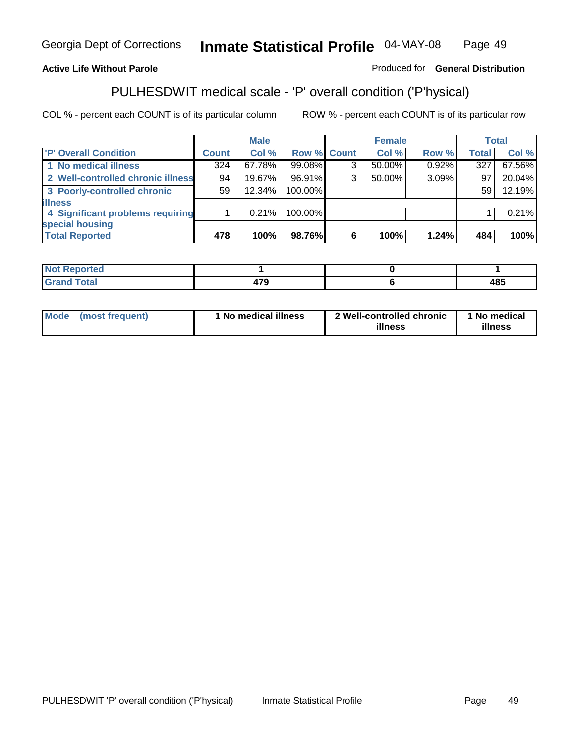Georgia Dept of Corrections **Inmate Statistical Profile** 04-MAY-08

**Active Life Without Parole** Produced for **General Distribution**

## PULHESDWIT medical scale - 'P' overall condition ('P'hysical)

COL % - percent each COUNT is of its particular column ROW % - percent each COUNT is of its particular row

| | Male | | | Female | | | Total | |
|---|---|---|---|---|---|---|---|---|
| 'P' Overall Condition | Count | Col % | Row % | Count | Col % | Row % | Total | Col % |
| 1 No medical illness | 324 | 67.78% | 99.08% | 3 | 50.00% | 0.92% | 327 | 67.56% |
| 2 Well-controlled chronic illness | 94 | 19.67% | 96.91% | 3 | 50.00% | 3.09% | 97 | 20.04% |
| 3 Poorly-controlled chronic illness | 59 | 12.34% | 100.00% | | | | 59 | 12.19% |
| 4 Significant problems requiring special housing | 1 | 0.21% | 100.00% | | | | 1 | 0.21% |
| **Total Reported** | **478** | **100%** | **98.76%** | **6** | **100%** | **1.24%** | **484** | **100%** |

| | Male | Female | Total |
|---|---|---|---|
| Not Reported | 1 | 0 | 1 |
| Grand Total | 479 | 6 | 485 |

| | Male | Female | Total |
|---|---|---|---|
| Mode (most frequent) | 1 No medical illness | 2 Well-controlled chronic illness | 1 No medical illness |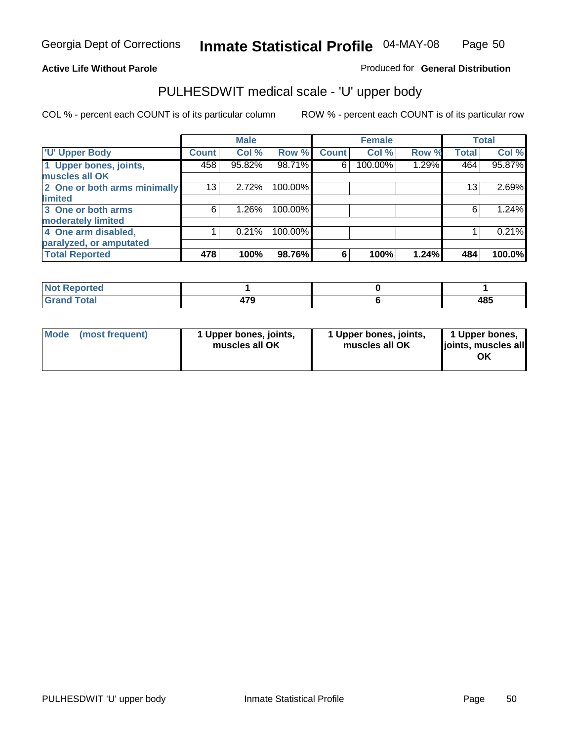Georgia Dept of Corrections **Inmate Statistical Profile** 04-MAY-08

**Active Life Without Parole**

Produced for **General Distribution**

## PULHESDWIT medical scale - 'U' upper body

COL % - percent each COUNT is of its particular column

ROW % - percent each COUNT is of its particular row

| | Male | | | Female | | | Total | |
|---|---|---|---|---|---|---|---|---|
| **'U' Upper Body** | **Count** | **Col %** | **Row %** | **Count** | **Col %** | **Row %** | **Total** | **Col %** |
| **1 Upper bones, joints, muscles all OK** | 458 | 95.82% | 98.71% | 6 | 100.00% | 1.29% | 464 | 95.87% |
| **2 One or both arms minimally limited** | 13 | 2.72% | 100.00% | | | | 13 | 2.69% |
| **3 One or both arms moderately limited** | 6 | 1.26% | 100.00% | | | | 6 | 1.24% |
| **4 One arm disabled, paralyzed, or amputated** | 1 | 0.21% | 100.00% | | | | 1 | 0.21% |
| **Total Reported** | **478** | **100%** | **98.76%** | **6** | **100%** | **1.24%** | **484** | **100.0%** |

| | Male | Female | Total |
|---|---|---|---|
| **Not Reported** | **1** | **0** | **1** |
| **Grand Total** | **479** | **6** | **485** |

| | Male | Female | Total |
|---|---|---|---|
| **Mode (most frequent)** | **1 Upper bones, joints, muscles all OK** | **1 Upper bones, joints, muscles all OK** | **1 Upper bones, joints, muscles all OK** |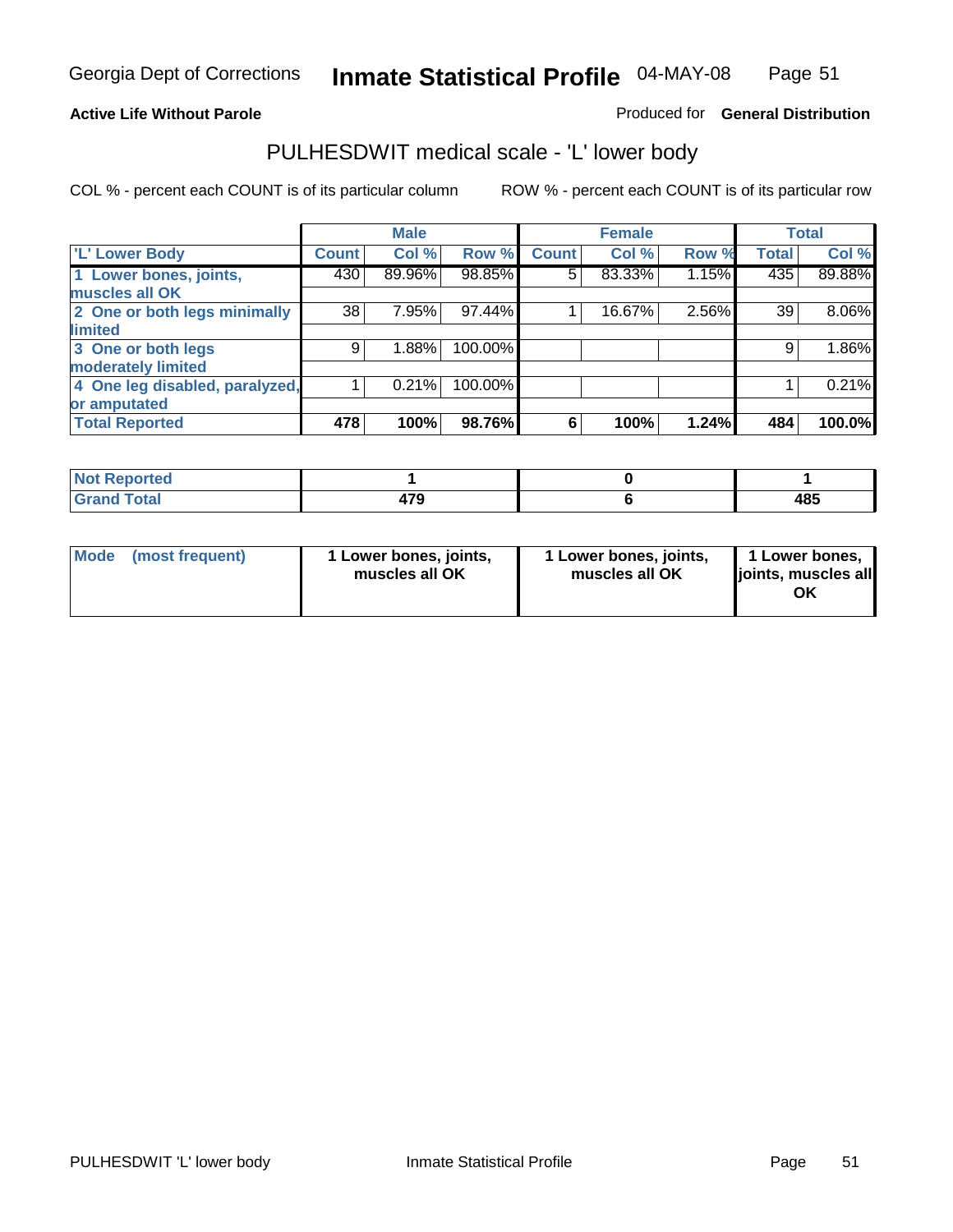**Active Life Without Parole**

Produced for **General Distribution**

## PULHESDWIT medical scale - 'L' lower body

COL % - percent each COUNT is of its particular column

ROW % - percent each COUNT is of its particular row

| | Male | | | Female | | | Total | |
|---|---|---|---|---|---|---|---|---|
| 'L' Lower Body | Count | Col % | Row % | Count | Col % | Row % | Total | Col % |
| 1 Lower bones, joints, muscles all OK | 430 | 89.96% | 98.85% | 5 | 83.33% | 1.15% | 435 | 89.88% |
| 2 One or both legs minimally limited | 38 | 7.95% | 97.44% | 1 | 16.67% | 2.56% | 39 | 8.06% |
| 3 One or both legs moderately limited | 9 | 1.88% | 100.00% | | | | 9 | 1.86% |
| 4 One leg disabled, paralyzed, or amputated | 1 | 0.21% | 100.00% | | | | 1 | 0.21% |
| **Total Reported** | **478** | **100%** | **98.76%** | **6** | **100%** | **1.24%** | **484** | **100.0%** |

| | Male | Female | Total |
|---|---|---|---|
| Not Reported | 1 | 0 | 1 |
| Grand Total | 479 | 6 | 485 |

| | Male | Female | Total |
|---|---|---|---|
| Mode (most frequent) | 1 Lower bones, joints, muscles all OK | 1 Lower bones, joints, muscles all OK | 1 Lower bones, joints, muscles all OK |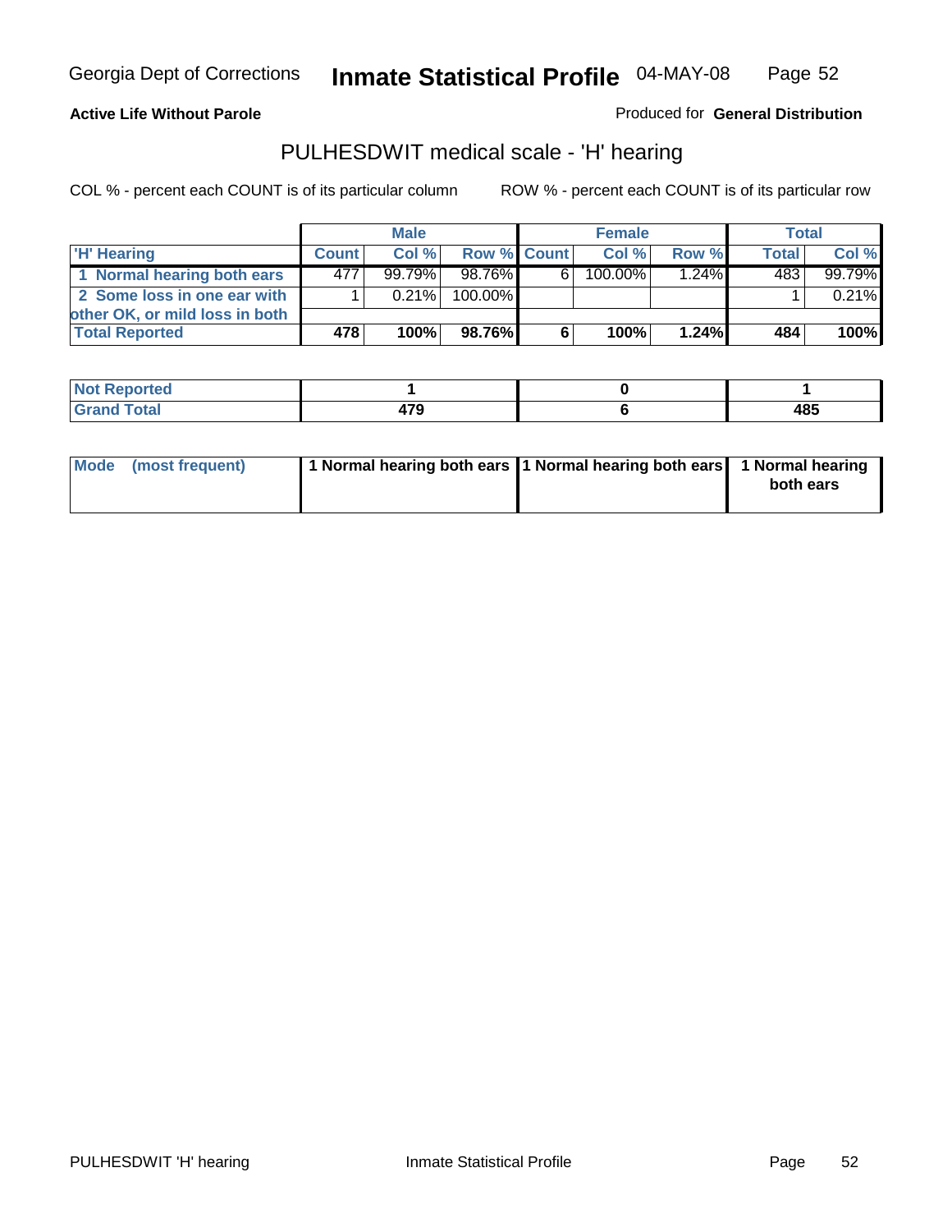**Active Life Without Parole**

Produced for **General Distribution**

## PULHESDWIT medical scale - 'H' hearing

COL % - percent each COUNT is of its particular column

ROW % - percent each COUNT is of its particular row

| | Male | | | Female | | | Total | |
|---|---|---|---|---|---|---|---|---|
| 'H' Hearing | Count | Col % | Row % | Count | Col % | Row % | Total | Col % |
| 1 Normal hearing both ears | 477 | 99.79% | 98.76% | 6 | 100.00% | 1.24% | 483 | 99.79% |
| 2 Some loss in one ear with other OK, or mild loss in both | 1 | 0.21% | 100.00% | | | | 1 | 0.21% |
| **Total Reported** | **478** | **100%** | **98.76%** | **6** | **100%** | **1.24%** | **484** | **100%** |

| | Male | Female | Total |
|---|---|---|---|
| Not Reported | 1 | 0 | 1 |
| Grand Total | 479 | 6 | 485 |

| | Male | Female | Total |
|---|---|---|---|
| Mode (most frequent) | 1 Normal hearing both ears | 1 Normal hearing both ears | 1 Normal hearing both ears |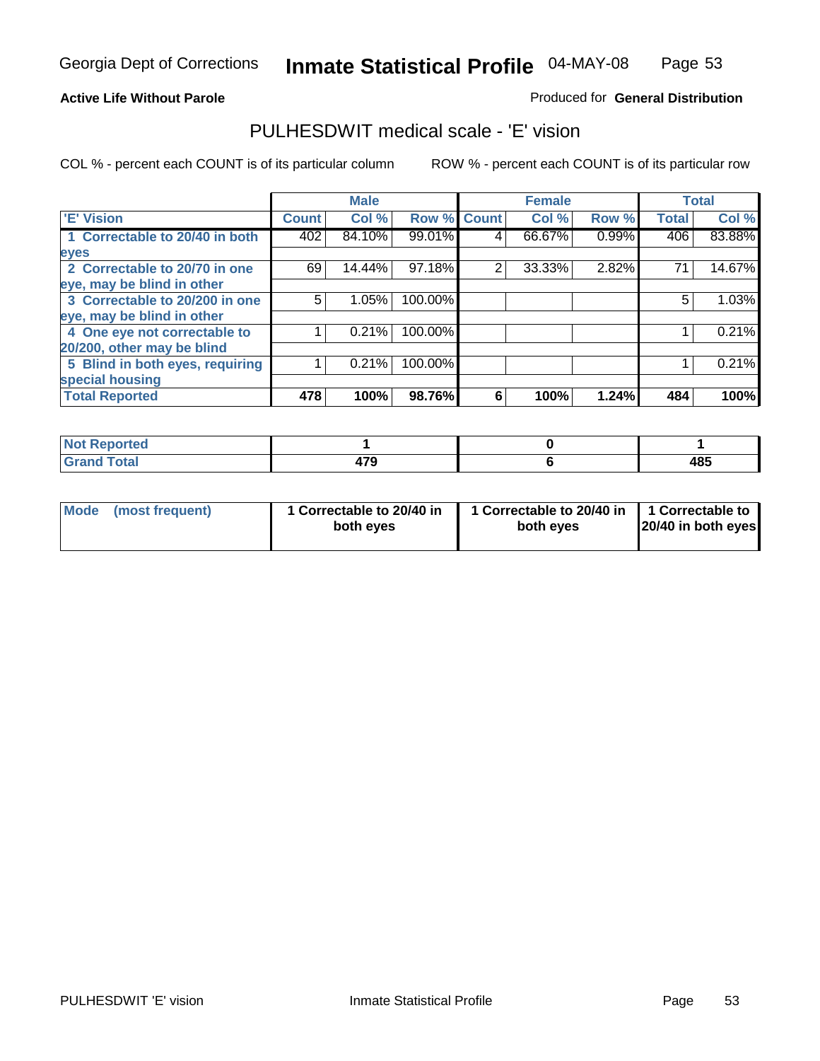Georgia Dept of Corrections **Inmate Statistical Profile** 04-MAY-08

**Active Life Without Parole**

Produced for **General Distribution**

## PULHESDWIT medical scale - 'E' vision

COL % - percent each COUNT is of its particular column

ROW % - percent each COUNT is of its particular row

| | Male | | | Female | | | Total | |
|---|---|---|---|---|---|---|---|---|
| 'E' Vision | Count | Col % | Row % | Count | Col % | Row % | Total | Col % |
| 1 Correctable to 20/40 in both eyes | 402 | 84.10% | 99.01% | 4 | 66.67% | 0.99% | 406 | 83.88% |
| 2 Correctable to 20/70 in one eye, may be blind in other | 69 | 14.44% | 97.18% | 2 | 33.33% | 2.82% | 71 | 14.67% |
| 3 Correctable to 20/200 in one eye, may be blind in other | 5 | 1.05% | 100.00% | | | | 5 | 1.03% |
| 4 One eye not correctable to 20/200, other may be blind | 1 | 0.21% | 100.00% | | | | 1 | 0.21% |
| 5 Blind in both eyes, requiring special housing | 1 | 0.21% | 100.00% | | | | 1 | 0.21% |
| **Total Reported** | **478** | **100%** | **98.76%** | **6** | **100%** | **1.24%** | **484** | **100%** |

| | Male | Female | Total |
|---|---|---|---|
| Not Reported | 1 | 0 | 1 |
| Grand Total | 479 | 6 | 485 |

| | Male | Female | Total |
|---|---|---|---|
| Mode (most frequent) | 1 Correctable to 20/40 in both eyes | 1 Correctable to 20/40 in both eyes | 1 Correctable to 20/40 in both eyes |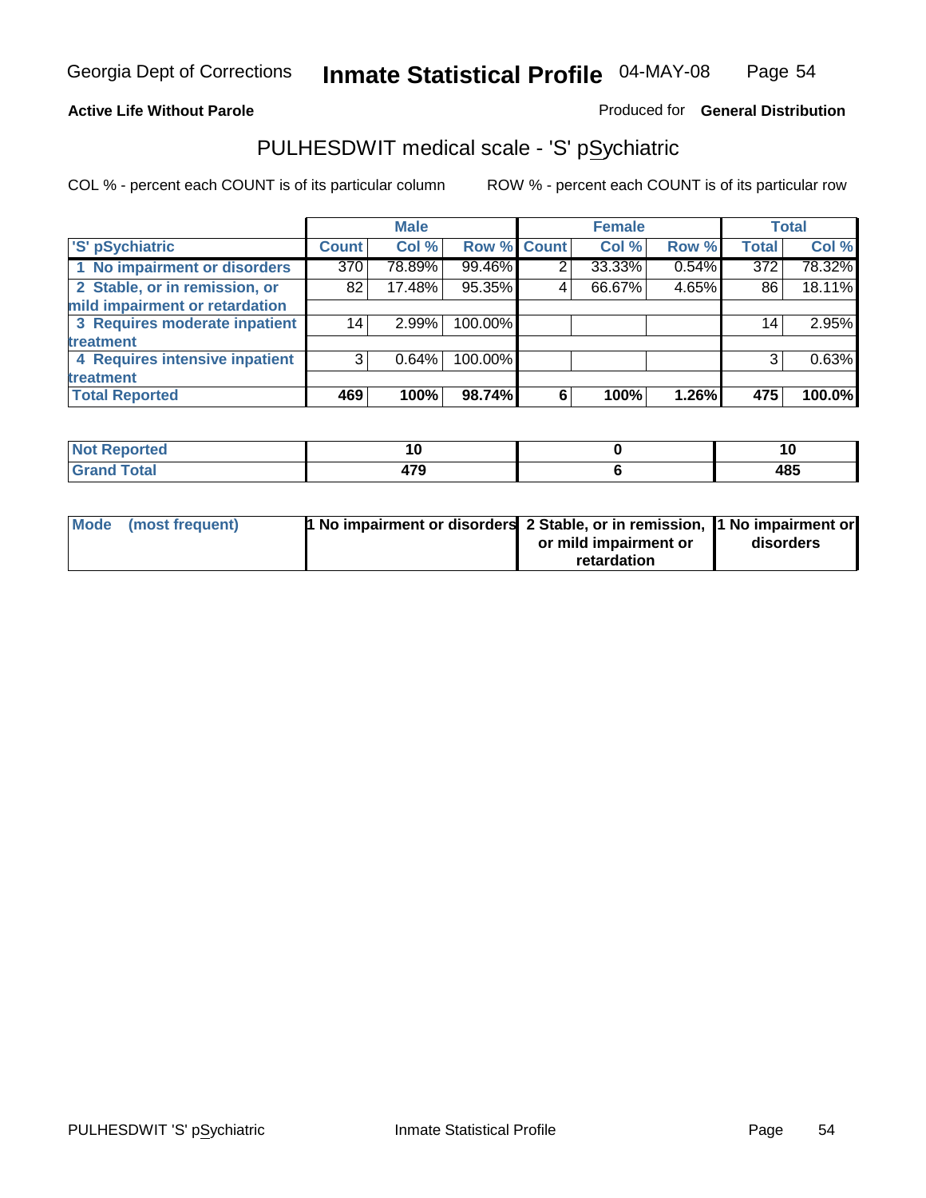Georgia Dept of Corrections **Inmate Statistical Profile** 04-MAY-08

**Active Life Without Parole**

Produced for **General Distribution**

## PULHESDWIT medical scale - 'S' pSychiatric

COL % - percent each COUNT is of its particular column

ROW % - percent each COUNT is of its particular row

| | Male | | | Female | | | Total | |
|---|---|---|---|---|---|---|---|---|
| 'S' pSychiatric | Count | Col % | Row % | Count | Col % | Row % | Total | Col % |
| 1 No impairment or disorders | 370 | 78.89% | 99.46% | 2 | 33.33% | 0.54% | 372 | 78.32% |
| 2 Stable, or in remission, or mild impairment or retardation | 82 | 17.48% | 95.35% | 4 | 66.67% | 4.65% | 86 | 18.11% |
| 3 Requires moderate inpatient treatment | 14 | 2.99% | 100.00% | | | | 14 | 2.95% |
| 4 Requires intensive inpatient treatment | 3 | 0.64% | 100.00% | | | | 3 | 0.63% |
| **Total Reported** | **469** | **100%** | **98.74%** | **6** | **100%** | **1.26%** | **475** | **100.0%** |

| | Male | Female | Total |
|---|---|---|---|
| Not Reported | 10 | 0 | 10 |
| Grand Total | 479 | 6 | 485 |

| | Male | Female | Total |
|---|---|---|---|
| Mode (most frequent) | 1 No impairment or disorders | 2 Stable, or in remission, or mild impairment or retardation | 1 No impairment or disorders |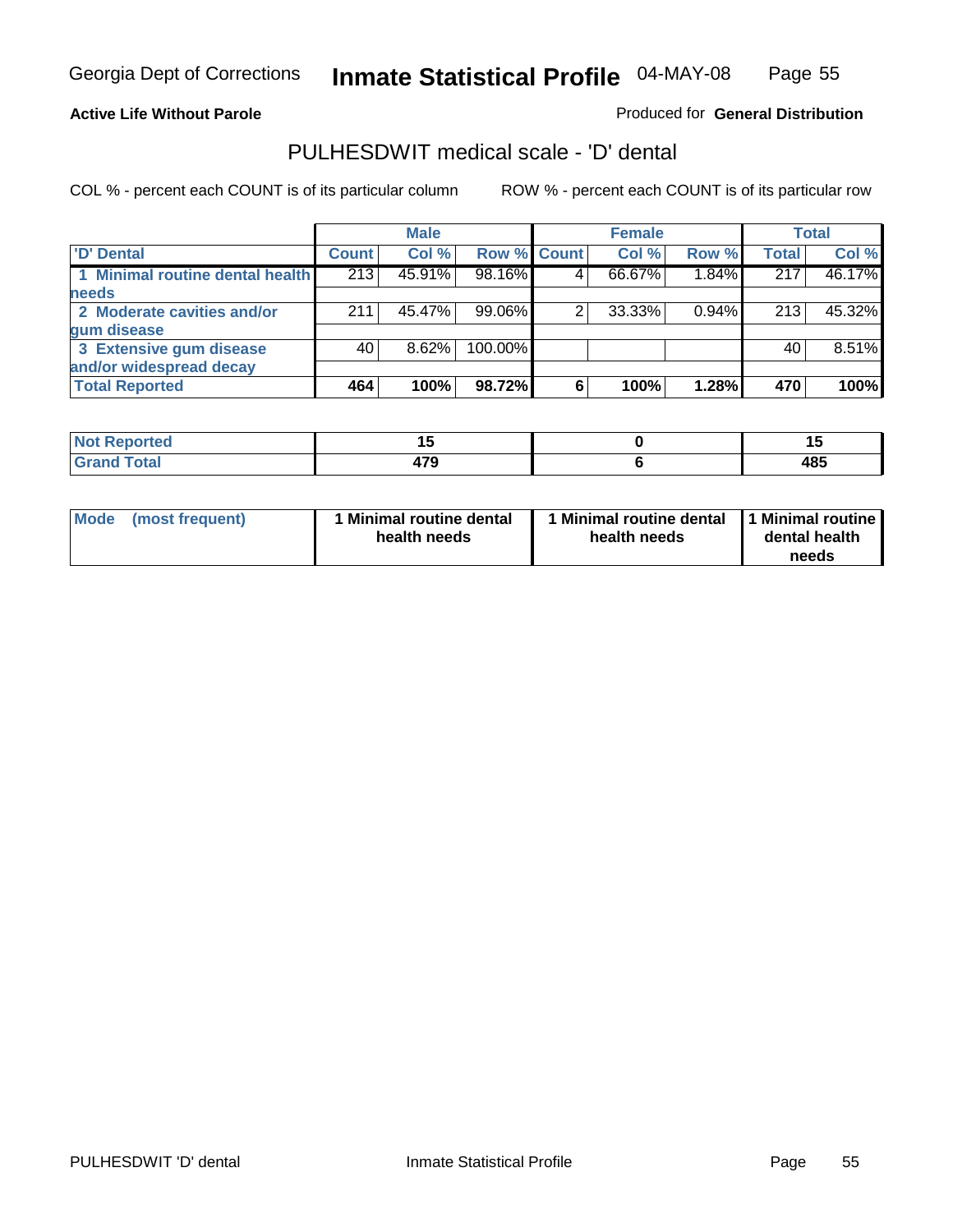**Active Life Without Parole**

Produced for **General Distribution**

## PULHESDWIT medical scale - 'D' dental

COL % - percent each COUNT is of its particular column

ROW % - percent each COUNT is of its particular row

| | Male | | | Female | | | Total | |
|---|---|---|---|---|---|---|---|---|
| 'D' Dental | Count | Col % | Row % | Count | Col % | Row % | Total | Col % |
| 1 Minimal routine dental health needs | 213 | 45.91% | 98.16% | 4 | 66.67% | 1.84% | 217 | 46.17% |
| 2 Moderate cavities and/or gum disease | 211 | 45.47% | 99.06% | 2 | 33.33% | 0.94% | 213 | 45.32% |
| 3 Extensive gum disease and/or widespread decay | 40 | 8.62% | 100.00% | | | | 40 | 8.51% |
| **Total Reported** | **464** | **100%** | **98.72%** | **6** | **100%** | **1.28%** | **470** | **100%** |

| | Male | Female | Total |
|---|---|---|---|
| Not Reported | 15 | 0 | 15 |
| Grand Total | 479 | 6 | 485 |

| | Male | Female | Total |
|---|---|---|---|
| Mode (most frequent) | 1 Minimal routine dental health needs | 1 Minimal routine dental health needs | 1 Minimal routine dental health needs |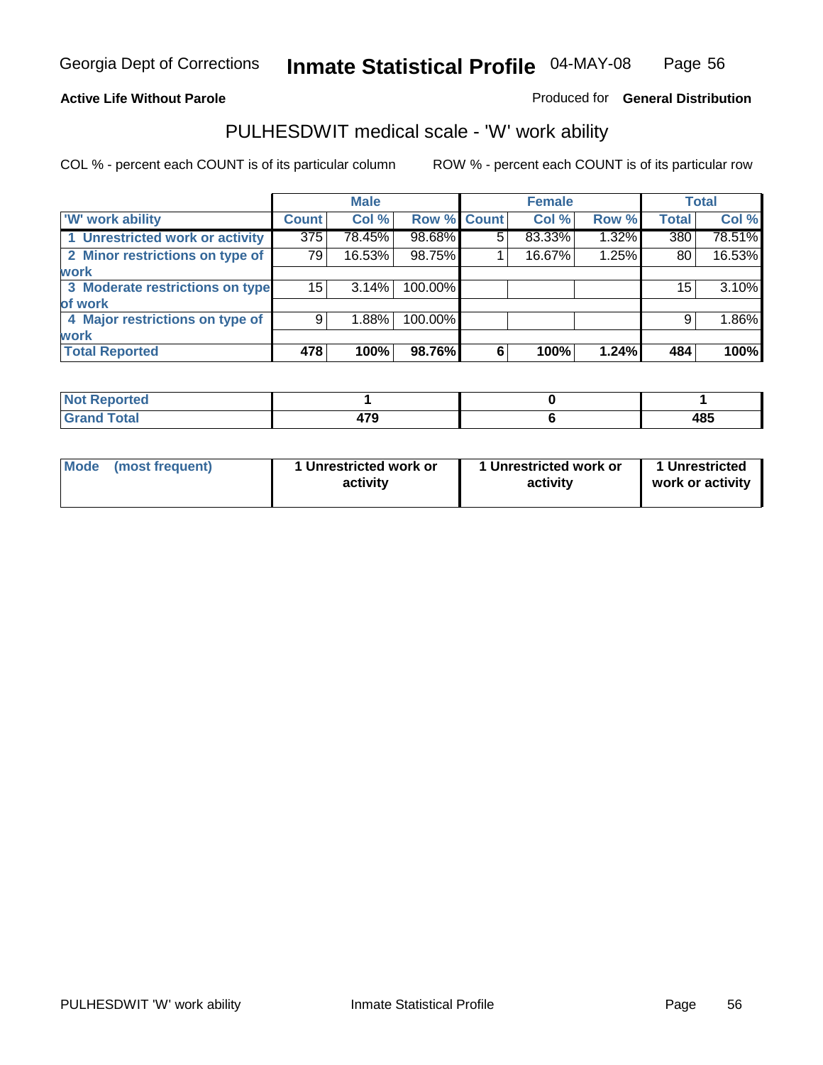Georgia Dept of Corrections **Inmate Statistical Profile** 04-MAY-08

**Active Life Without Parole**

Produced for **General Distribution**

## PULHESDWIT medical scale - 'W' work ability

COL % - percent each COUNT is of its particular column

ROW % - percent each COUNT is of its particular row

| | Male | | | Female | | | Total | |
|---|---|---|---|---|---|---|---|---|
| 'W' work ability | Count | Col % | Row % | Count | Col % | Row % | Total | Col % |
| 1 Unrestricted work or activity | 375 | 78.45% | 98.68% | 5 | 83.33% | 1.32% | 380 | 78.51% |
| 2 Minor restrictions on type of work | 79 | 16.53% | 98.75% | 1 | 16.67% | 1.25% | 80 | 16.53% |
| 3 Moderate restrictions on type of work | 15 | 3.14% | 100.00% | | | | 15 | 3.10% |
| 4 Major restrictions on type of work | 9 | 1.88% | 100.00% | | | | 9 | 1.86% |
| **Total Reported** | **478** | **100%** | **98.76%** | **6** | **100%** | **1.24%** | **484** | **100%** |

| | Male | Female | Total |
|---|---|---|---|
| Not Reported | 1 | 0 | 1 |
| Grand Total | 479 | 6 | 485 |

| | Male | Female | Total |
|---|---|---|---|
| Mode (most frequent) | 1 Unrestricted work or activity | 1 Unrestricted work or activity | 1 Unrestricted work or activity |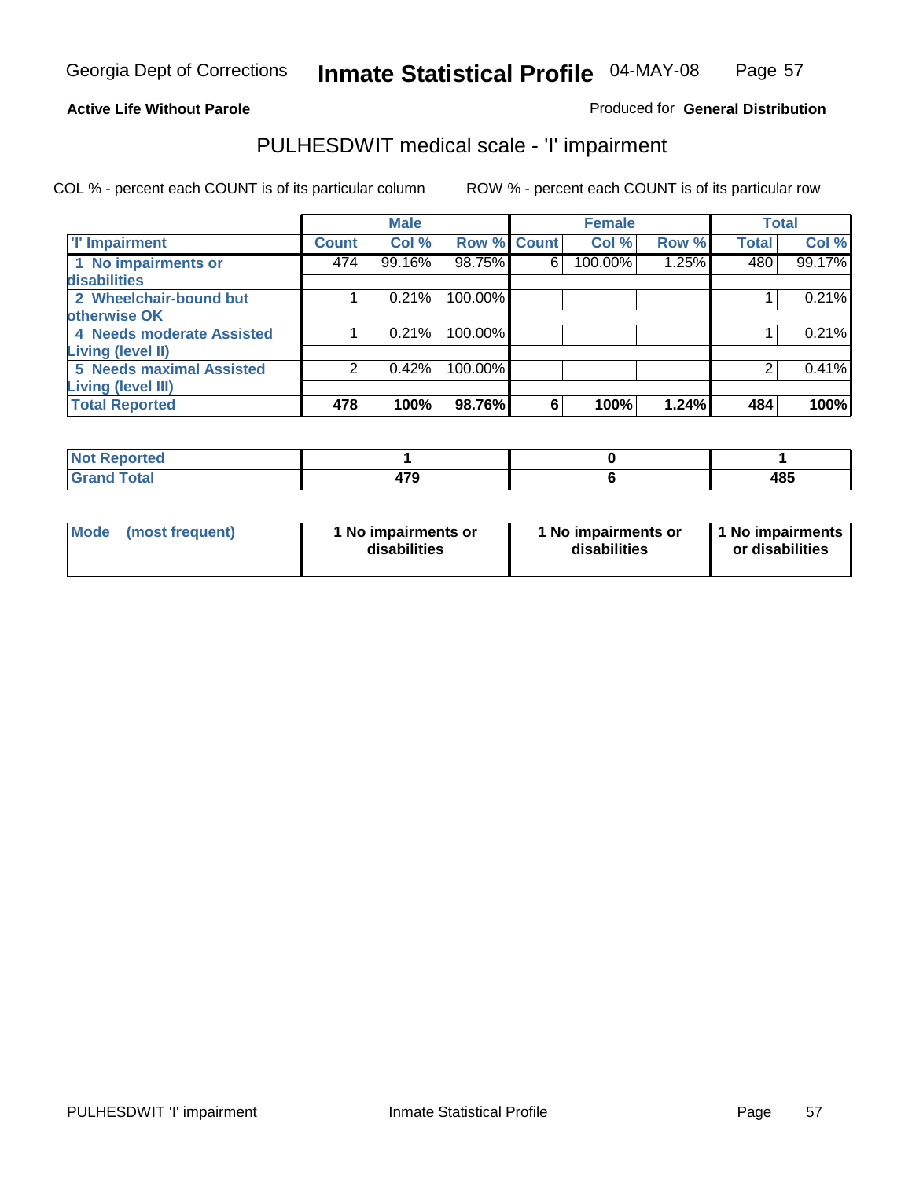Georgia Dept of Corrections **Inmate Statistical Profile** 04-MAY-08

**Active Life Without Parole**

Produced for **General Distribution**

## PULHESDWIT medical scale - 'I' impairment

COL % - percent each COUNT is of its particular column

ROW % - percent each COUNT is of its particular row

| | Male | | | Female | | | Total | |
|---|---|---|---|---|---|---|---|---|
| 'I' Impairment | Count | Col % | Row % | Count | Col % | Row % | Total | Col % |
| 1 No impairments or disabilities | 474 | 99.16% | 98.75% | 6 | 100.00% | 1.25% | 480 | 99.17% |
| 2 Wheelchair-bound but otherwise OK | 1 | 0.21% | 100.00% | | | | 1 | 0.21% |
| 4 Needs moderate Assisted Living (level II) | 1 | 0.21% | 100.00% | | | | 1 | 0.21% |
| 5 Needs maximal Assisted Living (level III) | 2 | 0.42% | 100.00% | | | | 2 | 0.41% |
| **Total Reported** | **478** | **100%** | **98.76%** | **6** | **100%** | **1.24%** | **484** | **100%** |

| | Male | Female | Total |
|---|---|---|---|
| **Not Reported** | **1** | **0** | **1** |
| **Grand Total** | **479** | **6** | **485** |

| | Male | Female | Total |
|---|---|---|---|
| **Mode (most frequent)** | **1 No impairments or disabilities** | **1 No impairments or disabilities** | **1 No impairments or disabilities** |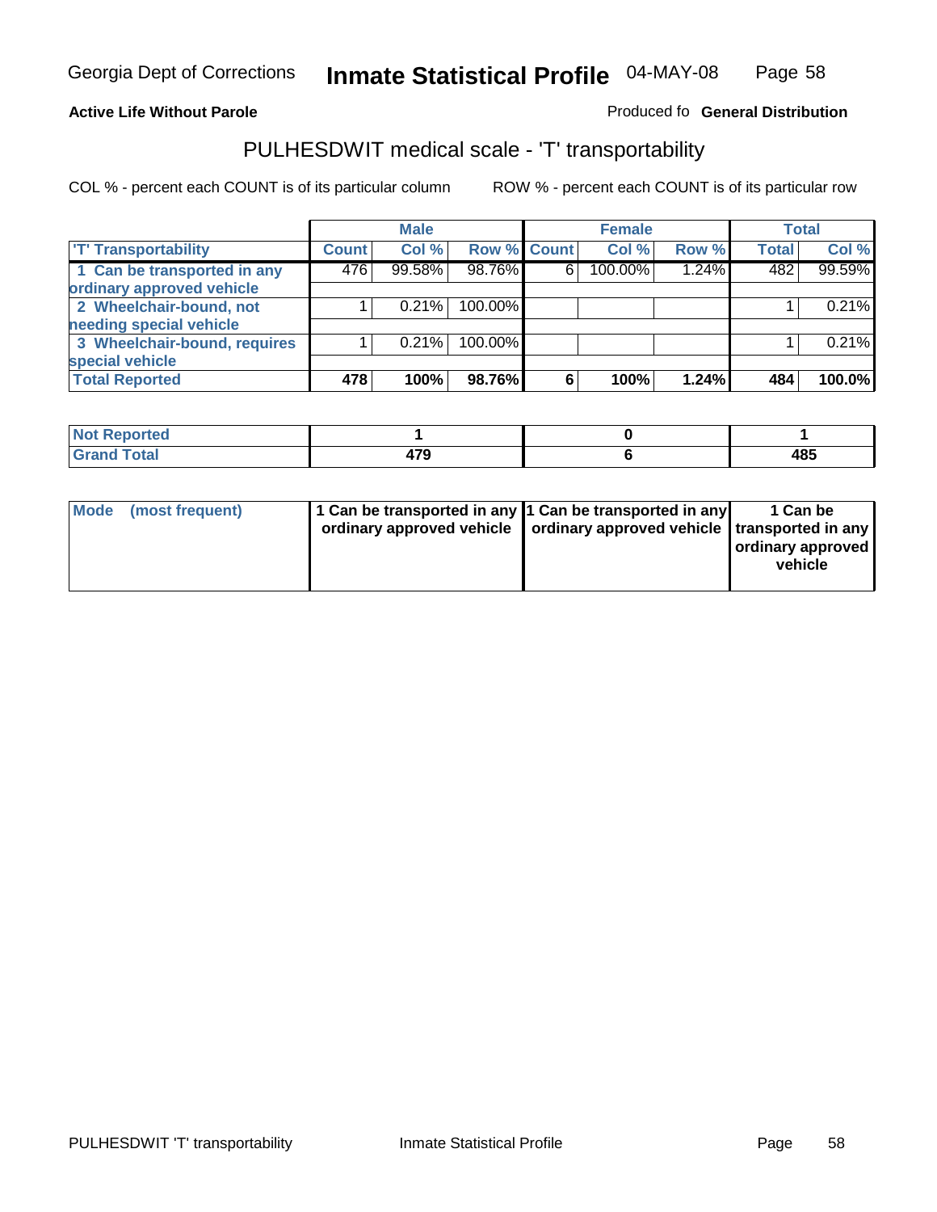**Active Life Without Parole**

Produced fo **General Distribution**

## PULHESDWIT medical scale - 'T' transportability

COL % - percent each COUNT is of its particular column

ROW % - percent each COUNT is of its particular row

| | Male | | | Female | | | Total | |
|---|---|---|---|---|---|---|---|---|
| 'T' Transportability | Count | Col % | Row % | Count | Col % | Row % | Total | Col % |
| 1 Can be transported in any ordinary approved vehicle | 476 | 99.58% | 98.76% | 6 | 100.00% | 1.24% | 482 | 99.59% |
| 2 Wheelchair-bound, not needing special vehicle | 1 | 0.21% | 100.00% | | | | 1 | 0.21% |
| 3 Wheelchair-bound, requires special vehicle | 1 | 0.21% | 100.00% | | | | 1 | 0.21% |
| **Total Reported** | **478** | **100%** | **98.76%** | **6** | **100%** | **1.24%** | **484** | **100.0%** |

| | Male | Female | Total |
|---|---|---|---|
| Not Reported | 1 | 0 | 1 |
| Grand Total | 479 | 6 | 485 |

| | Male | Female | Total |
|---|---|---|---|
| Mode (most frequent) | 1 Can be transported in any ordinary approved vehicle | 1 Can be transported in any ordinary approved vehicle | 1 Can be transported in any ordinary approved vehicle |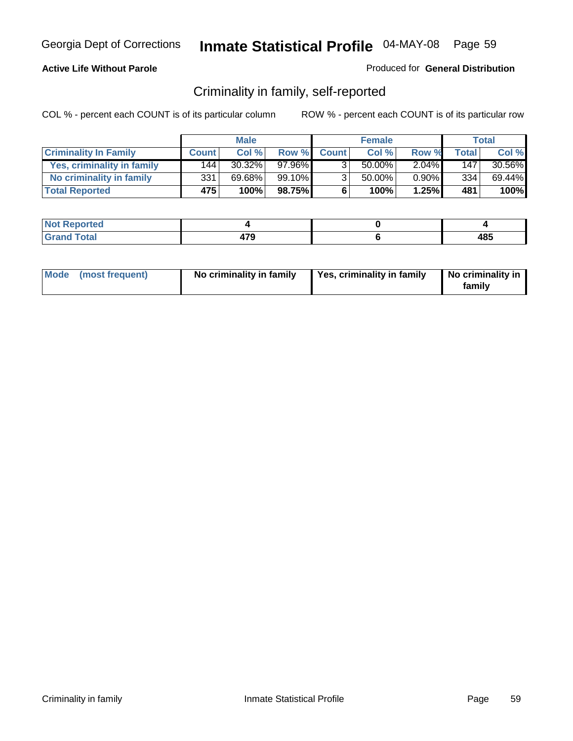**Active Life Without Parole**

Produced for **General Distribution**

## Criminality in family, self-reported

COL % - percent each COUNT is of its particular column

ROW % - percent each COUNT is of its particular row

| | Male | | | Female | | | Total | |
|---|---|---|---|---|---|---|---|---|
| **Criminality In Family** | **Count** | **Col %** | **Row %** | **Count** | **Col %** | **Row %** | **Total** | **Col %** |
| **Yes, criminality in family** | 144 | 30.32% | 97.96% | 3 | 50.00% | 2.04% | 147 | 30.56% |
| **No criminality in family** | 331 | 69.68% | 99.10% | 3 | 50.00% | 0.90% | 334 | 69.44% |
| **Total Reported** | **475** | **100%** | **98.75%** | **6** | **100%** | **1.25%** | **481** | **100%** |

| | Male | Female | Total |
|---|---|---|---|
| **Not Reported** | **4** | **0** | **4** |
| **Grand Total** | **479** | **6** | **485** |

| | Male | Female | Total |
|---|---|---|---|
| **Mode (most frequent)** | **No criminality in family** | **Yes, criminality in family** | **No criminality in family** |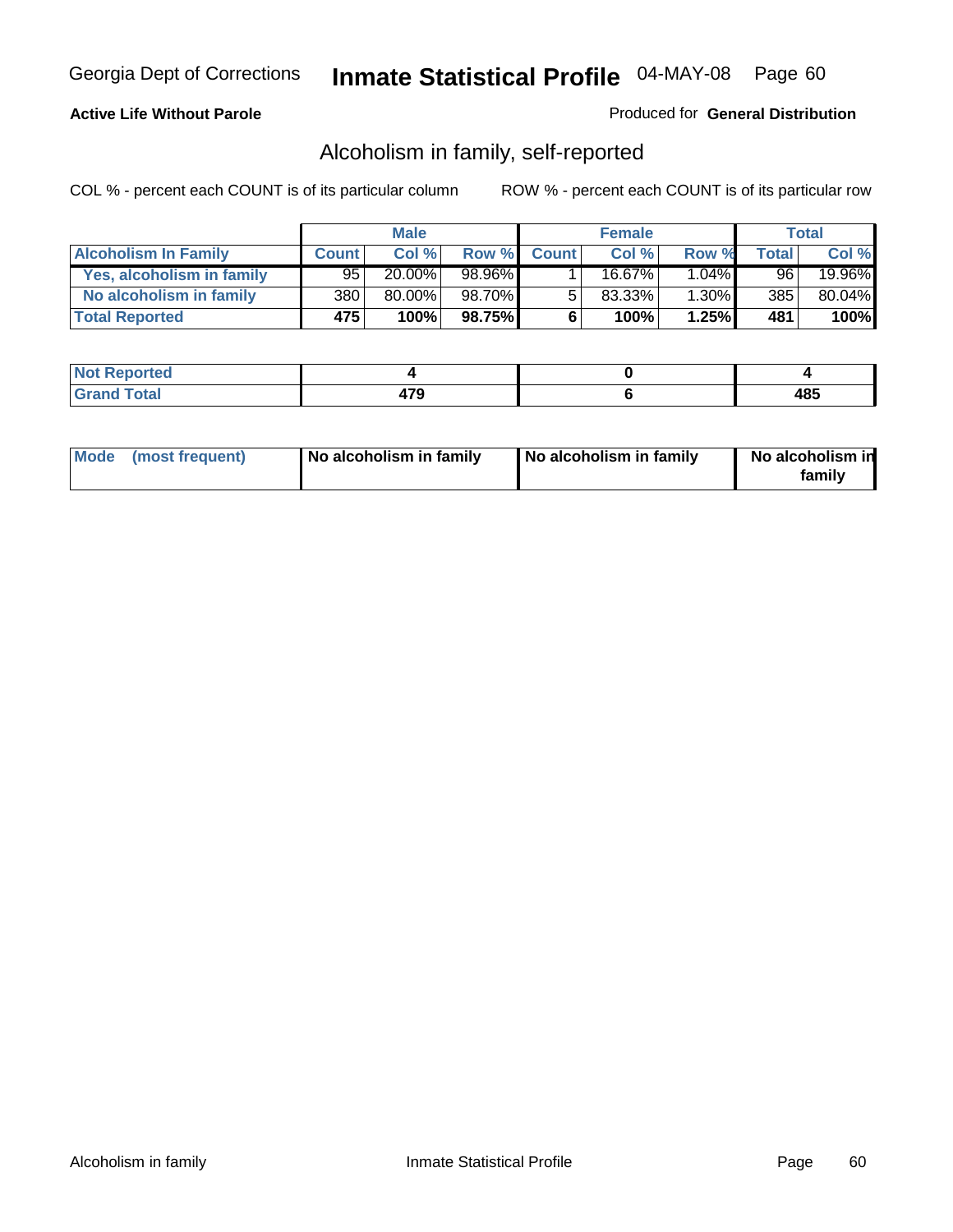Georgia Dept of Corrections **Inmate Statistical Profile** 04-MAY-08 Page 60

**Active Life Without Parole**

Produced for **General Distribution**

## Alcoholism in family, self-reported

COL % - percent each COUNT is of its particular column

ROW % - percent each COUNT is of its particular row

| | Male | | | Female | | | Total | |
|---|---|---|---|---|---|---|---|---|
| **Alcoholism In Family** | **Count** | **Col %** | **Row %** | **Count** | **Col %** | **Row %** | **Total** | **Col %** |
| **Yes, alcoholism in family** | 95 | 20.00% | 98.96% | 1 | 16.67% | 1.04% | 96 | 19.96% |
| **No alcoholism in family** | 380 | 80.00% | 98.70% | 5 | 83.33% | 1.30% | 385 | 80.04% |
| **Total Reported** | **475** | **100%** | **98.75%** | **6** | **100%** | **1.25%** | **481** | **100%** |

| | Male | Female | Total |
|---|---|---|---|
| **Not Reported** | **4** | **0** | **4** |
| **Grand Total** | **479** | **6** | **485** |

| | Male | Female | Total |
|---|---|---|---|
| **Mode (most frequent)** | **No alcoholism in family** | **No alcoholism in family** | **No alcoholism in family** |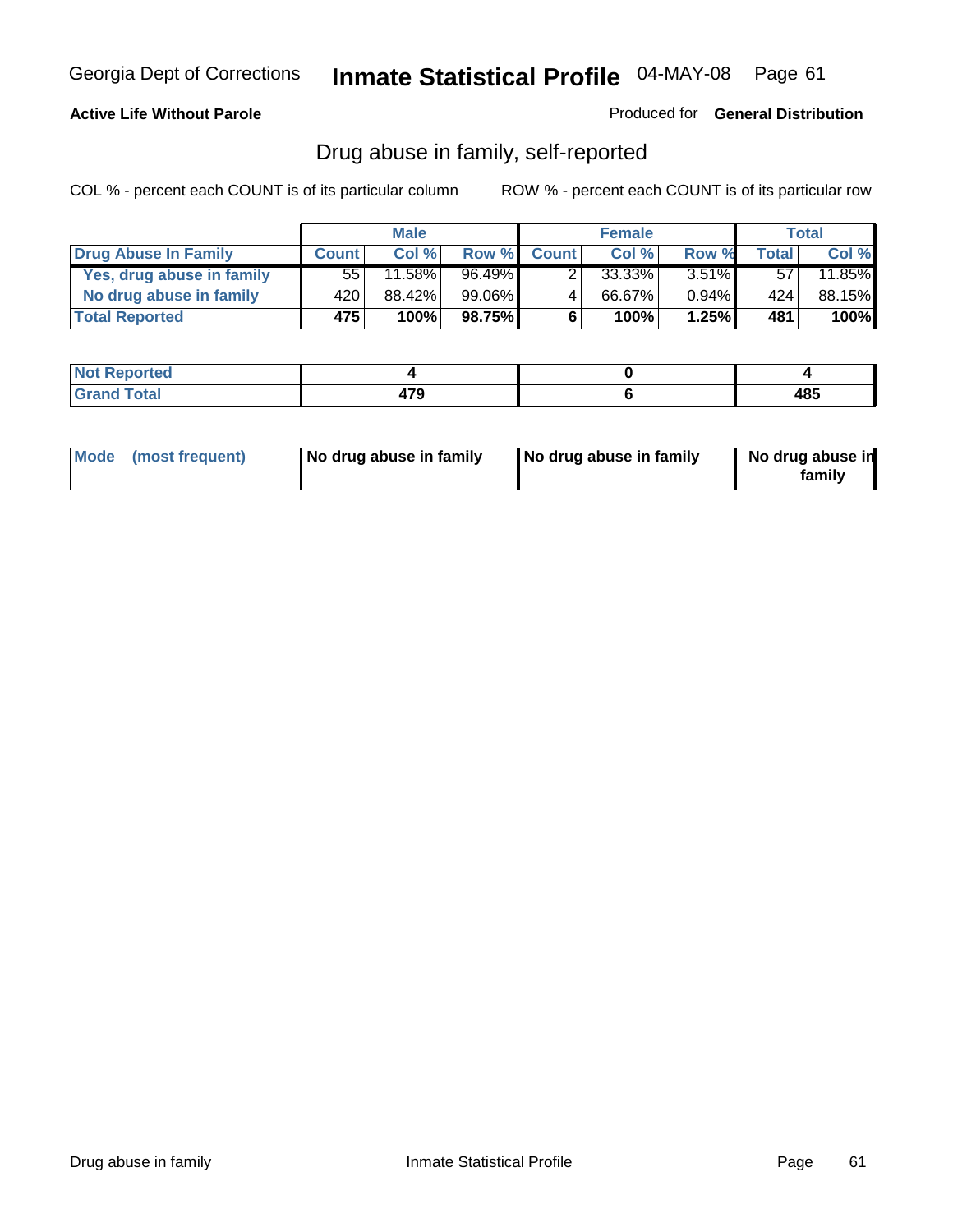Georgia Dept of Corrections **Inmate Statistical Profile** 04-MAY-08

**Active Life Without Parole**

Produced for **General Distribution**

## Drug abuse in family, self-reported

COL % - percent each COUNT is of its particular column

ROW % - percent each COUNT is of its particular row

| | Male | | | Female | | | Total | |
|---|---|---|---|---|---|---|---|---|
| **Drug Abuse In Family** | **Count** | **Col %** | **Row %** | **Count** | **Col %** | **Row %** | **Total** | **Col %** |
| Yes, drug abuse in family | 55 | 11.58% | 96.49% | 2 | 33.33% | 3.51% | 57 | 11.85% |
| No drug abuse in family | 420 | 88.42% | 99.06% | 4 | 66.67% | 0.94% | 424 | 88.15% |
| **Total Reported** | **475** | **100%** | **98.75%** | **6** | **100%** | **1.25%** | **481** | **100%** |

| | Male | Female | Total |
|---|---|---|---|
| **Not Reported** | **4** | **0** | **4** |
| **Grand Total** | **479** | **6** | **485** |

| | Male | Female | Total |
|---|---|---|---|
| **Mode (most frequent)** | **No drug abuse in family** | **No drug abuse in family** | **No drug abuse in family** |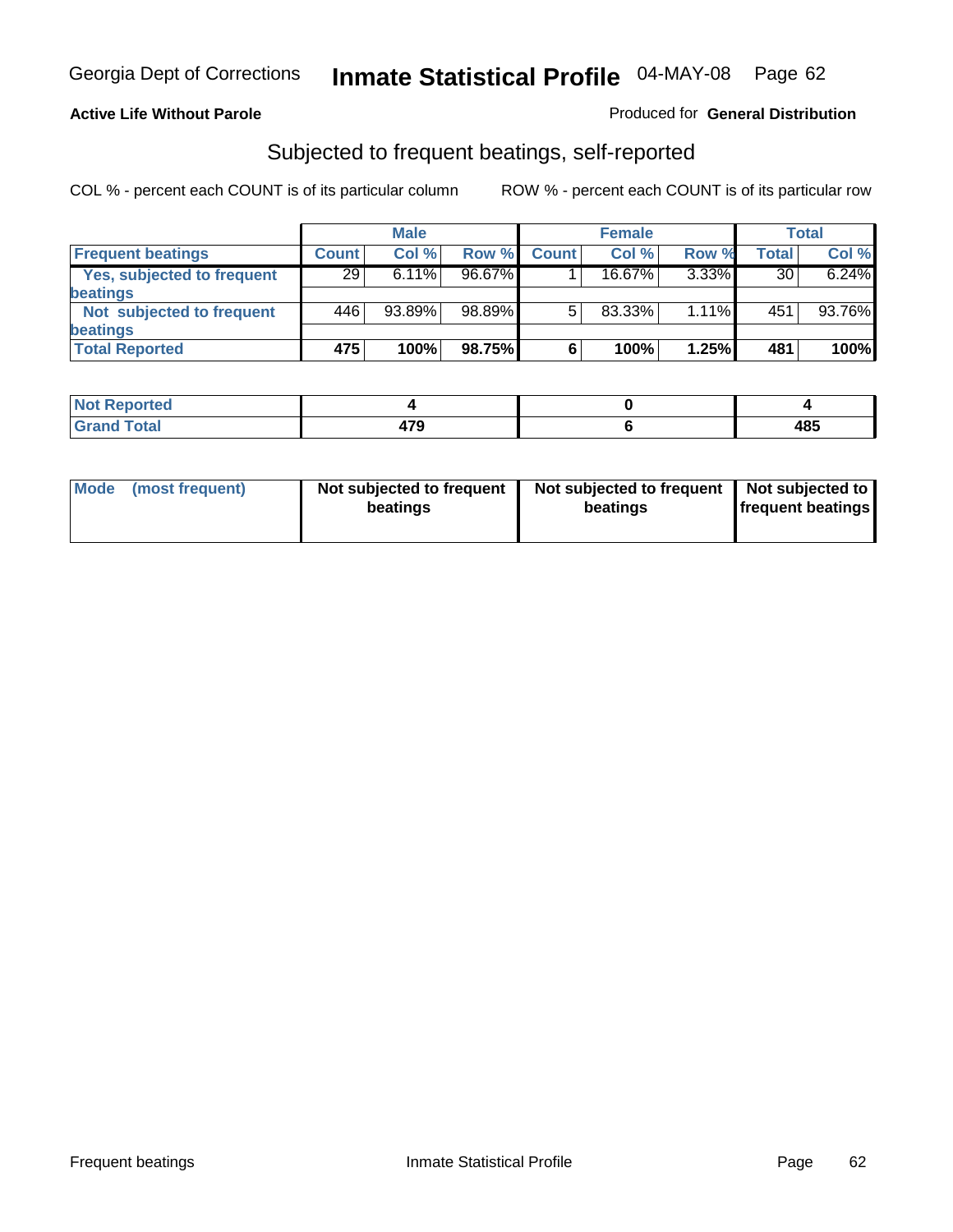Georgia Dept of Corrections **Inmate Statistical Profile** 04-MAY-08

**Active Life Without Parole**

Produced for **General Distribution**

## Subjected to frequent beatings, self-reported

COL % - percent each COUNT is of its particular column ROW % - percent each COUNT is of its particular row

| | Male | | | Female | | | Total | |
|---|---|---|---|---|---|---|---|---|
| **Frequent beatings** | **Count** | **Col %** | **Row %** | **Count** | **Col %** | **Row %** | **Total** | **Col %** |
| **Yes, subjected to frequent beatings** | 29 | 6.11% | 96.67% | 1 | 16.67% | 3.33% | 30 | 6.24% |
| **Not subjected to frequent beatings** | 446 | 93.89% | 98.89% | 5 | 83.33% | 1.11% | 451 | 93.76% |
| **Total Reported** | **475** | **100%** | **98.75%** | **6** | **100%** | **1.25%** | **481** | **100%** |

| | Male | Female | Total |
|---|---|---|---|
| **Not Reported** | **4** | **0** | **4** |
| **Grand Total** | **479** | **6** | **485** |

| | Male | Female | Total |
|---|---|---|---|
| **Mode (most frequent)** | **Not subjected to frequent beatings** | **Not subjected to frequent beatings** | **Not subjected to frequent beatings** |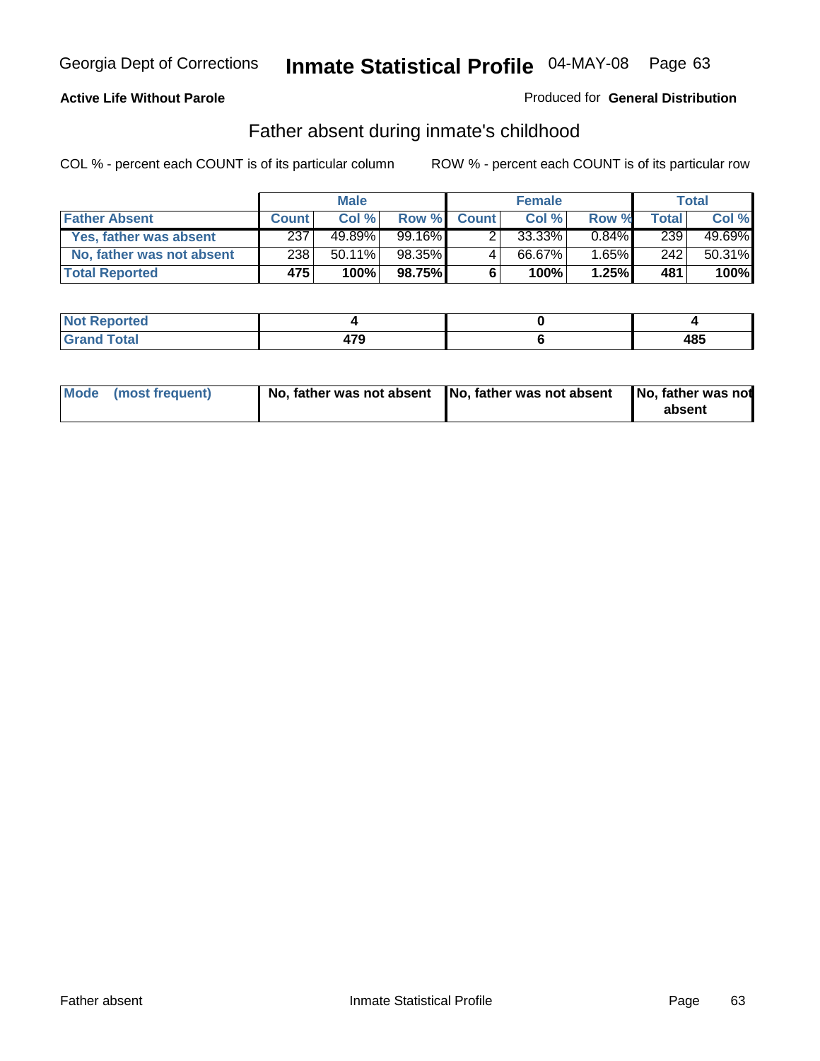Georgia Dept of Corrections **Inmate Statistical Profile** 04-MAY-08

**Active Life Without Parole**

Produced for **General Distribution**

## Father absent during inmate's childhood

COL % - percent each COUNT is of its particular column    ROW % - percent each COUNT is of its particular row

| | Male | | | Female | | | Total | |
|---|---|---|---|---|---|---|---|---|
| **Father Absent** | **Count** | **Col %** | **Row %** | **Count** | **Col %** | **Row %** | **Total** | **Col %** |
| Yes, father was absent | 237 | 49.89% | 99.16% | 2 | 33.33% | 0.84% | 239 | 49.69% |
| No, father was not absent | 238 | 50.11% | 98.35% | 4 | 66.67% | 1.65% | 242 | 50.31% |
| **Total Reported** | **475** | **100%** | **98.75%** | **6** | **100%** | **1.25%** | **481** | **100%** |

| | Male | Female | Total |
|---|---|---|---|
| **Not Reported** | **4** | **0** | **4** |
| **Grand Total** | **479** | **6** | **485** |

| | Male | Female | Total |
|---|---|---|---|
| **Mode (most frequent)** | **No, father was not absent** | **No, father was not absent** | **No, father was not absent** |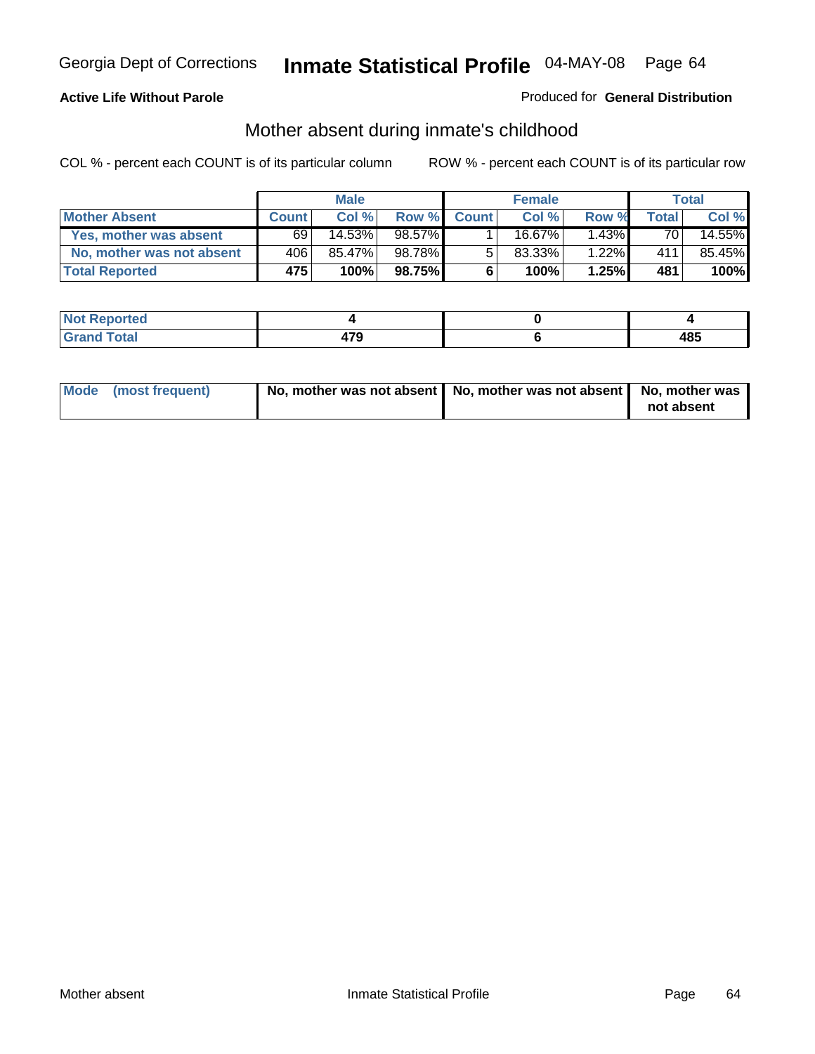Georgia Dept of Corrections **Inmate Statistical Profile** 04-MAY-08 Page 64

**Active Life Without Parole**

Produced for **General Distribution**

## Mother absent during inmate's childhood

COL % - percent each COUNT is of its particular column    ROW % - percent each COUNT is of its particular row

| | Male | | | Female | | | Total | |
|---|---|---|---|---|---|---|---|---|
| **Mother Absent** | **Count** | **Col %** | **Row %** | **Count** | **Col %** | **Row %** | **Total** | **Col %** |
| **Yes, mother was absent** | 69 | 14.53% | 98.57% | 1 | 16.67% | 1.43% | 70 | 14.55% |
| **No, mother was not absent** | 406 | 85.47% | 98.78% | 5 | 83.33% | 1.22% | 411 | 85.45% |
| **Total Reported** | **475** | **100%** | **98.75%** | **6** | **100%** | **1.25%** | **481** | **100%** |

| | Male | Female | Total |
|---|---|---|---|
| **Not Reported** | **4** | **0** | **4** |
| **Grand Total** | **479** | **6** | **485** |

| | Male | Female | Total |
|---|---|---|---|
| **Mode (most frequent)** | **No, mother was not absent** | **No, mother was not absent** | **No, mother was not absent** |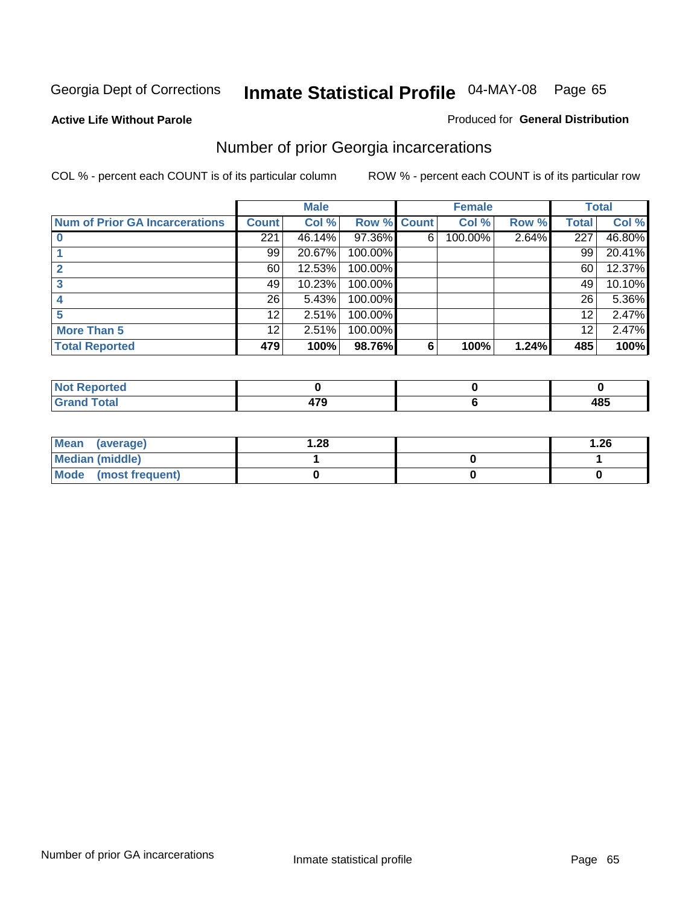Georgia Dept of Corrections **Inmate Statistical Profile** 04-MAY-08

**Active Life Without Parole**

Produced for **General Distribution**

## Number of prior Georgia incarcerations

COL % - percent each COUNT is of its particular column

ROW % - percent each COUNT is of its particular row

| | Male | | | Female | | | Total | |
|---|---|---|---|---|---|---|---|---|
| **Num of Prior GA Incarcerations** | **Count** | **Col %** | **Row %** | **Count** | **Col %** | **Row %** | **Total** | **Col %** |
| **0** | 221 | 46.14% | 97.36% | 6 | 100.00% | 2.64% | 227 | 46.80% |
| **1** | 99 | 20.67% | 100.00% | | | | 99 | 20.41% |
| **2** | 60 | 12.53% | 100.00% | | | | 60 | 12.37% |
| **3** | 49 | 10.23% | 100.00% | | | | 49 | 10.10% |
| **4** | 26 | 5.43% | 100.00% | | | | 26 | 5.36% |
| **5** | 12 | 2.51% | 100.00% | | | | 12 | 2.47% |
| **More Than 5** | 12 | 2.51% | 100.00% | | | | 12 | 2.47% |
| **Total Reported** | **479** | **100%** | **98.76%** | **6** | **100%** | **1.24%** | **485** | **100%** |

| | Male | Female | Total |
|---|---|---|---|
| **Not Reported** | **0** | **0** | **0** |
| **Grand Total** | **479** | **6** | **485** |

| | Male | Female | Total |
|---|---|---|---|
| **Mean (average)** | **1.28** | | **1.26** |
| **Median (middle)** | **1** | **0** | **1** |
| **Mode (most frequent)** | **0** | **0** | **0** |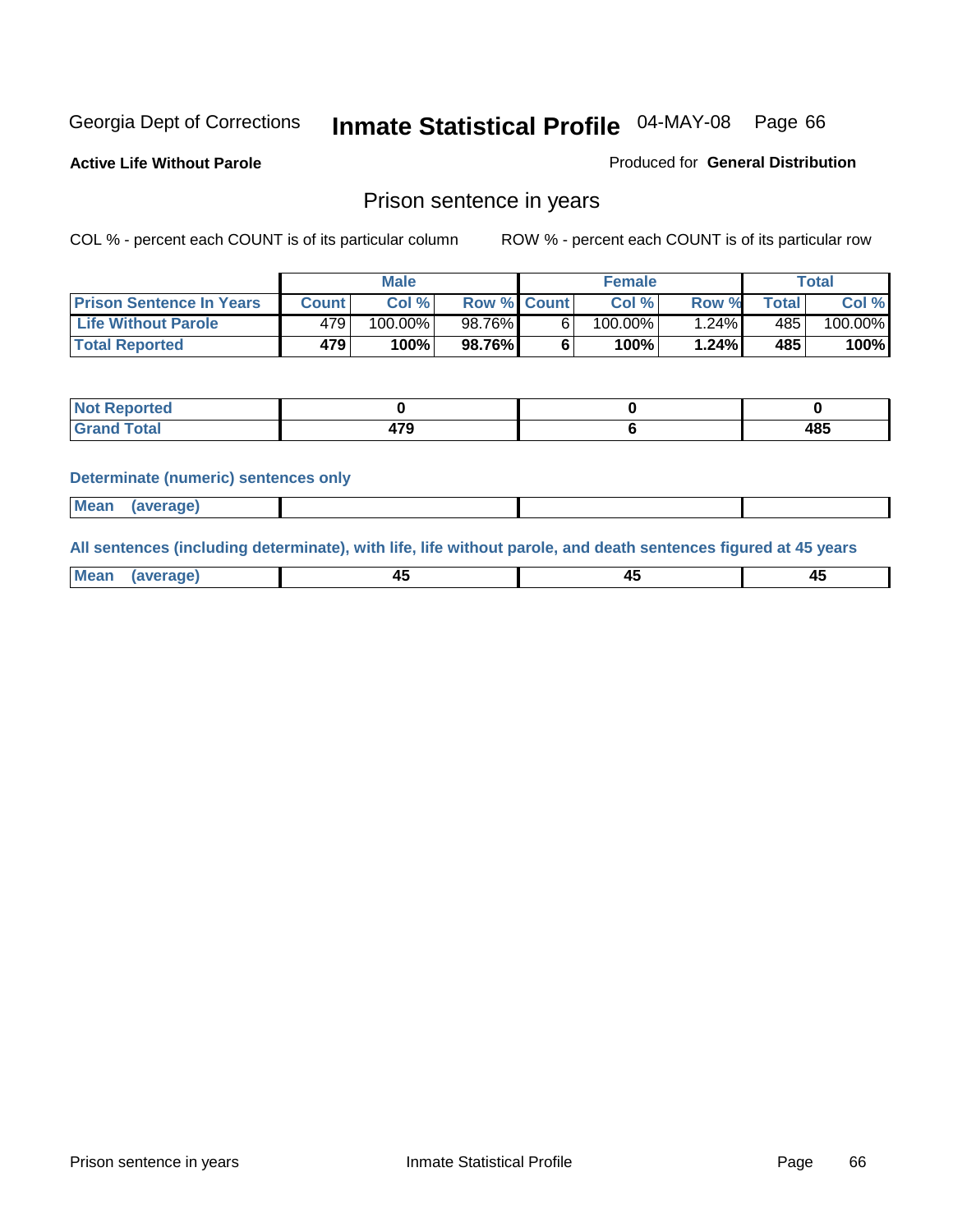Georgia Dept of Corrections **Inmate Statistical Profile** 04-MAY-08

**Active Life Without Parole**

Produced for **General Distribution**

## Prison sentence in years

COL % - percent each COUNT is of its particular column

ROW % - percent each COUNT is of its particular row

| | Male | | | Female | | | Total | |
|---|---|---|---|---|---|---|---|---|
| **Prison Sentence In Years** | **Count** | **Col %** | **Row %** | **Count** | **Col %** | **Row %** | **Total** | **Col %** |
| **Life Without Parole** | 479 | 100.00% | 98.76% | 6 | 100.00% | 1.24% | 485 | 100.00% |
| **Total Reported** | **479** | **100%** | **98.76%** | **6** | **100%** | **1.24%** | **485** | **100%** |

| | Male | Female | Total |
|---|---|---|---|
| **Not Reported** | **0** | **0** | **0** |
| **Grand Total** | **479** | **6** | **485** |

**Determinate (numeric) sentences only**

| | Male | Female | Total |
|---|---|---|---|
| **Mean (average)** | | | |

**All sentences (including determinate), with life, life without parole, and death sentences figured at 45 years**

| | Male | Female | Total |
|---|---|---|---|
| **Mean (average)** | **45** | **45** | **45** |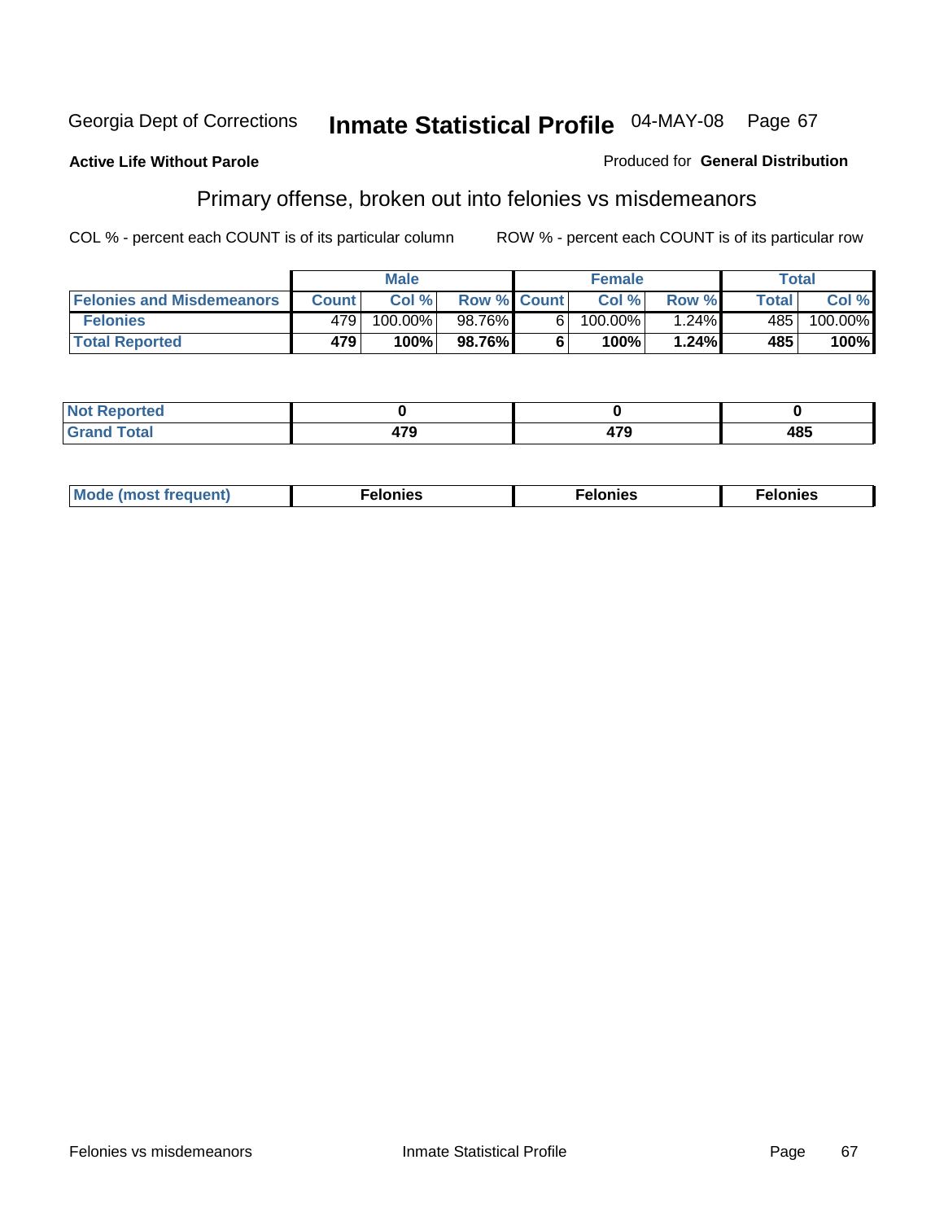Georgia Dept of Corrections **Inmate Statistical Profile** 04-MAY-08 Page 67

**Active Life Without Parole**

Produced for **General Distribution**

## Primary offense, broken out into felonies vs misdemeanors

COL % - percent each COUNT is of its particular column

ROW % - percent each COUNT is of its particular row

| | Male | | | Female | | | Total | |
|---|---|---|---|---|---|---|---|---|
| **Felonies and Misdemeanors** | **Count** | **Col %** | **Row %** | **Count** | **Col %** | **Row %** | **Total** | **Col %** |
| **Felonies** | 479 | 100.00% | 98.76% | 6 | 100.00% | 1.24% | 485 | 100.00% |
| **Total Reported** | **479** | **100%** | **98.76%** | **6** | **100%** | **1.24%** | **485** | **100%** |

| | Male | Female | Total |
|---|---|---|---|
| **Not Reported** | **0** | **0** | **0** |
| **Grand Total** | **479** | **479** | **485** |

| | Male | Female | Total |
|---|---|---|---|
| **Mode (most frequent)** | **Felonies** | **Felonies** | **Felonies** |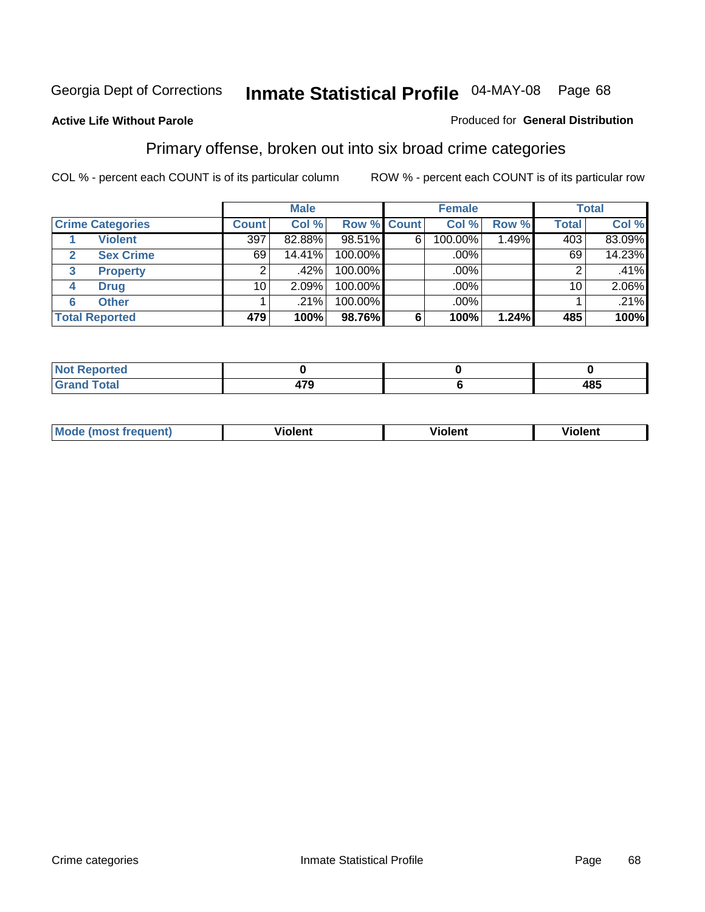Georgia Dept of Corrections **Inmate Statistical Profile** 04-MAY-08 Page 68

**Active Life Without Parole**

Produced for **General Distribution**

## Primary offense, broken out into six broad crime categories

COL % - percent each COUNT is of its particular column

ROW % - percent each COUNT is of its particular row

| | | Male | | | Female | | | Total | |
|---|---|---|---|---|---|---|---|---|---|
| **Crime Categories** | | **Count** | **Col %** | **Row %** | **Count** | **Col %** | **Row %** | **Total** | **Col %** |
| 1 | **Violent** | 397 | 82.88% | 98.51% | 6 | 100.00% | 1.49% | 403 | 83.09% |
| 2 | **Sex Crime** | 69 | 14.41% | 100.00% | | .00% | | 69 | 14.23% |
| 3 | **Property** | 2 | .42% | 100.00% | | .00% | | 2 | .41% |
| 4 | **Drug** | 10 | 2.09% | 100.00% | | .00% | | 10 | 2.06% |
| 6 | **Other** | 1 | .21% | 100.00% | | .00% | | 1 | .21% |
| **Total Reported** | | **479** | **100%** | **98.76%** | **6** | **100%** | **1.24%** | **485** | **100%** |

| | Male | Female | Total |
|---|---|---|---|
| **Not Reported** | **0** | **0** | **0** |
| **Grand Total** | **479** | **6** | **485** |

| | Male | Female | Total |
|---|---|---|---|
| **Mode (most frequent)** | **Violent** | **Violent** | **Violent** |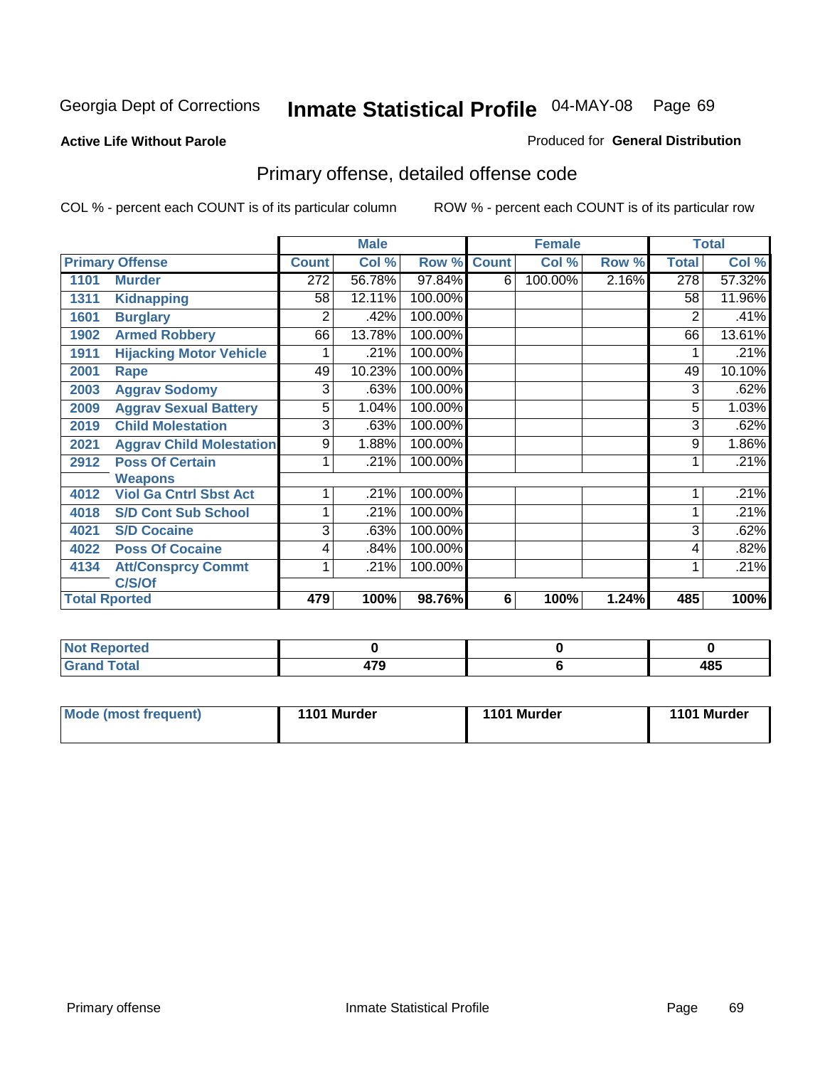Georgia Dept of Corrections **Inmate Statistical Profile** 04-MAY-08 Page 69

**Active Life Without Parole**

Produced for **General Distribution**

## Primary offense, detailed offense code

COL % - percent each COUNT is of its particular column

ROW % - percent each COUNT is of its particular row

| | | Male | | | Female | | | Total | |
|---|---|---|---|---|---|---|---|---|---|
| **Primary Offense** | | **Count** | **Col %** | **Row %** | **Count** | **Col %** | **Row %** | **Total** | **Col %** |
| 1101 | Murder | 272 | 56.78% | 97.84% | 6 | 100.00% | 2.16% | 278 | 57.32% |
| 1311 | Kidnapping | 58 | 12.11% | 100.00% | | | | 58 | 11.96% |
| 1601 | Burglary | 2 | .42% | 100.00% | | | | 2 | .41% |
| 1902 | Armed Robbery | 66 | 13.78% | 100.00% | | | | 66 | 13.61% |
| 1911 | Hijacking Motor Vehicle | 1 | .21% | 100.00% | | | | 1 | .21% |
| 2001 | Rape | 49 | 10.23% | 100.00% | | | | 49 | 10.10% |
| 2003 | Aggrav Sodomy | 3 | .63% | 100.00% | | | | 3 | .62% |
| 2009 | Aggrav Sexual Battery | 5 | 1.04% | 100.00% | | | | 5 | 1.03% |
| 2019 | Child Molestation | 3 | .63% | 100.00% | | | | 3 | .62% |
| 2021 | Aggrav Child Molestation | 9 | 1.88% | 100.00% | | | | 9 | 1.86% |
| 2912 | Poss Of Certain Weapons | 1 | .21% | 100.00% | | | | 1 | .21% |
| 4012 | Viol Ga Cntrl Sbst Act | 1 | .21% | 100.00% | | | | 1 | .21% |
| 4018 | S/D Cont Sub School | 1 | .21% | 100.00% | | | | 1 | .21% |
| 4021 | S/D Cocaine | 3 | .63% | 100.00% | | | | 3 | .62% |
| 4022 | Poss Of Cocaine | 4 | .84% | 100.00% | | | | 4 | .82% |
| 4134 | Att/Consprcy Commt C/S/Of | 1 | .21% | 100.00% | | | | 1 | .21% |
| **Total Rported** | | **479** | **100%** | **98.76%** | **6** | **100%** | **1.24%** | **485** | **100%** |

| | Male | Female | Total |
|---|---|---|---|
| **Not Reported** | **0** | **0** | **0** |
| **Grand Total** | **479** | **6** | **485** |

| | Male | Female | Total |
|---|---|---|---|
| **Mode (most frequent)** | **1101 Murder** | **1101 Murder** | **1101 Murder** |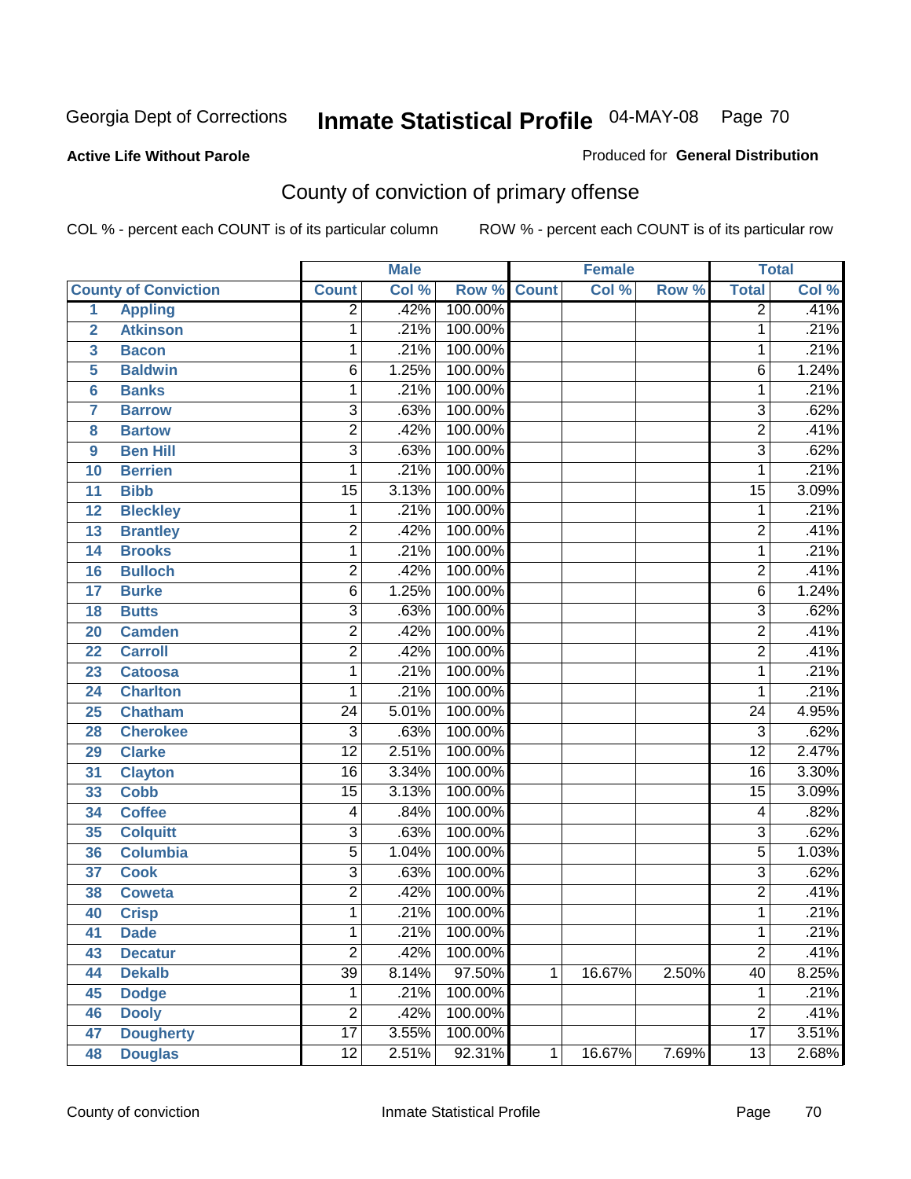Georgia Dept of Corrections **Inmate Statistical Profile** 04-MAY-08

**Active Life Without Parole**

Produced for **General Distribution**

## County of conviction of primary offense

COL % - percent each COUNT is of its particular column    ROW % - percent each COUNT is of its particular row

| | | Male | | | Female | | | Total | |
|---|---|---|---|---|---|---|---|---|---|
| **County of Conviction** | | **Count** | **Col %** | **Row %** | **Count** | **Col %** | **Row %** | **Total** | **Col %** |
| 1 | Appling | 2 | .42% | 100.00% | | | | 2 | .41% |
| 2 | Atkinson | 1 | .21% | 100.00% | | | | 1 | .21% |
| 3 | Bacon | 1 | .21% | 100.00% | | | | 1 | .21% |
| 5 | Baldwin | 6 | 1.25% | 100.00% | | | | 6 | 1.24% |
| 6 | Banks | 1 | .21% | 100.00% | | | | 1 | .21% |
| 7 | Barrow | 3 | .63% | 100.00% | | | | 3 | .62% |
| 8 | Bartow | 2 | .42% | 100.00% | | | | 2 | .41% |
| 9 | Ben Hill | 3 | .63% | 100.00% | | | | 3 | .62% |
| 10 | Berrien | 1 | .21% | 100.00% | | | | 1 | .21% |
| 11 | Bibb | 15 | 3.13% | 100.00% | | | | 15 | 3.09% |
| 12 | Bleckley | 1 | .21% | 100.00% | | | | 1 | .21% |
| 13 | Brantley | 2 | .42% | 100.00% | | | | 2 | .41% |
| 14 | Brooks | 1 | .21% | 100.00% | | | | 1 | .21% |
| 16 | Bulloch | 2 | .42% | 100.00% | | | | 2 | .41% |
| 17 | Burke | 6 | 1.25% | 100.00% | | | | 6 | 1.24% |
| 18 | Butts | 3 | .63% | 100.00% | | | | 3 | .62% |
| 20 | Camden | 2 | .42% | 100.00% | | | | 2 | .41% |
| 22 | Carroll | 2 | .42% | 100.00% | | | | 2 | .41% |
| 23 | Catoosa | 1 | .21% | 100.00% | | | | 1 | .21% |
| 24 | Charlton | 1 | .21% | 100.00% | | | | 1 | .21% |
| 25 | Chatham | 24 | 5.01% | 100.00% | | | | 24 | 4.95% |
| 28 | Cherokee | 3 | .63% | 100.00% | | | | 3 | .62% |
| 29 | Clarke | 12 | 2.51% | 100.00% | | | | 12 | 2.47% |
| 31 | Clayton | 16 | 3.34% | 100.00% | | | | 16 | 3.30% |
| 33 | Cobb | 15 | 3.13% | 100.00% | | | | 15 | 3.09% |
| 34 | Coffee | 4 | .84% | 100.00% | | | | 4 | .82% |
| 35 | Colquitt | 3 | .63% | 100.00% | | | | 3 | .62% |
| 36 | Columbia | 5 | 1.04% | 100.00% | | | | 5 | 1.03% |
| 37 | Cook | 3 | .63% | 100.00% | | | | 3 | .62% |
| 38 | Coweta | 2 | .42% | 100.00% | | | | 2 | .41% |
| 40 | Crisp | 1 | .21% | 100.00% | | | | 1 | .21% |
| 41 | Dade | 1 | .21% | 100.00% | | | | 1 | .21% |
| 43 | Decatur | 2 | .42% | 100.00% | | | | 2 | .41% |
| 44 | Dekalb | 39 | 8.14% | 97.50% | 1 | 16.67% | 2.50% | 40 | 8.25% |
| 45 | Dodge | 1 | .21% | 100.00% | | | | 1 | .21% |
| 46 | Dooly | 2 | .42% | 100.00% | | | | 2 | .41% |
| 47 | Dougherty | 17 | 3.55% | 100.00% | | | | 17 | 3.51% |
| 48 | Douglas | 12 | 2.51% | 92.31% | 1 | 16.67% | 7.69% | 13 | 2.68% |

County of conviction    Inmate Statistical Profile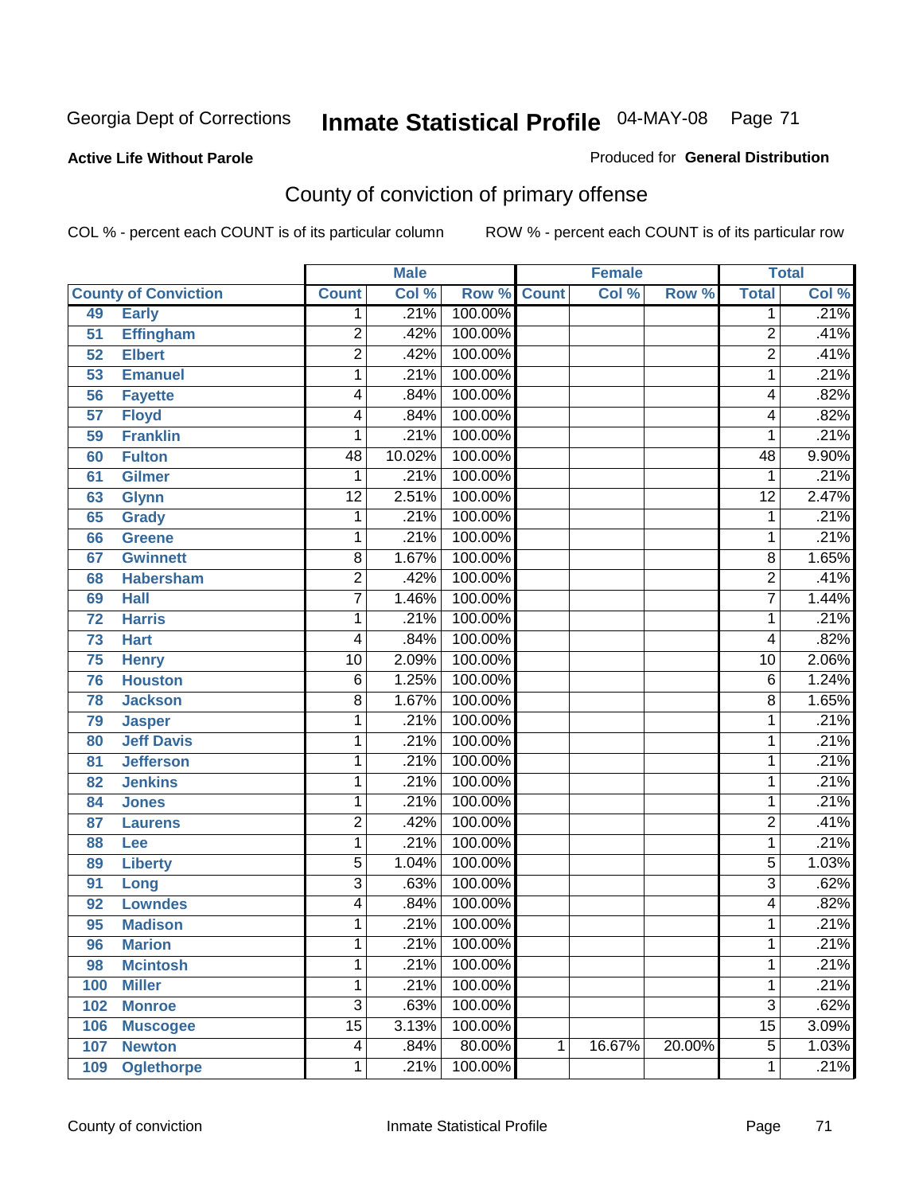Georgia Dept of Corrections **Inmate Statistical Profile** 04-MAY-08

**Active Life Without Parole**

Produced for **General Distribution**

## County of conviction of primary offense

COL % - percent each COUNT is of its particular column ROW % - percent each COUNT is of its particular row

| County of Conviction | | Male | | | Female | | | Total | |
|---|---|---|---|---|---|---|---|---|---|
| | | Count | Col % | Row % | Count | Col % | Row % | Total | Col % |
| 49 | Early | 1 | .21% | 100.00% | | | | 1 | .21% |
| 51 | Effingham | 2 | .42% | 100.00% | | | | 2 | .41% |
| 52 | Elbert | 2 | .42% | 100.00% | | | | 2 | .41% |
| 53 | Emanuel | 1 | .21% | 100.00% | | | | 1 | .21% |
| 56 | Fayette | 4 | .84% | 100.00% | | | | 4 | .82% |
| 57 | Floyd | 4 | .84% | 100.00% | | | | 4 | .82% |
| 59 | Franklin | 1 | .21% | 100.00% | | | | 1 | .21% |
| 60 | Fulton | 48 | 10.02% | 100.00% | | | | 48 | 9.90% |
| 61 | Gilmer | 1 | .21% | 100.00% | | | | 1 | .21% |
| 63 | Glynn | 12 | 2.51% | 100.00% | | | | 12 | 2.47% |
| 65 | Grady | 1 | .21% | 100.00% | | | | 1 | .21% |
| 66 | Greene | 1 | .21% | 100.00% | | | | 1 | .21% |
| 67 | Gwinnett | 8 | 1.67% | 100.00% | | | | 8 | 1.65% |
| 68 | Habersham | 2 | .42% | 100.00% | | | | 2 | .41% |
| 69 | Hall | 7 | 1.46% | 100.00% | | | | 7 | 1.44% |
| 72 | Harris | 1 | .21% | 100.00% | | | | 1 | .21% |
| 73 | Hart | 4 | .84% | 100.00% | | | | 4 | .82% |
| 75 | Henry | 10 | 2.09% | 100.00% | | | | 10 | 2.06% |
| 76 | Houston | 6 | 1.25% | 100.00% | | | | 6 | 1.24% |
| 78 | Jackson | 8 | 1.67% | 100.00% | | | | 8 | 1.65% |
| 79 | Jasper | 1 | .21% | 100.00% | | | | 1 | .21% |
| 80 | Jeff Davis | 1 | .21% | 100.00% | | | | 1 | .21% |
| 81 | Jefferson | 1 | .21% | 100.00% | | | | 1 | .21% |
| 82 | Jenkins | 1 | .21% | 100.00% | | | | 1 | .21% |
| 84 | Jones | 1 | .21% | 100.00% | | | | 1 | .21% |
| 87 | Laurens | 2 | .42% | 100.00% | | | | 2 | .41% |
| 88 | Lee | 1 | .21% | 100.00% | | | | 1 | .21% |
| 89 | Liberty | 5 | 1.04% | 100.00% | | | | 5 | 1.03% |
| 91 | Long | 3 | .63% | 100.00% | | | | 3 | .62% |
| 92 | Lowndes | 4 | .84% | 100.00% | | | | 4 | .82% |
| 95 | Madison | 1 | .21% | 100.00% | | | | 1 | .21% |
| 96 | Marion | 1 | .21% | 100.00% | | | | 1 | .21% |
| 98 | Mcintosh | 1 | .21% | 100.00% | | | | 1 | .21% |
| 100 | Miller | 1 | .21% | 100.00% | | | | 1 | .21% |
| 102 | Monroe | 3 | .63% | 100.00% | | | | 3 | .62% |
| 106 | Muscogee | 15 | 3.13% | 100.00% | | | | 15 | 3.09% |
| 107 | Newton | 4 | .84% | 80.00% | 1 | 16.67% | 20.00% | 5 | 1.03% |
| 109 | Oglethorpe | 1 | .21% | 100.00% | | | | 1 | .21% |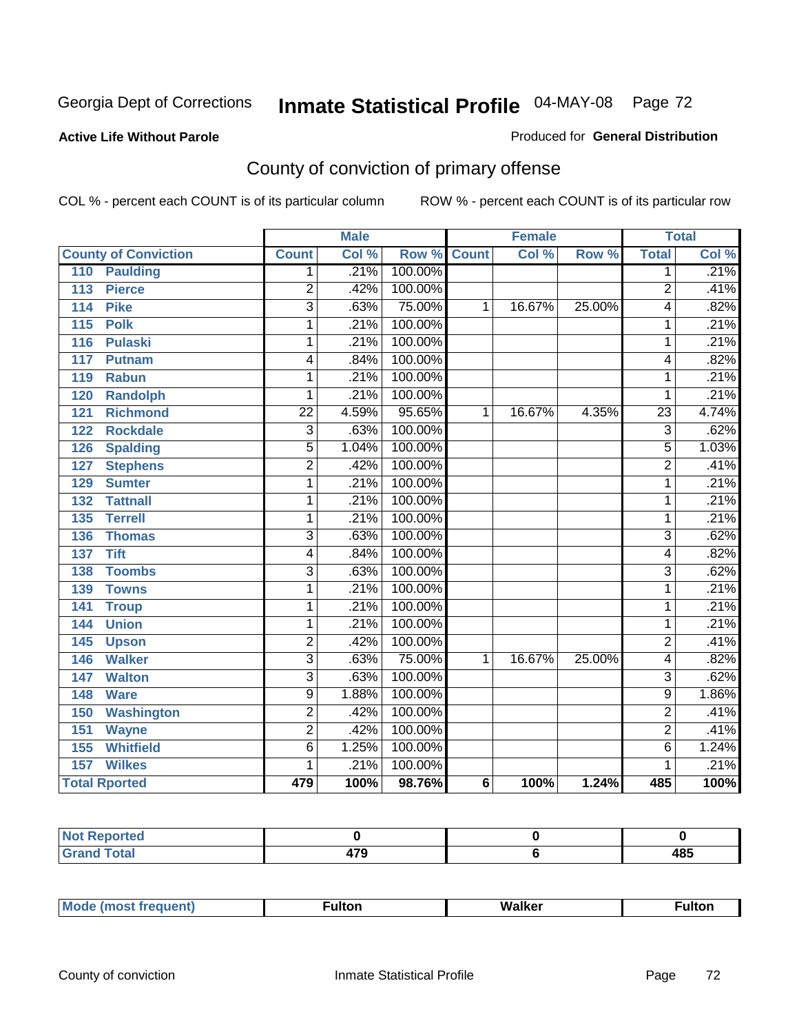Georgia Dept of Corrections **Inmate Statistical Profile** 04-MAY-08

**Active Life Without Parole**

Produced for **General Distribution**

## County of conviction of primary offense

COL % - percent each COUNT is of its particular column ROW % - percent each COUNT is of its particular row

| | Male | | | Female | | | Total | |
|---|---|---|---|---|---|---|---|---|
| County of Conviction | Count | Col % | Row % | Count | Col % | Row % | Total | Col % |
| 110 Paulding | 1 | .21% | 100.00% | | | | 1 | .21% |
| 113 Pierce | 2 | .42% | 100.00% | | | | 2 | .41% |
| 114 Pike | 3 | .63% | 75.00% | 1 | 16.67% | 25.00% | 4 | .82% |
| 115 Polk | 1 | .21% | 100.00% | | | | 1 | .21% |
| 116 Pulaski | 1 | .21% | 100.00% | | | | 1 | .21% |
| 117 Putnam | 4 | .84% | 100.00% | | | | 4 | .82% |
| 119 Rabun | 1 | .21% | 100.00% | | | | 1 | .21% |
| 120 Randolph | 1 | .21% | 100.00% | | | | 1 | .21% |
| 121 Richmond | 22 | 4.59% | 95.65% | 1 | 16.67% | 4.35% | 23 | 4.74% |
| 122 Rockdale | 3 | .63% | 100.00% | | | | 3 | .62% |
| 126 Spalding | 5 | 1.04% | 100.00% | | | | 5 | 1.03% |
| 127 Stephens | 2 | .42% | 100.00% | | | | 2 | .41% |
| 129 Sumter | 1 | .21% | 100.00% | | | | 1 | .21% |
| 132 Tattnall | 1 | .21% | 100.00% | | | | 1 | .21% |
| 135 Terrell | 1 | .21% | 100.00% | | | | 1 | .21% |
| 136 Thomas | 3 | .63% | 100.00% | | | | 3 | .62% |
| 137 Tift | 4 | .84% | 100.00% | | | | 4 | .82% |
| 138 Toombs | 3 | .63% | 100.00% | | | | 3 | .62% |
| 139 Towns | 1 | .21% | 100.00% | | | | 1 | .21% |
| 141 Troup | 1 | .21% | 100.00% | | | | 1 | .21% |
| 144 Union | 1 | .21% | 100.00% | | | | 1 | .21% |
| 145 Upson | 2 | .42% | 100.00% | | | | 2 | .41% |
| 146 Walker | 3 | .63% | 75.00% | 1 | 16.67% | 25.00% | 4 | .82% |
| 147 Walton | 3 | .63% | 100.00% | | | | 3 | .62% |
| 148 Ware | 9 | 1.88% | 100.00% | | | | 9 | 1.86% |
| 150 Washington | 2 | .42% | 100.00% | | | | 2 | .41% |
| 151 Wayne | 2 | .42% | 100.00% | | | | 2 | .41% |
| 155 Whitfield | 6 | 1.25% | 100.00% | | | | 6 | 1.24% |
| 157 Wilkes | 1 | .21% | 100.00% | | | | 1 | .21% |
| **Total Rported** | **479** | **100%** | **98.76%** | **6** | **100%** | **1.24%** | **485** | **100%** |

| | Male | Female | Total |
|---|---|---|---|
| Not Reported | 0 | 0 | 0 |
| Grand Total | 479 | 6 | 485 |

| | Male | Female | Total |
|---|---|---|---|
| Mode (most frequent) | Fulton | Walker | Fulton |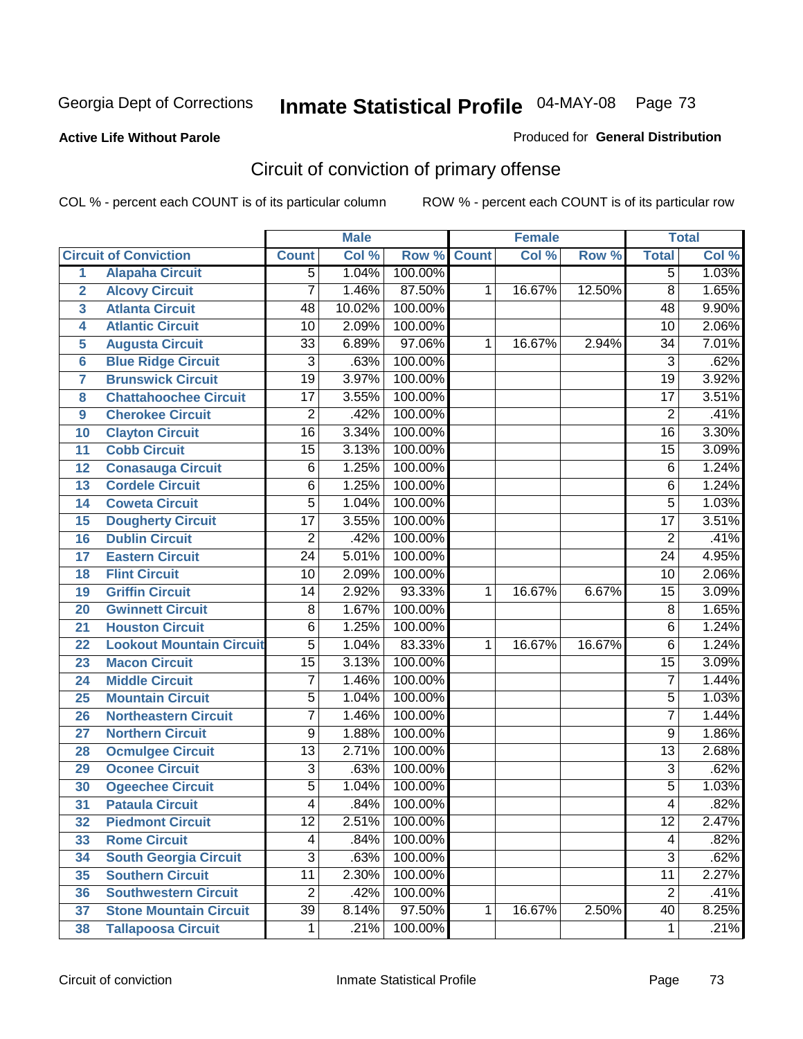Georgia Dept of Corrections **Inmate Statistical Profile** 04-MAY-08

**Active Life Without Parole**

Produced for **General Distribution**

## Circuit of conviction of primary offense

COL % - percent each COUNT is of its particular column ROW % - percent each COUNT is of its particular row

| | | Male | | | Female | | | Total | |
|---|---|---|---|---|---|---|---|---|---|
| **Circuit of Conviction** | | **Count** | **Col %** | **Row %** | **Count** | **Col %** | **Row %** | **Total** | **Col %** |
| 1 | Alapaha Circuit | 5 | 1.04% | 100.00% | | | | 5 | 1.03% |
| 2 | Alcovy Circuit | 7 | 1.46% | 87.50% | 1 | 16.67% | 12.50% | 8 | 1.65% |
| 3 | Atlanta Circuit | 48 | 10.02% | 100.00% | | | | 48 | 9.90% |
| 4 | Atlantic Circuit | 10 | 2.09% | 100.00% | | | | 10 | 2.06% |
| 5 | Augusta Circuit | 33 | 6.89% | 97.06% | 1 | 16.67% | 2.94% | 34 | 7.01% |
| 6 | Blue Ridge Circuit | 3 | .63% | 100.00% | | | | 3 | .62% |
| 7 | Brunswick Circuit | 19 | 3.97% | 100.00% | | | | 19 | 3.92% |
| 8 | Chattahoochee Circuit | 17 | 3.55% | 100.00% | | | | 17 | 3.51% |
| 9 | Cherokee Circuit | 2 | .42% | 100.00% | | | | 2 | .41% |
| 10 | Clayton Circuit | 16 | 3.34% | 100.00% | | | | 16 | 3.30% |
| 11 | Cobb Circuit | 15 | 3.13% | 100.00% | | | | 15 | 3.09% |
| 12 | Conasauga Circuit | 6 | 1.25% | 100.00% | | | | 6 | 1.24% |
| 13 | Cordele Circuit | 6 | 1.25% | 100.00% | | | | 6 | 1.24% |
| 14 | Coweta Circuit | 5 | 1.04% | 100.00% | | | | 5 | 1.03% |
| 15 | Dougherty Circuit | 17 | 3.55% | 100.00% | | | | 17 | 3.51% |
| 16 | Dublin Circuit | 2 | .42% | 100.00% | | | | 2 | .41% |
| 17 | Eastern Circuit | 24 | 5.01% | 100.00% | | | | 24 | 4.95% |
| 18 | Flint Circuit | 10 | 2.09% | 100.00% | | | | 10 | 2.06% |
| 19 | Griffin Circuit | 14 | 2.92% | 93.33% | 1 | 16.67% | 6.67% | 15 | 3.09% |
| 20 | Gwinnett Circuit | 8 | 1.67% | 100.00% | | | | 8 | 1.65% |
| 21 | Houston Circuit | 6 | 1.25% | 100.00% | | | | 6 | 1.24% |
| 22 | Lookout Mountain Circuit | 5 | 1.04% | 83.33% | 1 | 16.67% | 16.67% | 6 | 1.24% |
| 23 | Macon Circuit | 15 | 3.13% | 100.00% | | | | 15 | 3.09% |
| 24 | Middle Circuit | 7 | 1.46% | 100.00% | | | | 7 | 1.44% |
| 25 | Mountain Circuit | 5 | 1.04% | 100.00% | | | | 5 | 1.03% |
| 26 | Northeastern Circuit | 7 | 1.46% | 100.00% | | | | 7 | 1.44% |
| 27 | Northern Circuit | 9 | 1.88% | 100.00% | | | | 9 | 1.86% |
| 28 | Ocmulgee Circuit | 13 | 2.71% | 100.00% | | | | 13 | 2.68% |
| 29 | Oconee Circuit | 3 | .63% | 100.00% | | | | 3 | .62% |
| 30 | Ogeechee Circuit | 5 | 1.04% | 100.00% | | | | 5 | 1.03% |
| 31 | Pataula Circuit | 4 | .84% | 100.00% | | | | 4 | .82% |
| 32 | Piedmont Circuit | 12 | 2.51% | 100.00% | | | | 12 | 2.47% |
| 33 | Rome Circuit | 4 | .84% | 100.00% | | | | 4 | .82% |
| 34 | South Georgia Circuit | 3 | .63% | 100.00% | | | | 3 | .62% |
| 35 | Southern Circuit | 11 | 2.30% | 100.00% | | | | 11 | 2.27% |
| 36 | Southwestern Circuit | 2 | .42% | 100.00% | | | | 2 | .41% |
| 37 | Stone Mountain Circuit | 39 | 8.14% | 97.50% | 1 | 16.67% | 2.50% | 40 | 8.25% |
| 38 | Tallapoosa Circuit | 1 | .21% | 100.00% | | | | 1 | .21% |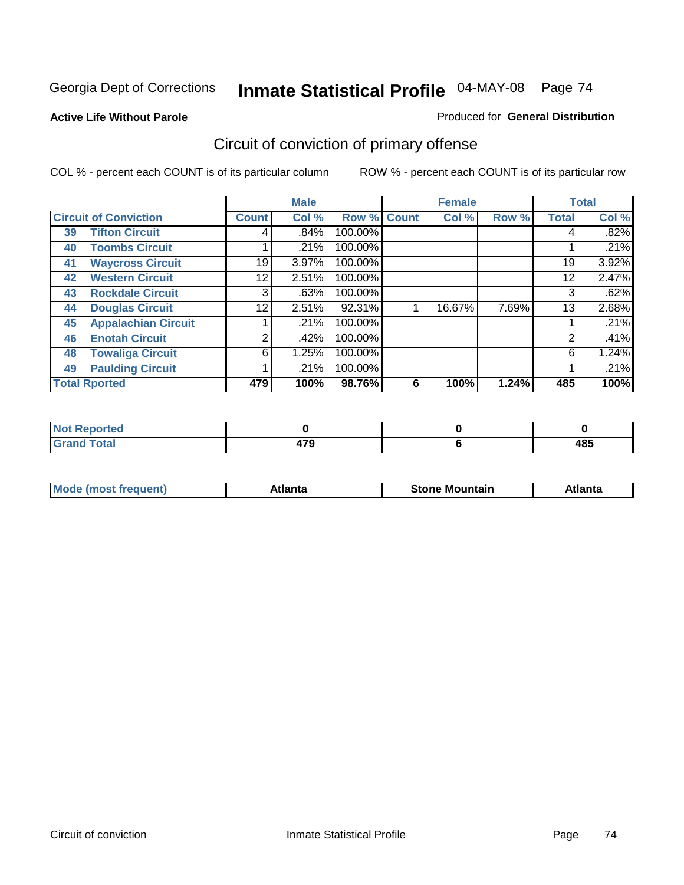Georgia Dept of Corrections **Inmate Statistical Profile** 04-MAY-08

**Active Life Without Parole**

Produced for **General Distribution**

## Circuit of conviction of primary offense

COL % - percent each COUNT is of its particular column ROW % - percent each COUNT is of its particular row

| Circuit of Conviction | | Male | | | Female | | | Total | |
|---|---|---|---|---|---|---|---|---|---|
| | | Count | Col % | Row % | Count | Col % | Row % | Total | Col % |
| 39 | Tifton Circuit | 4 | .84% | 100.00% | | | | 4 | .82% |
| 40 | Toombs Circuit | 1 | .21% | 100.00% | | | | 1 | .21% |
| 41 | Waycross Circuit | 19 | 3.97% | 100.00% | | | | 19 | 3.92% |
| 42 | Western Circuit | 12 | 2.51% | 100.00% | | | | 12 | 2.47% |
| 43 | Rockdale Circuit | 3 | .63% | 100.00% | | | | 3 | .62% |
| 44 | Douglas Circuit | 12 | 2.51% | 92.31% | 1 | 16.67% | 7.69% | 13 | 2.68% |
| 45 | Appalachian Circuit | 1 | .21% | 100.00% | | | | 1 | .21% |
| 46 | Enotah Circuit | 2 | .42% | 100.00% | | | | 2 | .41% |
| 48 | Towaliga Circuit | 6 | 1.25% | 100.00% | | | | 6 | 1.24% |
| 49 | Paulding Circuit | 1 | .21% | 100.00% | | | | 1 | .21% |
| **Total Rported** | | **479** | **100%** | **98.76%** | **6** | **100%** | **1.24%** | **485** | **100%** |

| | Male | Female | Total |
|---|---|---|---|
| Not Reported | 0 | 0 | 0 |
| Grand Total | 479 | 6 | 485 |

| | Male | Female | Total |
|---|---|---|---|
| Mode (most frequent) | Atlanta | Stone Mountain | Atlanta |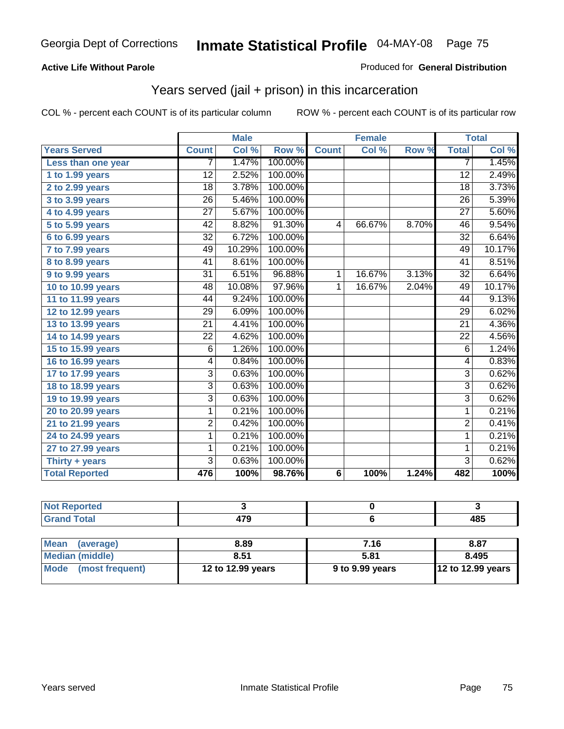# Inmate Statistical Profile

Georgia Dept of Corrections — 04-MAY-08

**Active Life Without Parole** — Produced for **General Distribution**

## Years served (jail + prison) in this incarceration

COL % - percent each COUNT is of its particular column     ROW % - percent each COUNT is of its particular row

| | Male | | | Female | | | Total | |
|---|---|---|---|---|---|---|---|---|
| **Years Served** | **Count** | **Col %** | **Row %** | **Count** | **Col %** | **Row %** | **Total** | **Col %** |
| Less than one year | 7 | 1.47% | 100.00% | | | | 7 | 1.45% |
| 1 to 1.99 years | 12 | 2.52% | 100.00% | | | | 12 | 2.49% |
| 2 to 2.99 years | 18 | 3.78% | 100.00% | | | | 18 | 3.73% |
| 3 to 3.99 years | 26 | 5.46% | 100.00% | | | | 26 | 5.39% |
| 4 to 4.99 years | 27 | 5.67% | 100.00% | | | | 27 | 5.60% |
| 5 to 5.99 years | 42 | 8.82% | 91.30% | 4 | 66.67% | 8.70% | 46 | 9.54% |
| 6 to 6.99 years | 32 | 6.72% | 100.00% | | | | 32 | 6.64% |
| 7 to 7.99 years | 49 | 10.29% | 100.00% | | | | 49 | 10.17% |
| 8 to 8.99 years | 41 | 8.61% | 100.00% | | | | 41 | 8.51% |
| 9 to 9.99 years | 31 | 6.51% | 96.88% | 1 | 16.67% | 3.13% | 32 | 6.64% |
| 10 to 10.99 years | 48 | 10.08% | 97.96% | 1 | 16.67% | 2.04% | 49 | 10.17% |
| 11 to 11.99 years | 44 | 9.24% | 100.00% | | | | 44 | 9.13% |
| 12 to 12.99 years | 29 | 6.09% | 100.00% | | | | 29 | 6.02% |
| 13 to 13.99 years | 21 | 4.41% | 100.00% | | | | 21 | 4.36% |
| 14 to 14.99 years | 22 | 4.62% | 100.00% | | | | 22 | 4.56% |
| 15 to 15.99 years | 6 | 1.26% | 100.00% | | | | 6 | 1.24% |
| 16 to 16.99 years | 4 | 0.84% | 100.00% | | | | 4 | 0.83% |
| 17 to 17.99 years | 3 | 0.63% | 100.00% | | | | 3 | 0.62% |
| 18 to 18.99 years | 3 | 0.63% | 100.00% | | | | 3 | 0.62% |
| 19 to 19.99 years | 3 | 0.63% | 100.00% | | | | 3 | 0.62% |
| 20 to 20.99 years | 1 | 0.21% | 100.00% | | | | 1 | 0.21% |
| 21 to 21.99 years | 2 | 0.42% | 100.00% | | | | 2 | 0.41% |
| 24 to 24.99 years | 1 | 0.21% | 100.00% | | | | 1 | 0.21% |
| 27 to 27.99 years | 1 | 0.21% | 100.00% | | | | 1 | 0.21% |
| Thirty + years | 3 | 0.63% | 100.00% | | | | 3 | 0.62% |
| **Total Reported** | **476** | **100%** | **98.76%** | **6** | **100%** | **1.24%** | **482** | **100%** |

| | Male | Female | Total |
|---|---|---|---|
| Not Reported | 3 | 0 | 3 |
| Grand Total | 479 | 6 | 485 |

| | Male | Female | Total |
|---|---|---|---|
| Mean (average) | 8.89 | 7.16 | 8.87 |
| Median (middle) | 8.51 | 5.81 | 8.495 |
| Mode (most frequent) | 12 to 12.99 years | 9 to 9.99 years | 12 to 12.99 years |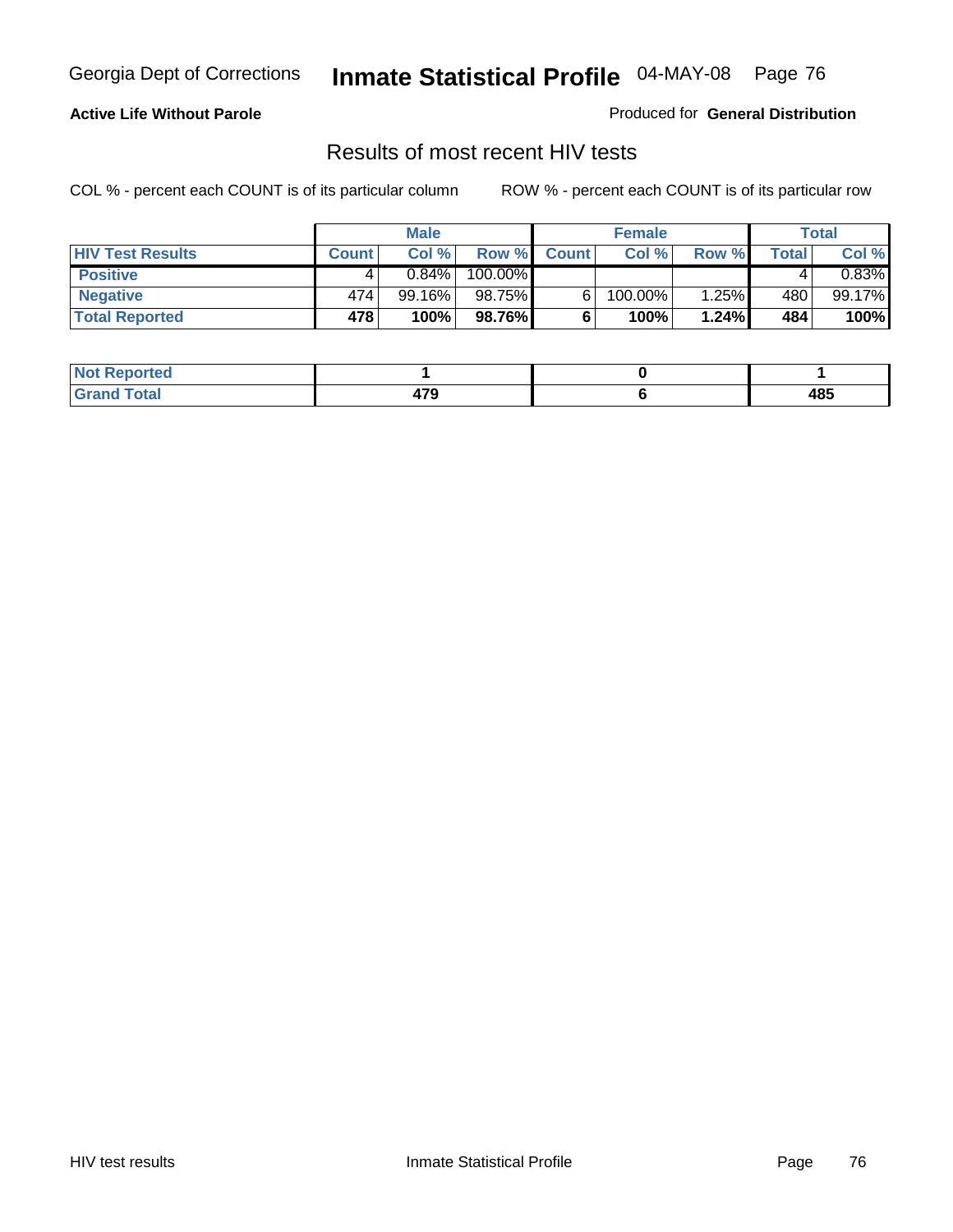**Active Life Without Parole**

Produced for **General Distribution**

## Results of most recent HIV tests

COL % - percent each COUNT is of its particular column

ROW % - percent each COUNT is of its particular row

| | Male | | | Female | | | Total | |
|---|---|---|---|---|---|---|---|---|
| **HIV Test Results** | **Count** | **Col %** | **Row %** | **Count** | **Col %** | **Row %** | **Total** | **Col %** |
| **Positive** | 4 | 0.84% | 100.00% | | | | 4 | 0.83% |
| **Negative** | 474 | 99.16% | 98.75% | 6 | 100.00% | 1.25% | 480 | 99.17% |
| **Total Reported** | **478** | **100%** | **98.76%** | **6** | **100%** | **1.24%** | **484** | **100%** |

| | Male | Female | Total |
|---|---|---|---|
| **Not Reported** | **1** | **0** | **1** |
| **Grand Total** | **479** | **6** | **485** |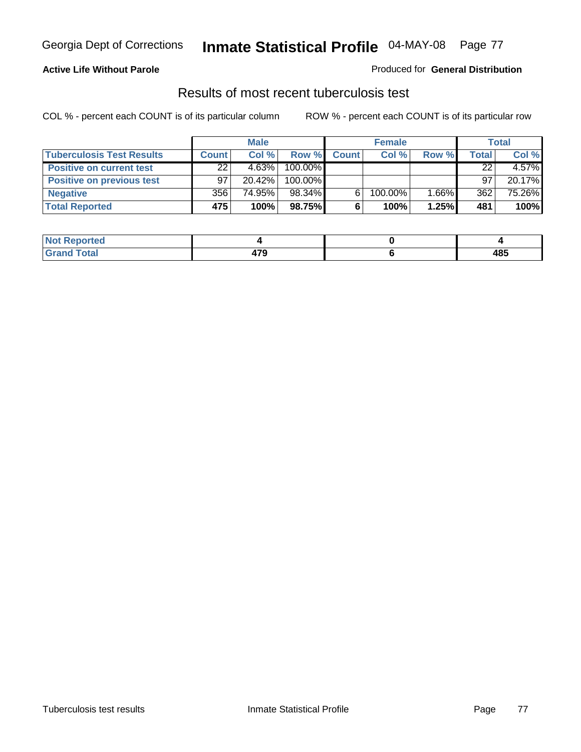Georgia Dept of Corrections **Inmate Statistical Profile** 04-MAY-08

**Active Life Without Parole**

Produced for **General Distribution**

## Results of most recent tuberculosis test

COL % - percent each COUNT is of its particular column ROW % - percent each COUNT is of its particular row

| | Male | | | Female | | | Total | |
|---|---|---|---|---|---|---|---|---|
| **Tuberculosis Test Results** | **Count** | **Col %** | **Row %** | **Count** | **Col %** | **Row %** | **Total** | **Col %** |
| **Positive on current test** | 22 | 4.63% | 100.00% | | | | 22 | 4.57% |
| **Positive on previous test** | 97 | 20.42% | 100.00% | | | | 97 | 20.17% |
| **Negative** | 356 | 74.95% | 98.34% | 6 | 100.00% | 1.66% | 362 | 75.26% |
| **Total Reported** | **475** | **100%** | **98.75%** | **6** | **100%** | **1.25%** | **481** | **100%** |

| | Male | Female | Total |
|---|---|---|---|
| **Not Reported** | **4** | **0** | **4** |
| **Grand Total** | **479** | **6** | **485** |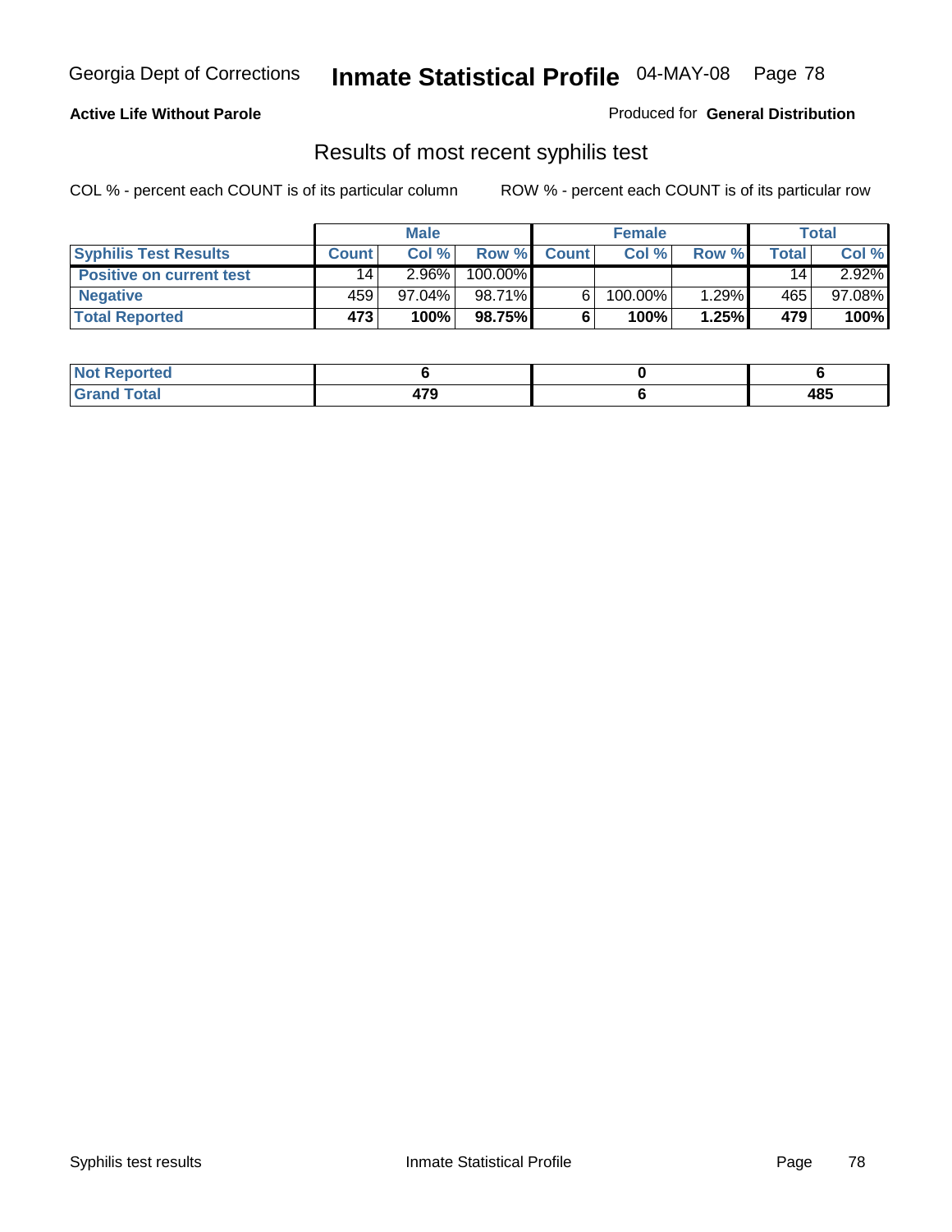**Active Life Without Parole**

Produced for **General Distribution**

## Results of most recent syphilis test

COL % - percent each COUNT is of its particular column

ROW % - percent each COUNT is of its particular row

| | Male | | | Female | | | Total | |
|---|---|---|---|---|---|---|---|---|
| **Syphilis Test Results** | **Count** | **Col %** | **Row %** | **Count** | **Col %** | **Row %** | **Total** | **Col %** |
| **Positive on current test** | 14 | 2.96% | 100.00% | | | | 14 | 2.92% |
| **Negative** | 459 | 97.04% | 98.71% | 6 | 100.00% | 1.29% | 465 | 97.08% |
| **Total Reported** | **473** | **100%** | **98.75%** | **6** | **100%** | **1.25%** | **479** | **100%** |

| | Male | Female | Total |
|---|---|---|---|
| **Not Reported** | **6** | **0** | **6** |
| **Grand Total** | **479** | **6** | **485** |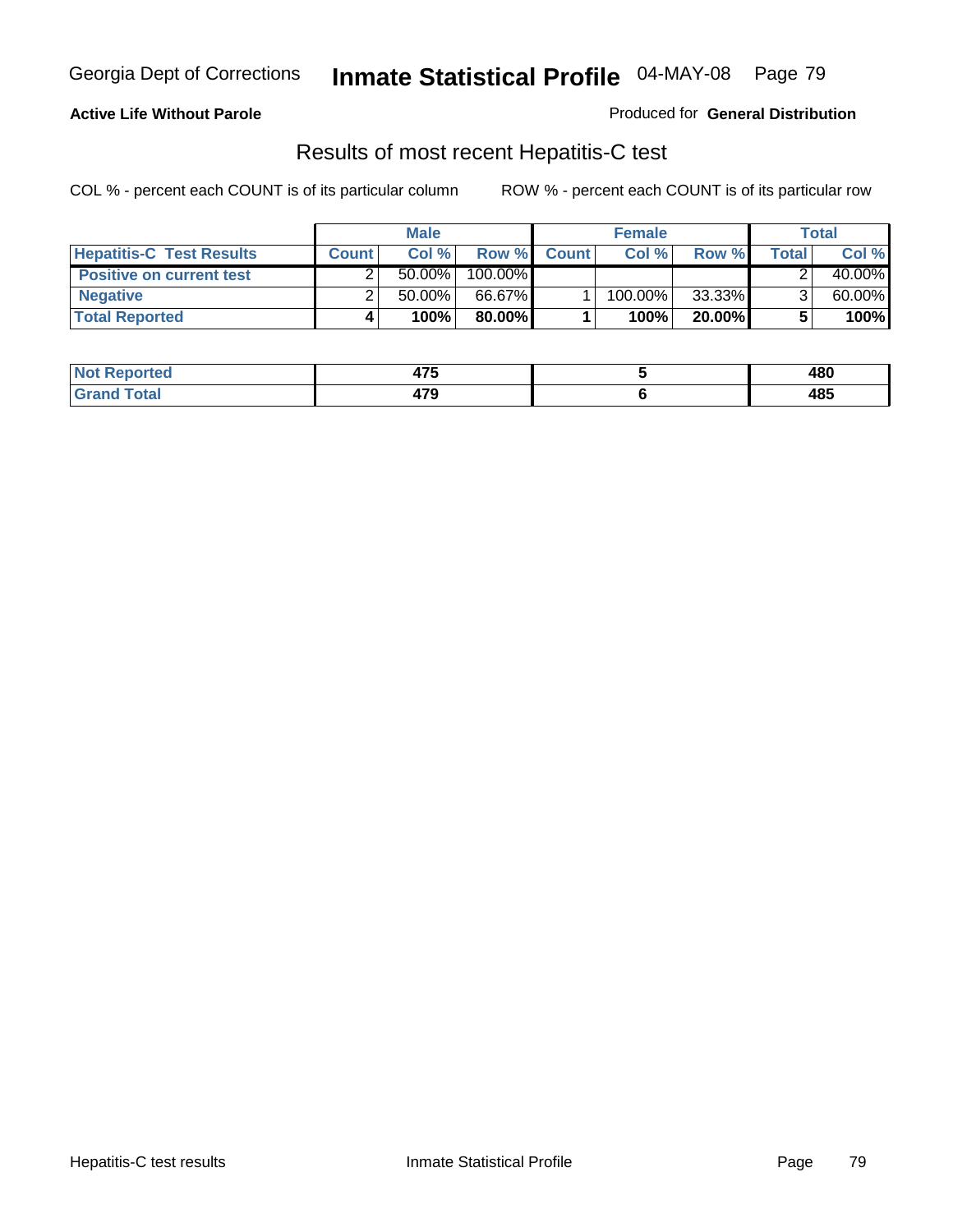Georgia Dept of Corrections **Inmate Statistical Profile** 04-MAY-08 Page 79

**Active Life Without Parole**

Produced for **General Distribution**

## Results of most recent Hepatitis-C test

COL % - percent each COUNT is of its particular column ROW % - percent each COUNT is of its particular row

| | Male | | | Female | | | Total | |
|---|---|---|---|---|---|---|---|---|
| **Hepatitis-C Test Results** | **Count** | **Col %** | **Row %** | **Count** | **Col %** | **Row %** | **Total** | **Col %** |
| **Positive on current test** | 2 | 50.00% | 100.00% | | | | 2 | 40.00% |
| **Negative** | 2 | 50.00% | 66.67% | 1 | 100.00% | 33.33% | 3 | 60.00% |
| **Total Reported** | **4** | **100%** | **80.00%** | **1** | **100%** | **20.00%** | **5** | **100%** |

| | Male | Female | Total |
|---|---|---|---|
| **Not Reported** | **475** | **5** | **480** |
| **Grand Total** | **479** | **6** | **485** |

Hepatitis-C test results Inmate Statistical Profile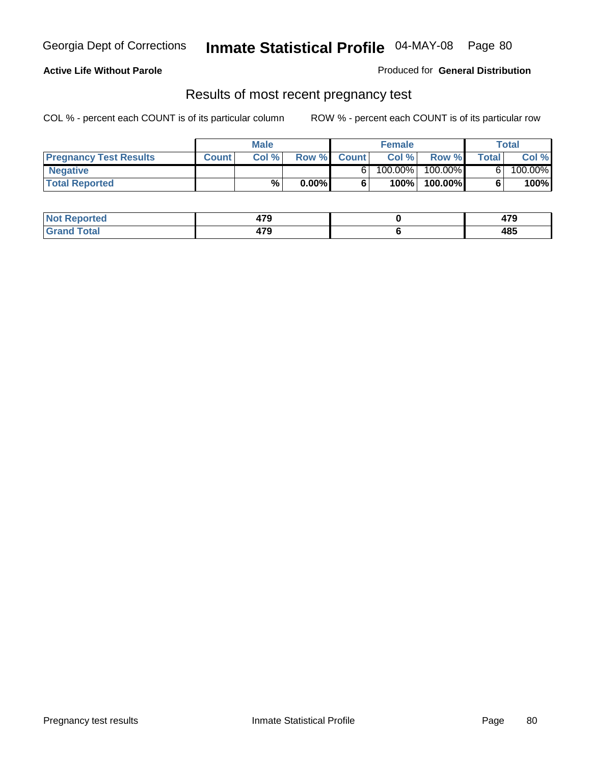**Active Life Without Parole**

Produced for **General Distribution**

## Results of most recent pregnancy test

COL % - percent each COUNT is of its particular column

ROW % - percent each COUNT is of its particular row

| | Male | | | Female | | | Total | |
|---|---|---|---|---|---|---|---|---|
| **Pregnancy Test Results** | **Count** | **Col %** | **Row %** | **Count** | **Col %** | **Row %** | **Total** | **Col %** |
| **Negative** | | | | 6 | 100.00% | 100.00% | 6 | 100.00% |
| **Total Reported** | | **%** | **0.00%** | **6** | **100%** | **100.00%** | **6** | **100%** |

| | Male | Female | Total |
|---|---|---|---|
| **Not Reported** | **479** | **0** | **479** |
| **Grand Total** | **479** | **6** | **485** |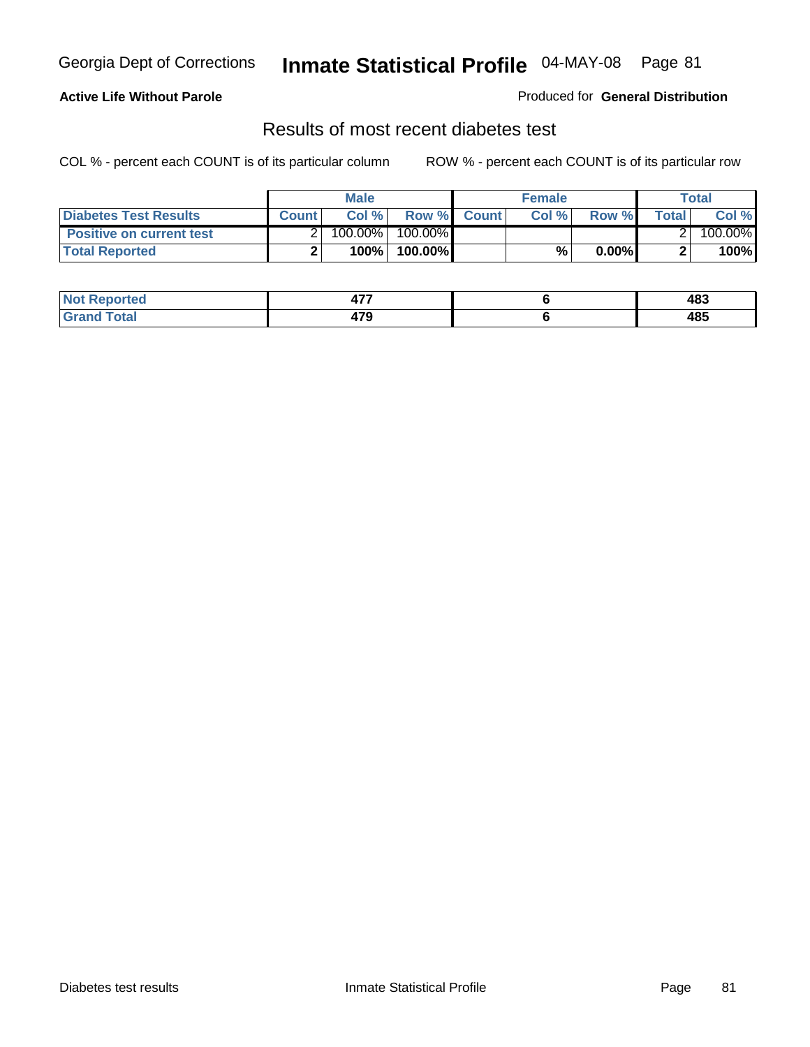**Active Life Without Parole**

Produced for **General Distribution**

## Results of most recent diabetes test

COL % - percent each COUNT is of its particular column

ROW % - percent each COUNT is of its particular row

| | Male | | | Female | | | Total | |
|---|---|---|---|---|---|---|---|---|
| **Diabetes Test Results** | **Count** | **Col %** | **Row %** | **Count** | **Col %** | **Row %** | **Total** | **Col %** |
| **Positive on current test** | 2 | 100.00% | 100.00% | | | | 2 | 100.00% |
| **Total Reported** | **2** | **100%** | **100.00%** | | **%** | **0.00%** | **2** | **100%** |

| | Male | Female | Total |
|---|---|---|---|
| **Not Reported** | **477** | **6** | **483** |
| **Grand Total** | **479** | **6** | **485** |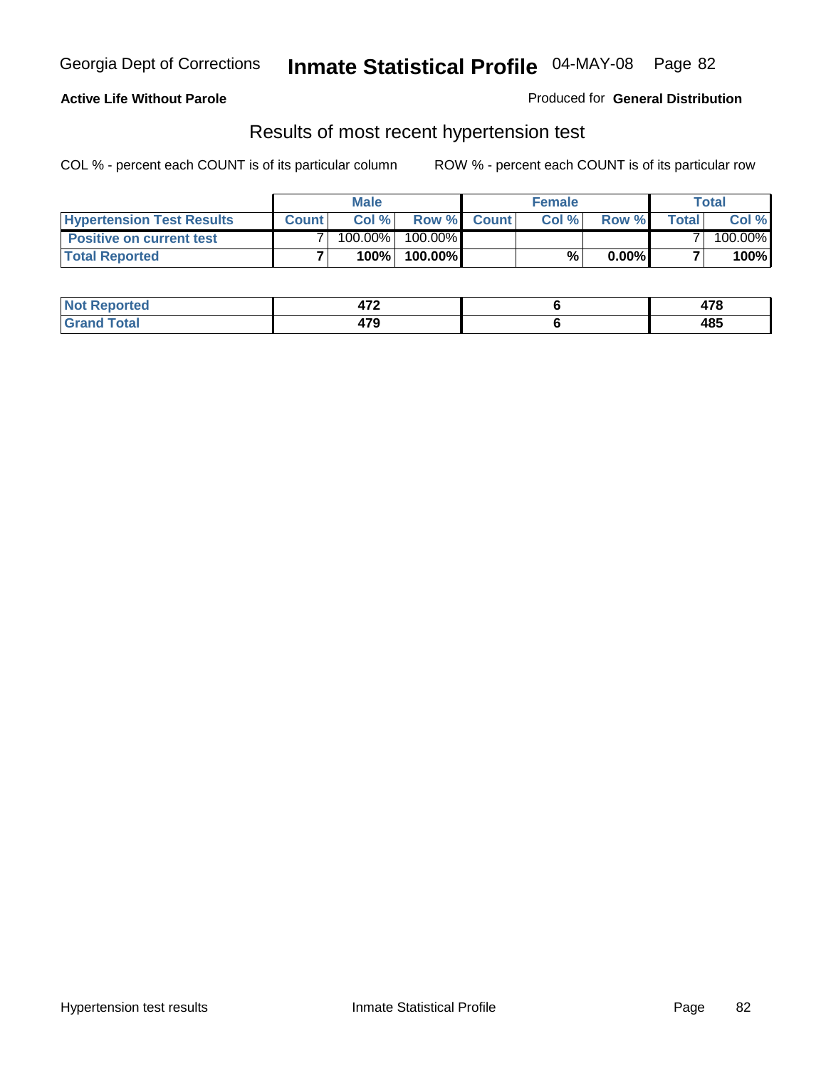**Active Life Without Parole**

Produced for **General Distribution**

## Results of most recent hypertension test

COL % - percent each COUNT is of its particular column

ROW % - percent each COUNT is of its particular row

| | Male | | | Female | | | Total | |
|---|---|---|---|---|---|---|---|---|
| **Hypertension Test Results** | **Count** | **Col %** | **Row %** | **Count** | **Col %** | **Row %** | **Total** | **Col %** |
| **Positive on current test** | 7 | 100.00% | 100.00% | | | | 7 | 100.00% |
| **Total Reported** | **7** | **100%** | **100.00%** | | **%** | **0.00%** | **7** | **100%** |

| | Male | Female | Total |
|---|---|---|---|
| **Not Reported** | **472** | **6** | **478** |
| **Grand Total** | **479** | **6** | **485** |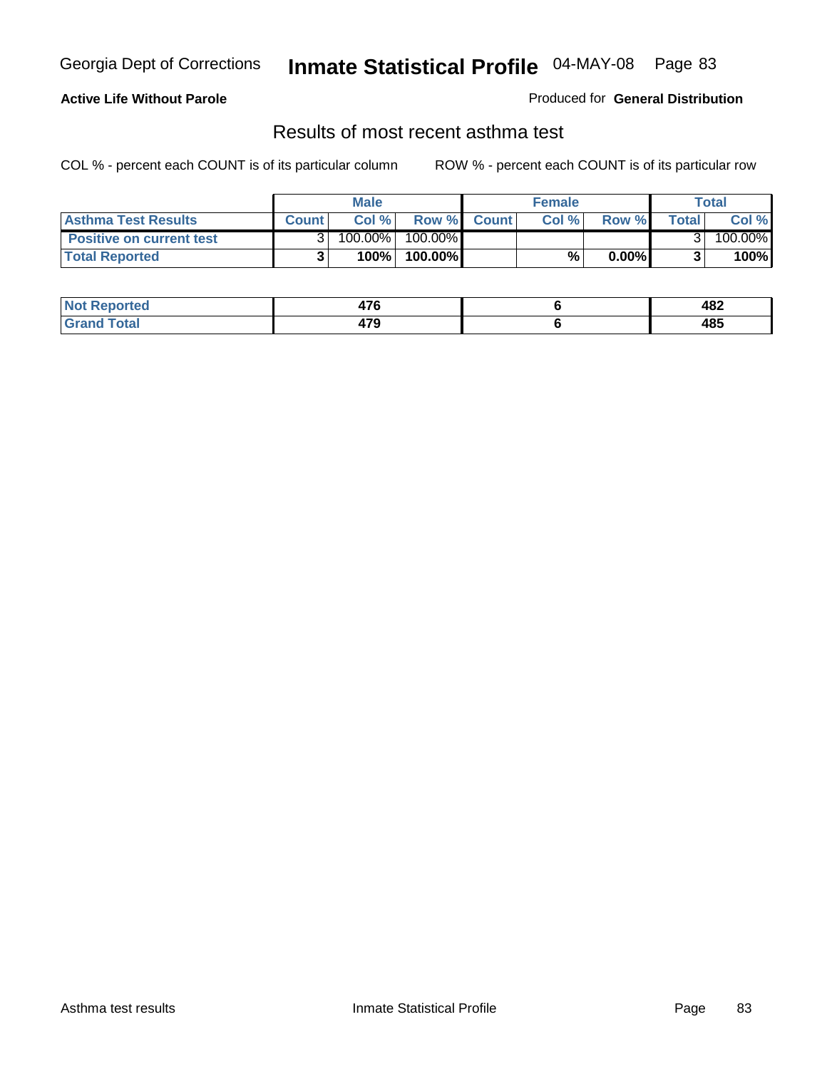Georgia Dept of Corrections **Inmate Statistical Profile** 04-MAY-08

**Active Life Without Parole**

Produced for **General Distribution**

## Results of most recent asthma test

COL % - percent each COUNT is of its particular column ROW % - percent each COUNT is of its particular row

| | Male | | | Female | | | Total | |
|---|---|---|---|---|---|---|---|---|
| **Asthma Test Results** | **Count** | **Col %** | **Row %** | **Count** | **Col %** | **Row %** | **Total** | **Col %** |
| **Positive on current test** | 3 | 100.00% | 100.00% | | | | 3 | 100.00% |
| **Total Reported** | **3** | **100%** | **100.00%** | | **%** | **0.00%** | **3** | **100%** |

| | Male | Female | Total |
|---|---|---|---|
| **Not Reported** | **476** | **6** | **482** |
| **Grand Total** | **479** | **6** | **485** |

Asthma test results Inmate Statistical Profile